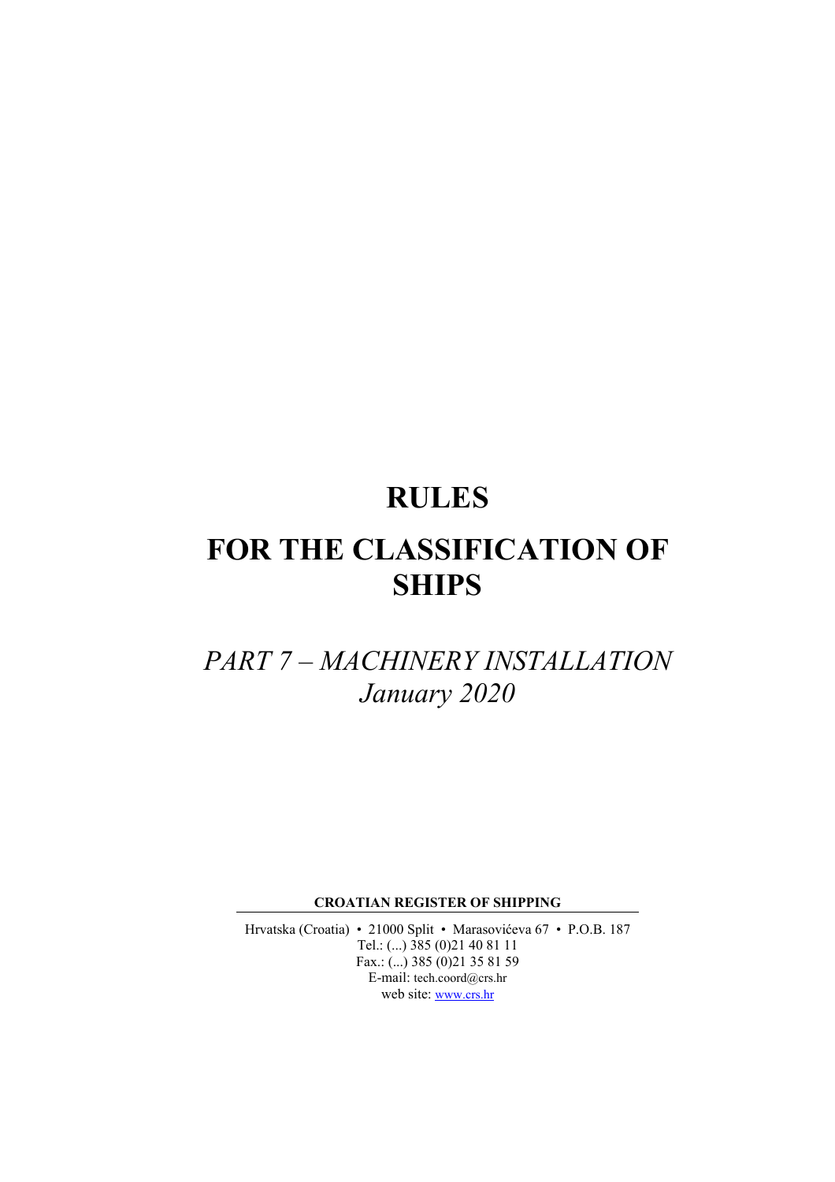# RULES

# FOR THE CLASSIFICATION OF SHIPS

## *PART 7 – MACHINERY INSTALLATION*
## *January 2020*

**CROATIAN REGISTER OF SHIPPING**

Hrvatska (Croatia) • 21000 Split • Marasovićeva 67 • P.O.B. 187
Tel.: (...) 385 (0)21 40 81 11
Fax.: (...) 385 (0)21 35 81 59
E-mail: tech.coord@crs.hr
web site: www.crs.hr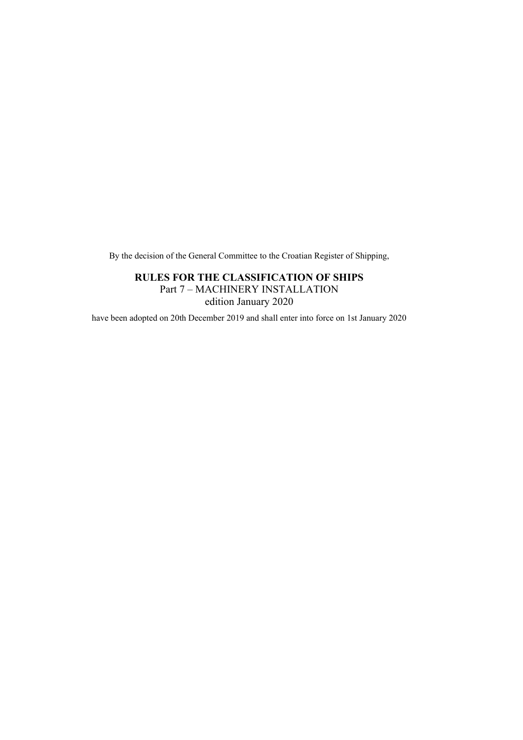By the decision of the General Committee to the Croatian Register of Shipping,

**RULES FOR THE CLASSIFICATION OF SHIPS**
Part 7 – MACHINERY INSTALLATION
edition January 2020

have been adopted on 20th December 2019 and shall enter into force on 1st January 2020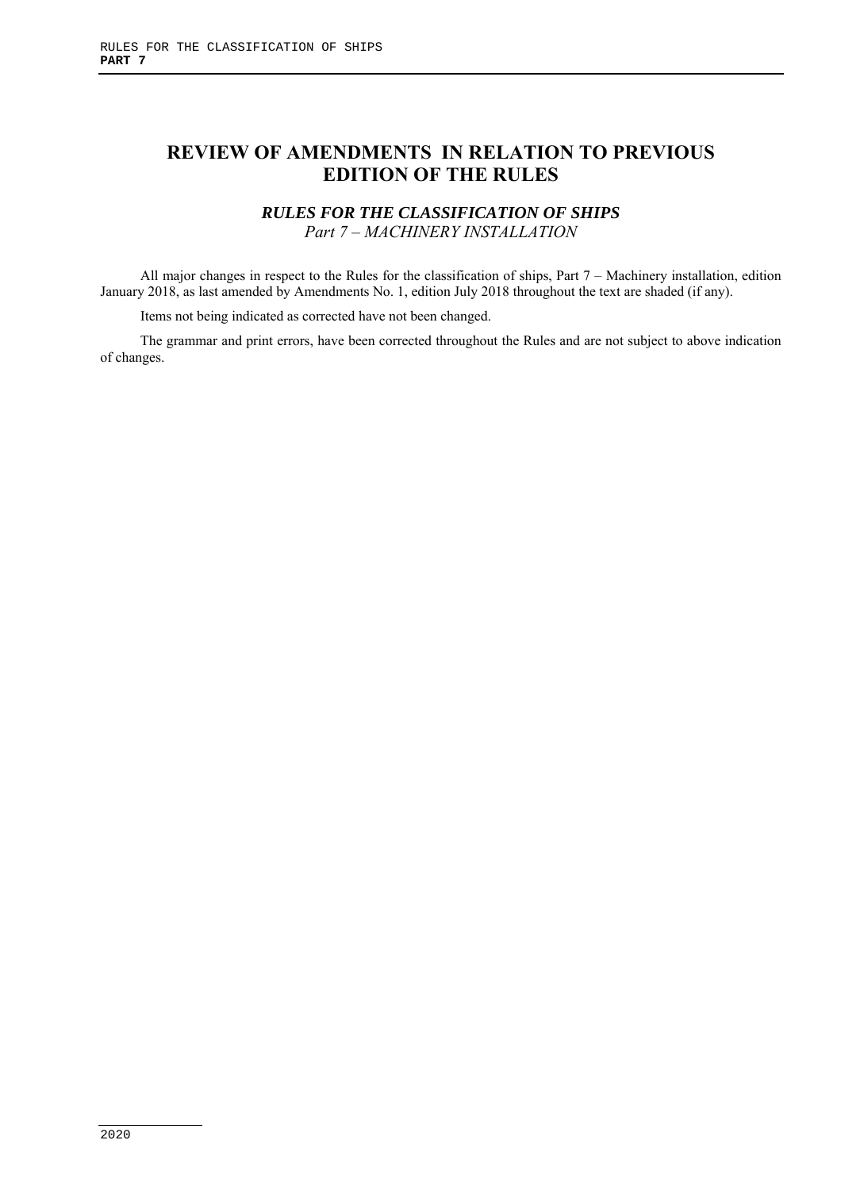# REVIEW OF AMENDMENTS IN RELATION TO PREVIOUS EDITION OF THE RULES

## *RULES FOR THE CLASSIFICATION OF SHIPS*

*Part 7 – MACHINERY INSTALLATION*

All major changes in respect to the Rules for the classification of ships, Part 7 – Machinery installation, edition January 2018, as last amended by Amendments No. 1, edition July 2018 throughout the text are shaded (if any).

Items not being indicated as corrected have not been changed.

The grammar and print errors, have been corrected throughout the Rules and are not subject to above indication of changes.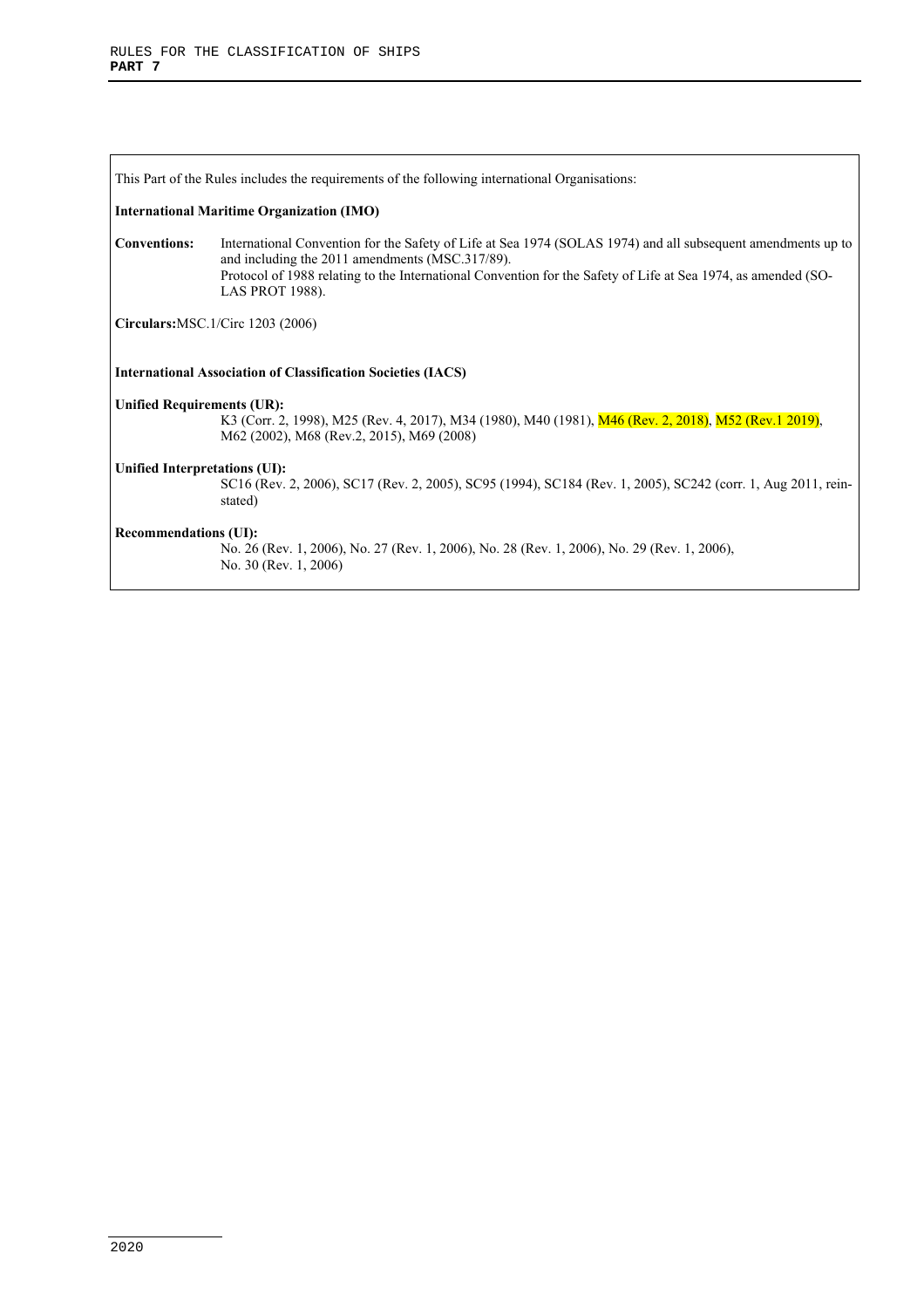This Part of the Rules includes the requirements of the following international Organisations:

**International Maritime Organization (IMO)**

**Conventions:** International Convention for the Safety of Life at Sea 1974 (SOLAS 1974) and all subsequent amendments up to and including the 2011 amendments (MSC.317/89).
Protocol of 1988 relating to the International Convention for the Safety of Life at Sea 1974, as amended (SOLAS PROT 1988).

**Circulars:** MSC.1/Circ 1203 (2006)

**International Association of Classification Societies (IACS)**

**Unified Requirements (UR):**
K3 (Corr. 2, 1998), M25 (Rev. 4, 2017), M34 (1980), M40 (1981), M46 (Rev. 2, 2018), M52 (Rev.1 2019), M62 (2002), M68 (Rev.2, 2015), M69 (2008)

**Unified Interpretations (UI):**
SC16 (Rev. 2, 2006), SC17 (Rev. 2, 2005), SC95 (1994), SC184 (Rev. 1, 2005), SC242 (corr. 1, Aug 2011, reinstated)

**Recommendations (UI):**
No. 26 (Rev. 1, 2006), No. 27 (Rev. 1, 2006), No. 28 (Rev. 1, 2006), No. 29 (Rev. 1, 2006), No. 30 (Rev. 1, 2006)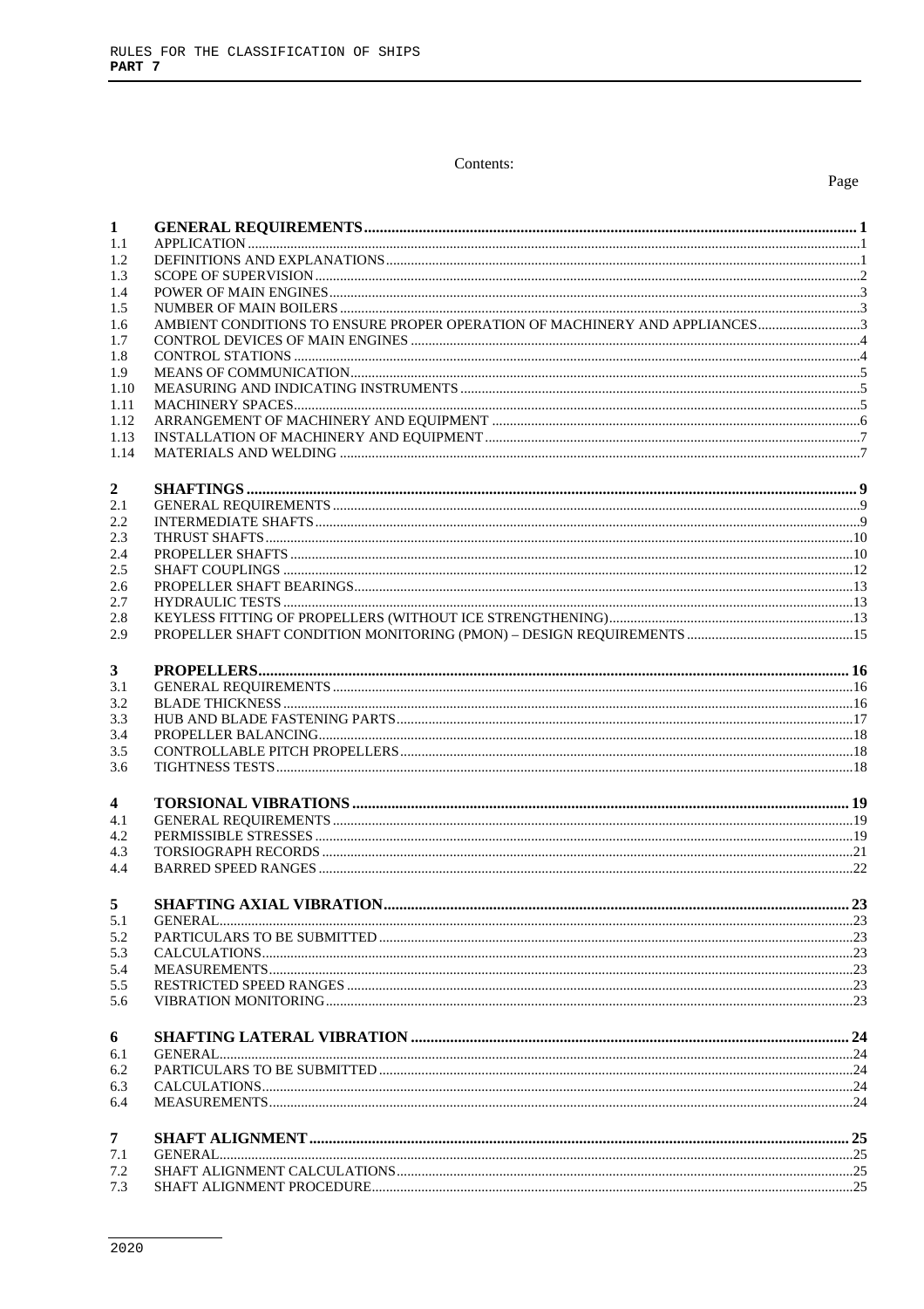Contents:

| | | Page |
|---|---|---|
| **1** | **GENERAL REQUIREMENTS** | **1** |
| 1.1 | APPLICATION | 1 |
| 1.2 | DEFINITIONS AND EXPLANATIONS | 1 |
| 1.3 | SCOPE OF SUPERVISION | 2 |
| 1.4 | POWER OF MAIN ENGINES | 3 |
| 1.5 | NUMBER OF MAIN BOILERS | 3 |
| 1.6 | AMBIENT CONDITIONS TO ENSURE PROPER OPERATION OF MACHINERY AND APPLIANCES | 3 |
| 1.7 | CONTROL DEVICES OF MAIN ENGINES | 4 |
| 1.8 | CONTROL STATIONS | 4 |
| 1.9 | MEANS OF COMMUNICATION | 5 |
| 1.10 | MEASURING AND INDICATING INSTRUMENTS | 5 |
| 1.11 | MACHINERY SPACES | 5 |
| 1.12 | ARRANGEMENT OF MACHINERY AND EQUIPMENT | 6 |
| 1.13 | INSTALLATION OF MACHINERY AND EQUIPMENT | 7 |
| 1.14 | MATERIALS AND WELDING | 7 |
| **2** | **SHAFTINGS** | **9** |
| 2.1 | GENERAL REQUIREMENTS | 9 |
| 2.2 | INTERMEDIATE SHAFTS | 9 |
| 2.3 | THRUST SHAFTS | 10 |
| 2.4 | PROPELLER SHAFTS | 10 |
| 2.5 | SHAFT COUPLINGS | 12 |
| 2.6 | PROPELLER SHAFT BEARINGS | 13 |
| 2.7 | HYDRAULIC TESTS | 13 |
| 2.8 | KEYLESS FITTING OF PROPELLERS (WITHOUT ICE STRENGTHENING) | 13 |
| 2.9 | PROPELLER SHAFT CONDITION MONITORING (PMON) – DESIGN REQUIREMENTS | 15 |
| **3** | **PROPELLERS** | **16** |
| 3.1 | GENERAL REQUIREMENTS | 16 |
| 3.2 | BLADE THICKNESS | 16 |
| 3.3 | HUB AND BLADE FASTENING PARTS | 17 |
| 3.4 | PROPELLER BALANCING | 18 |
| 3.5 | CONTROLLABLE PITCH PROPELLERS | 18 |
| 3.6 | TIGHTNESS TESTS | 18 |
| **4** | **TORSIONAL VIBRATIONS** | **19** |
| 4.1 | GENERAL REQUIREMENTS | 19 |
| 4.2 | PERMISSIBLE STRESSES | 19 |
| 4.3 | TORSIOGRAPH RECORDS | 21 |
| 4.4 | BARRED SPEED RANGES | 22 |
| **5** | **SHAFTING AXIAL VIBRATION** | **23** |
| 5.1 | GENERAL | 23 |
| 5.2 | PARTICULARS TO BE SUBMITTED | 23 |
| 5.3 | CALCULATIONS | 23 |
| 5.4 | MEASUREMENTS | 23 |
| 5.5 | RESTRICTED SPEED RANGES | 23 |
| 5.6 | VIBRATION MONITORING | 23 |
| **6** | **SHAFTING LATERAL VIBRATION** | **24** |
| 6.1 | GENERAL | 24 |
| 6.2 | PARTICULARS TO BE SUBMITTED | 24 |
| 6.3 | CALCULATIONS | 24 |
| 6.4 | MEASUREMENTS | 24 |
| **7** | **SHAFT ALIGNMENT** | **25** |
| 7.1 | GENERAL | 25 |
| 7.2 | SHAFT ALIGNMENT CALCULATIONS | 25 |
| 7.3 | SHAFT ALIGNMENT PROCEDURE | 25 |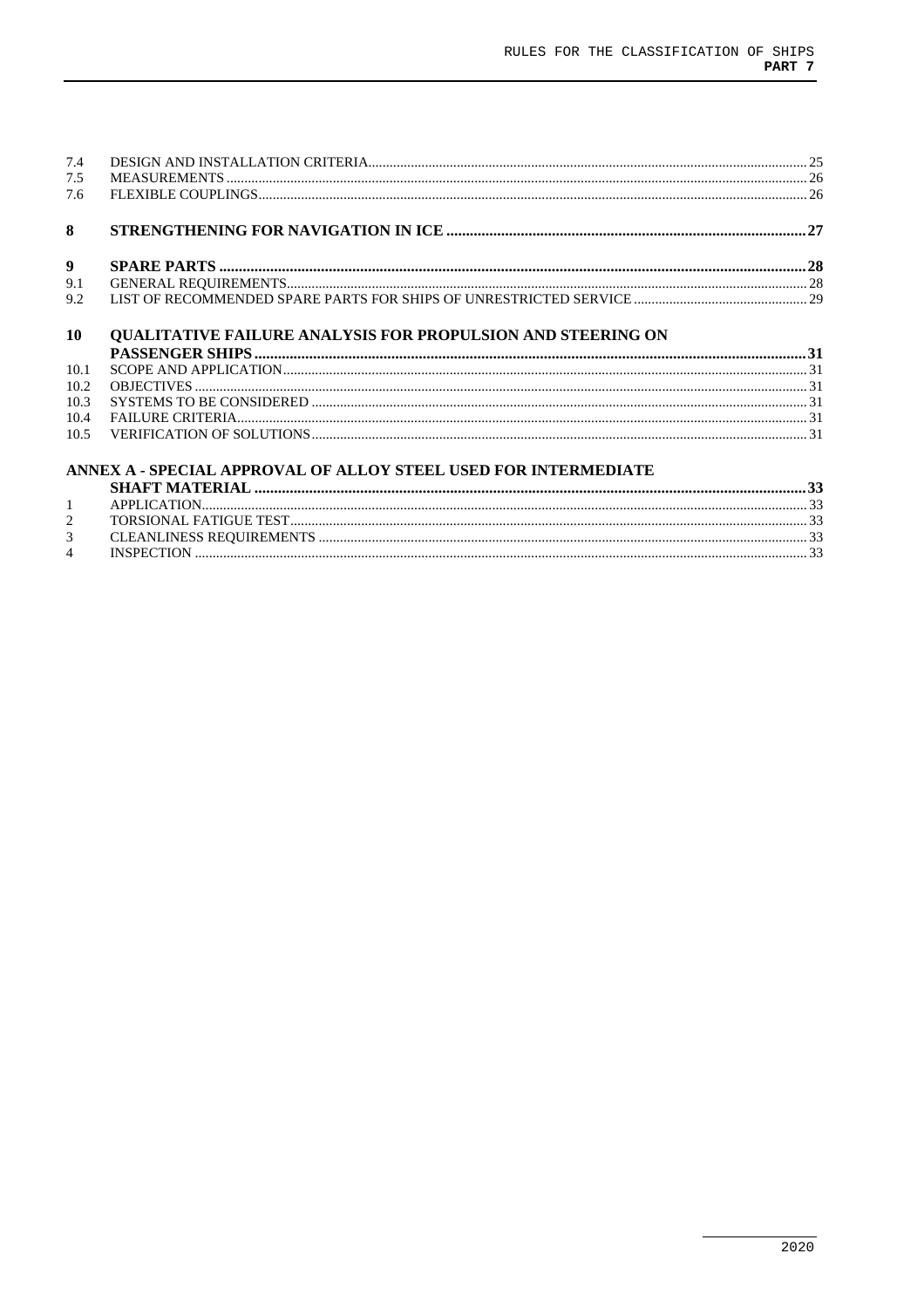| | | |
|---|---|---|
| 7.4 | DESIGN AND INSTALLATION CRITERIA | 25 |
| 7.5 | MEASUREMENTS | 26 |
| 7.6 | FLEXIBLE COUPLINGS | 26 |
| **8** | **STRENGTHENING FOR NAVIGATION IN ICE** | **27** |
| **9** | **SPARE PARTS** | **28** |
| 9.1 | GENERAL REQUIREMENTS | 28 |
| 9.2 | LIST OF RECOMMENDED SPARE PARTS FOR SHIPS OF UNRESTRICTED SERVICE | 29 |
| **10** | **QUALITATIVE FAILURE ANALYSIS FOR PROPULSION AND STEERING ON PASSENGER SHIPS** | **31** |
| 10.1 | SCOPE AND APPLICATION | 31 |
| 10.2 | OBJECTIVES | 31 |
| 10.3 | SYSTEMS TO BE CONSIDERED | 31 |
| 10.4 | FAILURE CRITERIA | 31 |
| 10.5 | VERIFICATION OF SOLUTIONS | 31 |
| | **ANNEX A - SPECIAL APPROVAL OF ALLOY STEEL USED FOR INTERMEDIATE SHAFT MATERIAL** | **33** |
| 1 | APPLICATION | 33 |
| 2 | TORSIONAL FATIGUE TEST | 33 |
| 3 | CLEANLINESS REQUIREMENTS | 33 |
| 4 | INSPECTION | 33 |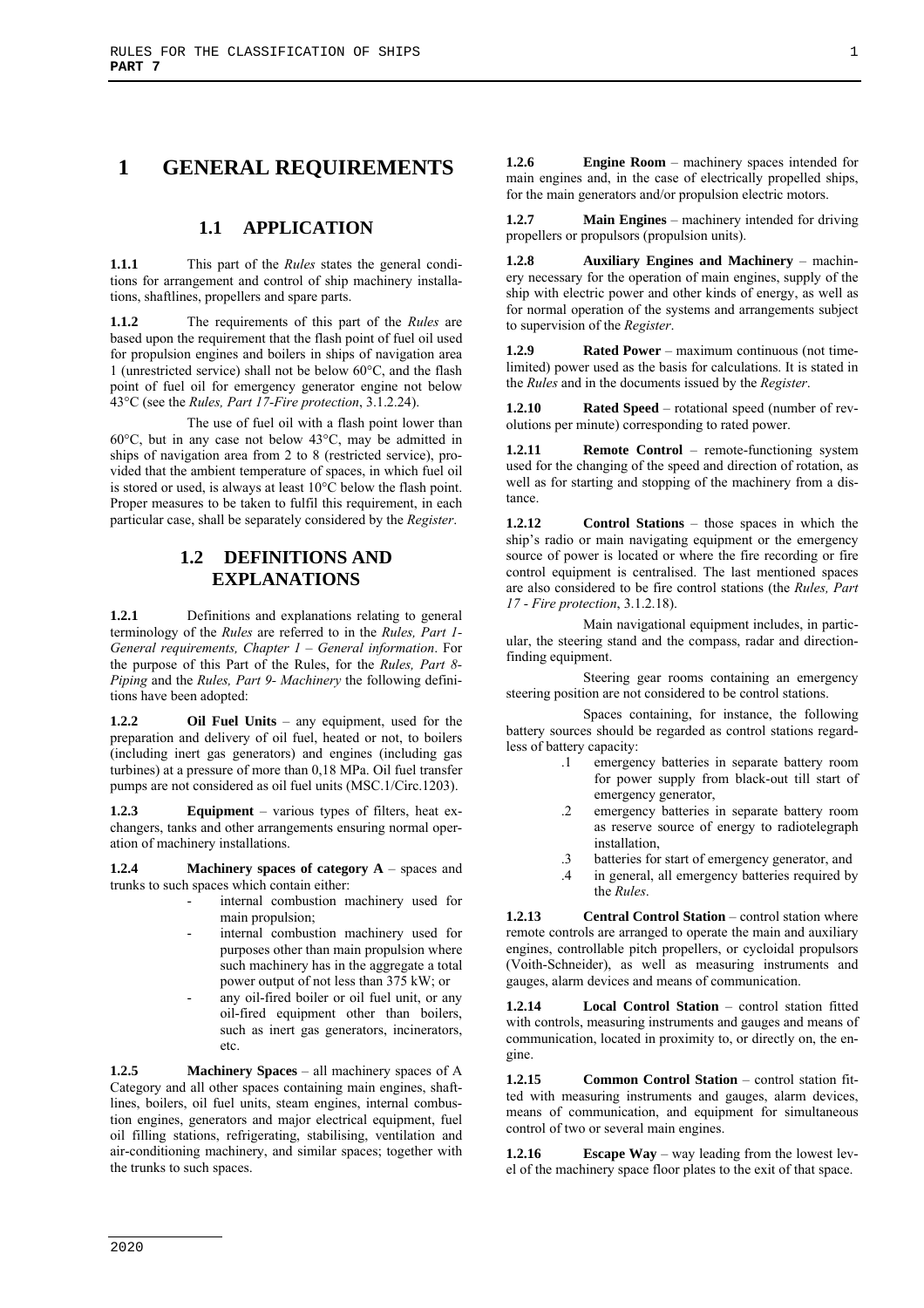# 1 GENERAL REQUIREMENTS

## 1.1 APPLICATION

**1.1.1** This part of the *Rules* states the general conditions for arrangement and control of ship machinery installations, shaftlines, propellers and spare parts.

**1.1.2** The requirements of this part of the *Rules* are based upon the requirement that the flash point of fuel oil used for propulsion engines and boilers in ships of navigation area 1 (unrestricted service) shall not be below 60°C, and the flash point of fuel oil for emergency generator engine not below 43°C (see the *Rules, Part 17-Fire protection*, 3.1.2.24).

The use of fuel oil with a flash point lower than 60°C, but in any case not below 43°C, may be admitted in ships of navigation area from 2 to 8 (restricted service), provided that the ambient temperature of spaces, in which fuel oil is stored or used, is always at least 10°C below the flash point. Proper measures to be taken to fulfil this requirement, in each particular case, shall be separately considered by the *Register*.

## 1.2 DEFINITIONS AND EXPLANATIONS

**1.2.1** Definitions and explanations relating to general terminology of the *Rules* are referred to in the *Rules, Part 1- General requirements, Chapter 1 – General information*. For the purpose of this Part of the Rules, for the *Rules, Part 8- Piping* and the *Rules, Part 9- Machinery* the following definitions have been adopted:

**1.2.2** **Oil Fuel Units** – any equipment, used for the preparation and delivery of oil fuel, heated or not, to boilers (including inert gas generators) and engines (including gas turbines) at a pressure of more than 0,18 MPa. Oil fuel transfer pumps are not considered as oil fuel units (MSC.1/Circ.1203).

**1.2.3** **Equipment** – various types of filters, heat exchangers, tanks and other arrangements ensuring normal operation of machinery installations.

**1.2.4** **Machinery spaces of category A** – spaces and trunks to such spaces which contain either:

- internal combustion machinery used for main propulsion;
- internal combustion machinery used for purposes other than main propulsion where such machinery has in the aggregate a total power output of not less than 375 kW; or
- any oil-fired boiler or oil fuel unit, or any oil-fired equipment other than boilers, such as inert gas generators, incinerators, etc.

**1.2.5** **Machinery Spaces** – all machinery spaces of A Category and all other spaces containing main engines, shaftlines, boilers, oil fuel units, steam engines, internal combustion engines, generators and major electrical equipment, fuel oil filling stations, refrigerating, stabilising, ventilation and air-conditioning machinery, and similar spaces; together with the trunks to such spaces.

**1.2.6** **Engine Room** – machinery spaces intended for main engines and, in the case of electrically propelled ships, for the main generators and/or propulsion electric motors.

**1.2.7** **Main Engines** – machinery intended for driving propellers or propulsors (propulsion units).

**1.2.8** **Auxiliary Engines and Machinery** – machinery necessary for the operation of main engines, supply of the ship with electric power and other kinds of energy, as well as for normal operation of the systems and arrangements subject to supervision of the *Register*.

**1.2.9** **Rated Power** – maximum continuous (not time-limited) power used as the basis for calculations. It is stated in the *Rules* and in the documents issued by the *Register*.

**1.2.10** **Rated Speed** – rotational speed (number of revolutions per minute) corresponding to rated power.

**1.2.11** **Remote Control** – remote-functioning system used for the changing of the speed and direction of rotation, as well as for starting and stopping of the machinery from a distance.

**1.2.12** **Control Stations** – those spaces in which the ship's radio or main navigating equipment or the emergency source of power is located or where the fire recording or fire control equipment is centralised. The last mentioned spaces are also considered to be fire control stations (the *Rules, Part 17 - Fire protection*, 3.1.2.18).

Main navigational equipment includes, in particular, the steering stand and the compass, radar and direction-finding equipment.

Steering gear rooms containing an emergency steering position are not considered to be control stations.

Spaces containing, for instance, the following battery sources should be regarded as control stations regardless of battery capacity:

.1 emergency batteries in separate battery room for power supply from black-out till start of emergency generator,

.2 emergency batteries in separate battery room as reserve source of energy to radiotelegraph installation,

.3 batteries for start of emergency generator, and

.4 in general, all emergency batteries required by the *Rules*.

**1.2.13** **Central Control Station** – control station where remote controls are arranged to operate the main and auxiliary engines, controllable pitch propellers, or cycloidal propulsors (Voith-Schneider), as well as measuring instruments and gauges, alarm devices and means of communication.

**1.2.14** **Local Control Station** – control station fitted with controls, measuring instruments and gauges and means of communication, located in proximity to, or directly on, the engine.

**1.2.15** **Common Control Station** – control station fitted with measuring instruments and gauges, alarm devices, means of communication, and equipment for simultaneous control of two or several main engines.

**1.2.16** **Escape Way** – way leading from the lowest level of the machinery space floor plates to the exit of that space.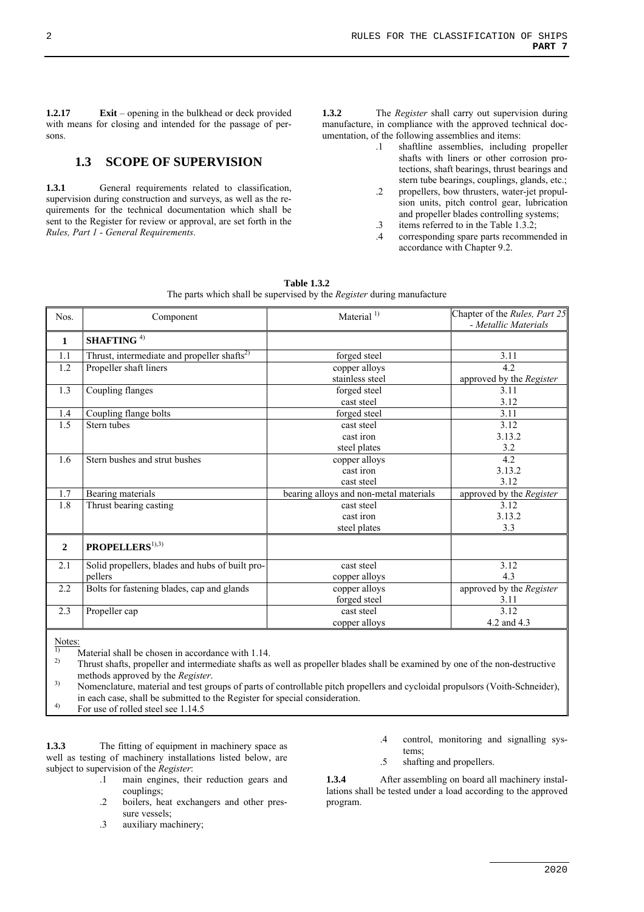**1.2.17** **Exit** – opening in the bulkhead or deck provided with means for closing and intended for the passage of persons.

## 1.3 SCOPE OF SUPERVISION

**1.3.1** General requirements related to classification, supervision during construction and surveys, as well as the requirements for the technical documentation which shall be sent to the Register for review or approval, are set forth in the *Rules, Part 1 - General Requirements*.

**1.3.2** The *Register* shall carry out supervision during manufacture, in compliance with the approved technical documentation, of the following assemblies and items:

.1 shaftline assemblies, including propeller shafts with liners or other corrosion protections, shaft bearings, thrust bearings and stern tube bearings, couplings, glands, etc.;

.2 propellers, bow thrusters, water-jet propulsion units, pitch control gear, lubrication and propeller blades controlling systems;

.3 items referred to in the Table 1.3.2;

.4 corresponding spare parts recommended in accordance with Chapter 9.2.

**Table 1.3.2**
The parts which shall be supervised by the *Register* during manufacture

| Nos. | Component | Material [1] | Chapter of the *Rules, Part 25 - Metallic Materials* |
|---|---|---|---|
| **1** | **SHAFTING** [4] | | |
| 1.1 | Thrust, intermediate and propeller shafts[2] | forged steel | 3.11 |
| 1.2 | Propeller shaft liners | copper alloys<br>stainless steel | 4.2<br>approved by the *Register* |
| 1.3 | Coupling flanges | forged steel<br>cast steel | 3.11<br>3.12 |
| 1.4 | Coupling flange bolts | forged steel | 3.11 |
| 1.5 | Stern tubes | cast steel<br>cast iron<br>steel plates | 3.12<br>3.13.2<br>3.2 |
| 1.6 | Stern bushes and strut bushes | copper alloys<br>cast iron<br>cast steel | 4.2<br>3.13.2<br>3.12 |
| 1.7 | Bearing materials | bearing alloys and non-metal materials | approved by the *Register* |
| 1.8 | Thrust bearing casting | cast steel<br>cast iron<br>steel plates | 3.12<br>3.13.2<br>3.3 |
| **2** | **PROPELLERS**[1),3)] | | |
| 2.1 | Solid propellers, blades and hubs of built propellers | cast steel<br>copper alloys | 3.12<br>4.3 |
| 2.2 | Bolts for fastening blades, cap and glands | copper alloys<br>forged steel | approved by the *Register*<br>3.11 |
| 2.3 | Propeller cap | cast steel<br>copper alloys | 3.12<br>4.2 and 4.3 |

Notes:

1) Material shall be chosen in accordance with 1.14.

2) Thrust shafts, propeller and intermediate shafts as well as propeller blades shall be examined by one of the non-destructive methods approved by the *Register*.

3) Nomenclature, material and test groups of parts of controllable pitch propellers and cycloidal propulsors (Voith-Schneider), in each case, shall be submitted to the Register for special consideration.

4) For use of rolled steel see 1.14.5

**1.3.3** The fitting of equipment in machinery space as well as testing of machinery installations listed below, are subject to supervision of the *Register*:

.1 main engines, their reduction gears and couplings;

.2 boilers, heat exchangers and other pressure vessels;

.3 auxiliary machinery;

.4 control, monitoring and signalling systems;

.5 shafting and propellers.

**1.3.4** After assembling on board all machinery installations shall be tested under a load according to the approved program.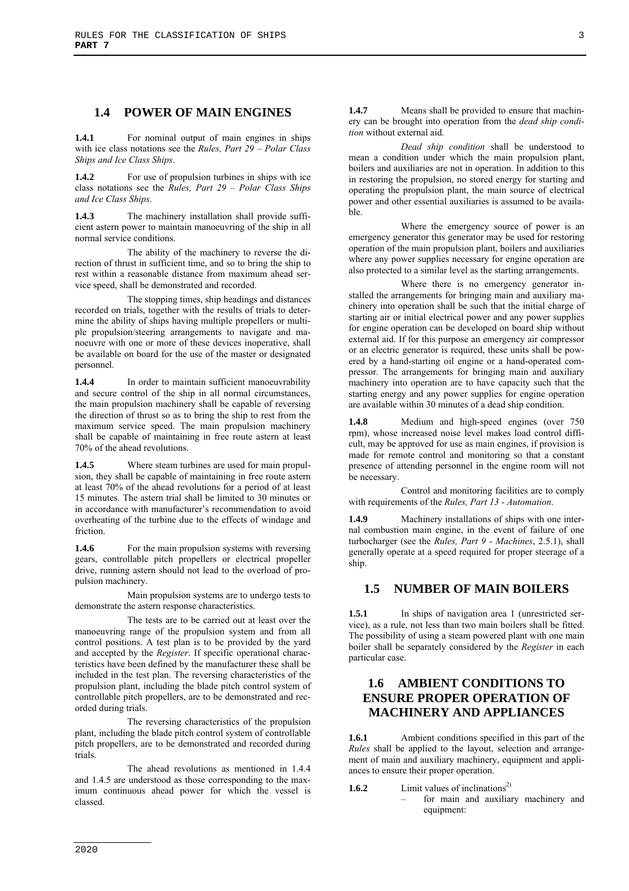## 1.4 POWER OF MAIN ENGINES

**1.4.1** For nominal output of main engines in ships with ice class notations see the *Rules, Part 29 – Polar Class Ships and Ice Class Ships*.

**1.4.2** For use of propulsion turbines in ships with ice class notations see the *Rules, Part 29 – Polar Class Ships and Ice Class Ships*.

**1.4.3** The machinery installation shall provide sufficient astern power to maintain manoeuvring of the ship in all normal service conditions.

The ability of the machinery to reverse the direction of thrust in sufficient time, and so to bring the ship to rest within a reasonable distance from maximum ahead service speed, shall be demonstrated and recorded.

The stopping times, ship headings and distances recorded on trials, together with the results of trials to determine the ability of ships having multiple propellers or multiple propulsion/steering arrangements to navigate and manoeuvre with one or more of these devices inoperative, shall be available on board for the use of the master or designated personnel.

**1.4.4** In order to maintain sufficient manoeuvrability and secure control of the ship in all normal circumstances, the main propulsion machinery shall be capable of reversing the direction of thrust so as to bring the ship to rest from the maximum service speed. The main propulsion machinery shall be capable of maintaining in free route astern at least 70% of the ahead revolutions.

**1.4.5** Where steam turbines are used for main propulsion, they shall be capable of maintaining in free route astern at least 70% of the ahead revolutions for a period of at least 15 minutes. The astern trial shall be limited to 30 minutes or in accordance with manufacturer's recommendation to avoid overheating of the turbine due to the effects of windage and friction.

**1.4.6** For the main propulsion systems with reversing gears, controllable pitch propellers or electrical propeller drive, running astern should not lead to the overload of propulsion machinery.

Main propulsion systems are to undergo tests to demonstrate the astern response characteristics.

The tests are to be carried out at least over the manoeuvring range of the propulsion system and from all control positions. A test plan is to be provided by the yard and accepted by the *Register*. If specific operational characteristics have been defined by the manufacturer these shall be included in the test plan. The reversing characteristics of the propulsion plant, including the blade pitch control system of controllable pitch propellers, are to be demonstrated and recorded during trials.

The reversing characteristics of the propulsion plant, including the blade pitch control system of controllable pitch propellers, are to be demonstrated and recorded during trials.

The ahead revolutions as mentioned in 1.4.4 and 1.4.5 are understood as those corresponding to the maximum continuous ahead power for which the vessel is classed.

**1.4.7** Means shall be provided to ensure that machinery can be brought into operation from the *dead ship condition* without external aid.

*Dead ship condition* shall be understood to mean a condition under which the main propulsion plant, boilers and auxiliaries are not in operation. In addition to this in restoring the propulsion, no stored energy for starting and operating the propulsion plant, the main source of electrical power and other essential auxiliaries is assumed to be available.

Where the emergency source of power is an emergency generator this generator may be used for restoring operation of the main propulsion plant, boilers and auxiliaries where any power supplies necessary for engine operation are also protected to a similar level as the starting arrangements.

Where there is no emergency generator installed the arrangements for bringing main and auxiliary machinery into operation shall be such that the initial charge of starting air or initial electrical power and any power supplies for engine operation can be developed on board ship without external aid. If for this purpose an emergency air compressor or an electric generator is required, these units shall be powered by a hand-starting oil engine or a hand-operated compressor. The arrangements for bringing main and auxiliary machinery into operation are to have capacity such that the starting energy and any power supplies for engine operation are available within 30 minutes of a dead ship condition.

**1.4.8** Medium and high-speed engines (over 750 rpm), whose increased noise level makes load control difficult, may be approved for use as main engines, if provision is made for remote control and monitoring so that a constant presence of attending personnel in the engine room will not be necessary.

Control and monitoring facilities are to comply with requirements of the *Rules, Part 13 - Automation*.

**1.4.9** Machinery installations of ships with one internal combustion main engine, in the event of failure of one turbocharger (see the *Rules, Part 9 - Machines*, 2.5.1), shall generally operate at a speed required for proper steerage of a ship.

## 1.5 NUMBER OF MAIN BOILERS

**1.5.1** In ships of navigation area 1 (unrestricted service), as a rule, not less than two main boilers shall be fitted. The possibility of using a steam powered plant with one main boiler shall be separately considered by the *Register* in each particular case.

## 1.6 AMBIENT CONDITIONS TO ENSURE PROPER OPERATION OF MACHINERY AND APPLIANCES

**1.6.1** Ambient conditions specified in this part of the *Rules* shall be applied to the layout, selection and arrangement of main and auxiliary machinery, equipment and appliances to ensure their proper operation.

**1.6.2** Limit values of inclinations[2)]

– for main and auxiliary machinery and equipment: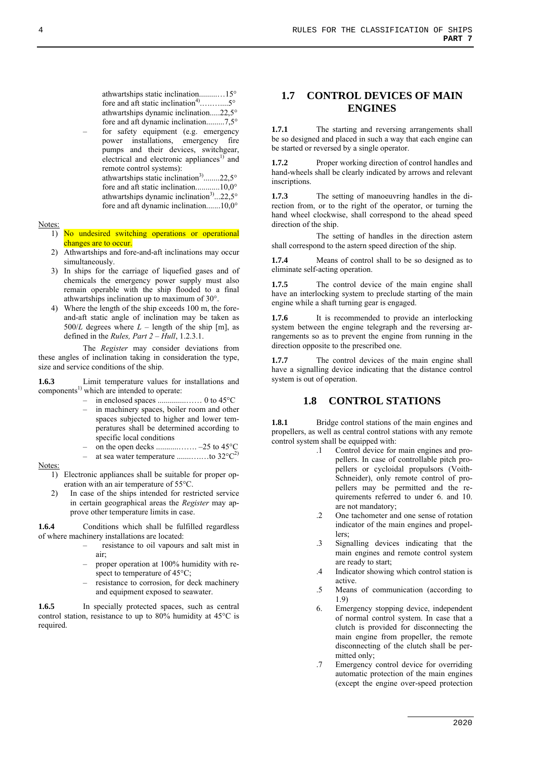athwartships static inclination..........15°
fore and aft static inclination[4]..........5°
athwartships dynamic inclination.....22,5°
fore and aft dynamic inclination.........7,5°

– for safety equipment (e.g. emergency power installations, emergency fire pumps and their devices, switchgear, electrical and electronic appliances[1] and remote control systems):
athwartships static inclination[3]........22,5°
fore and aft static inclination...........10,0°
athwartships dynamic inclination[3]...22,5°
fore and aft dynamic inclination.......10,0°

Notes:

1) No undesired switching operations or operational changes are to occur.
2) Athwartships and fore-and-aft inclinations may occur simultaneously.
3) In ships for the carriage of liquefied gases and of chemicals the emergency power supply must also remain operable with the ship flooded to a final athwartships inclination up to maximum of 30°.
4) Where the length of the ship exceeds 100 m, the fore-and-aft static angle of inclination may be taken as 500/$L$ degrees where $L$ – length of the ship [m], as defined in the *Rules, Part 2 – Hull*, 1.2.3.1.

The *Register* may consider deviations from these angles of inclination taking in consideration the type, size and service conditions of the ship.

**1.6.3** Limit temperature values for installations and components[1] which are intended to operate:

– in enclosed spaces ..................... 0 to 45°C
– in machinery spaces, boiler room and other spaces subjected to higher and lower temperatures shall be determined according to specific local conditions
– on the open decks .................. –25 to 45°C
– at sea water temperature ...............to 32°C[2]

Notes:

1) Electronic appliances shall be suitable for proper operation with an air temperature of 55°C.
2) In case of the ships intended for restricted service in certain geographical areas the *Register* may approve other temperature limits in case.

**1.6.4** Conditions which shall be fulfilled regardless of where machinery installations are located:

– resistance to oil vapours and salt mist in air;
– proper operation at 100% humidity with respect to temperature of 45°C;
– resistance to corrosion, for deck machinery and equipment exposed to seawater.

**1.6.5** In specially protected spaces, such as central control station, resistance to up to 80% humidity at 45°C is required.

## 1.7 CONTROL DEVICES OF MAIN ENGINES

**1.7.1** The starting and reversing arrangements shall be so designed and placed in such a way that each engine can be started or reversed by a single operator.

**1.7.2** Proper working direction of control handles and hand-wheels shall be clearly indicated by arrows and relevant inscriptions.

**1.7.3** The setting of manoeuvring handles in the direction from, or to the right of the operator, or turning the hand wheel clockwise, shall correspond to the ahead speed direction of the ship.

The setting of handles in the direction astern shall correspond to the astern speed direction of the ship.

**1.7.4** Means of control shall to be so designed as to eliminate self-acting operation.

**1.7.5** The control device of the main engine shall have an interlocking system to preclude starting of the main engine while a shaft turning gear is engaged.

**1.7.6** It is recommended to provide an interlocking system between the engine telegraph and the reversing arrangements so as to prevent the engine from running in the direction opposite to the prescribed one.

**1.7.7** The control devices of the main engine shall have a signalling device indicating that the distance control system is out of operation.

## 1.8 CONTROL STATIONS

**1.8.1** Bridge control stations of the main engines and propellers, as well as central control stations with any remote control system shall be equipped with:

.1 Control device for main engines and propellers. In case of controllable pitch propellers or cycloidal propulsors (Voith-Schneider), only remote control of propellers may be permitted and the requirements referred to under 6. and 10. are not mandatory;
.2 One tachometer and one sense of rotation indicator of the main engines and propellers;
.3 Signalling devices indicating that the main engines and remote control system are ready to start;
.4 Indicator showing which control station is active.
.5 Means of communication (according to 1.9)
6. Emergency stopping device, independent of normal control system. In case that a clutch is provided for disconnecting the main engine from propeller, the remote disconnecting of the clutch shall be permitted only;
.7 Emergency control device for overriding automatic protection of the main engines (except the engine over-speed protection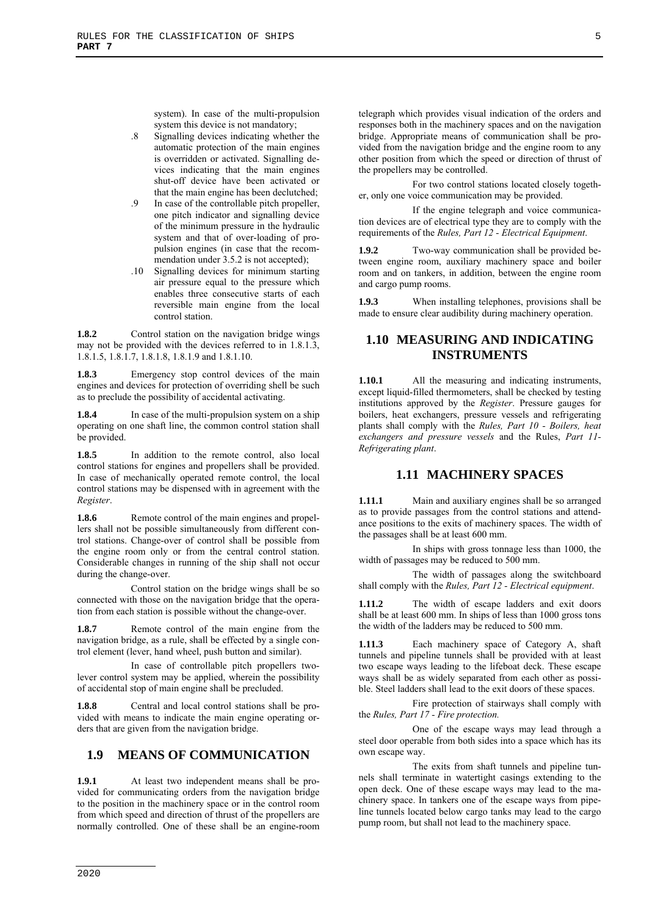system). In case of the multi-propulsion system this device is not mandatory;

.8 Signalling devices indicating whether the automatic protection of the main engines is overridden or activated. Signalling devices indicating that the main engines shut-off device have been activated or that the main engine has been declutched;

.9 In case of the controllable pitch propeller, one pitch indicator and signalling device of the minimum pressure in the hydraulic system and that of over-loading of propulsion engines (in case that the recommendation under 3.5.2 is not accepted);

.10 Signalling devices for minimum starting air pressure equal to the pressure which enables three consecutive starts of each reversible main engine from the local control station.

**1.8.2** Control station on the navigation bridge wings may not be provided with the devices referred to in 1.8.1.3, 1.8.1.5, 1.8.1.7, 1.8.1.8, 1.8.1.9 and 1.8.1.10.

**1.8.3** Emergency stop control devices of the main engines and devices for protection of overriding shell be such as to preclude the possibility of accidental activating.

**1.8.4** In case of the multi-propulsion system on a ship operating on one shaft line, the common control station shall be provided.

**1.8.5** In addition to the remote control, also local control stations for engines and propellers shall be provided. In case of mechanically operated remote control, the local control stations may be dispensed with in agreement with the *Register*.

**1.8.6** Remote control of the main engines and propellers shall not be possible simultaneously from different control stations. Change-over of control shall be possible from the engine room only or from the central control station. Considerable changes in running of the ship shall not occur during the change-over.

Control station on the bridge wings shall be so connected with those on the navigation bridge that the operation from each station is possible without the change-over.

**1.8.7** Remote control of the main engine from the navigation bridge, as a rule, shall be effected by a single control element (lever, hand wheel, push button and similar).

In case of controllable pitch propellers two-lever control system may be applied, wherein the possibility of accidental stop of main engine shall be precluded.

**1.8.8** Central and local control stations shall be provided with means to indicate the main engine operating orders that are given from the navigation bridge.

## 1.9 MEANS OF COMMUNICATION

**1.9.1** At least two independent means shall be provided for communicating orders from the navigation bridge to the position in the machinery space or in the control room from which speed and direction of thrust of the propellers are normally controlled. One of these shall be an engine-room telegraph which provides visual indication of the orders and responses both in the machinery spaces and on the navigation bridge. Appropriate means of communication shall be provided from the navigation bridge and the engine room to any other position from which the speed or direction of thrust of the propellers may be controlled.

For two control stations located closely together, only one voice communication may be provided.

If the engine telegraph and voice communication devices are of electrical type they are to comply with the requirements of the *Rules, Part 12 - Electrical Equipment*.

**1.9.2** Two-way communication shall be provided between engine room, auxiliary machinery space and boiler room and on tankers, in addition, between the engine room and cargo pump rooms.

**1.9.3** When installing telephones, provisions shall be made to ensure clear audibility during machinery operation.

## 1.10 MEASURING AND INDICATING INSTRUMENTS

**1.10.1** All the measuring and indicating instruments, except liquid-filled thermometers, shall be checked by testing institutions approved by the *Register*. Pressure gauges for boilers, heat exchangers, pressure vessels and refrigerating plants shall comply with the *Rules, Part 10 - Boilers, heat exchangers and pressure vessels* and the Rules, *Part 11- Refrigerating plant*.

## 1.11 MACHINERY SPACES

**1.11.1** Main and auxiliary engines shall be so arranged as to provide passages from the control stations and attendance positions to the exits of machinery spaces. The width of the passages shall be at least 600 mm.

In ships with gross tonnage less than 1000, the width of passages may be reduced to 500 mm.

The width of passages along the switchboard shall comply with the *Rules, Part 12 - Electrical equipment*.

**1.11.2** The width of escape ladders and exit doors shall be at least 600 mm. In ships of less than 1000 gross tons the width of the ladders may be reduced to 500 mm.

**1.11.3** Each machinery space of Category A, shaft tunnels and pipeline tunnels shall be provided with at least two escape ways leading to the lifeboat deck. These escape ways shall be as widely separated from each other as possible. Steel ladders shall lead to the exit doors of these spaces.

Fire protection of stairways shall comply with the *Rules, Part 17 - Fire protection.*

One of the escape ways may lead through a steel door operable from both sides into a space which has its own escape way.

The exits from shaft tunnels and pipeline tunnels shall terminate in watertight casings extending to the open deck. One of these escape ways may lead to the machinery space. In tankers one of the escape ways from pipeline tunnels located below cargo tanks may lead to the cargo pump room, but shall not lead to the machinery space.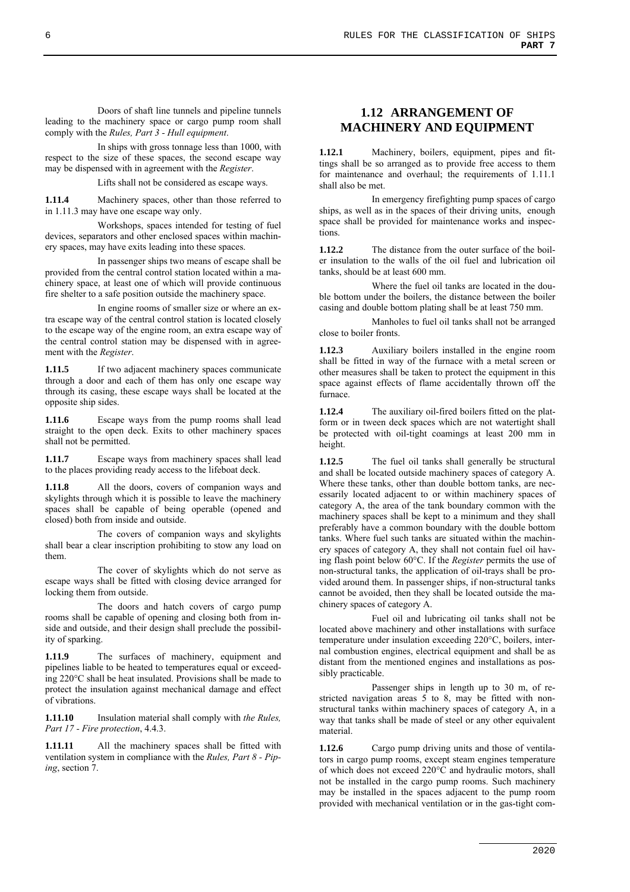Doors of shaft line tunnels and pipeline tunnels leading to the machinery space or cargo pump room shall comply with the *Rules, Part 3 - Hull equipment*.

In ships with gross tonnage less than 1000, with respect to the size of these spaces, the second escape way may be dispensed with in agreement with the *Register*.

Lifts shall not be considered as escape ways.

**1.11.4** Machinery spaces, other than those referred to in 1.11.3 may have one escape way only.

Workshops, spaces intended for testing of fuel devices, separators and other enclosed spaces within machinery spaces, may have exits leading into these spaces.

In passenger ships two means of escape shall be provided from the central control station located within a machinery space, at least one of which will provide continuous fire shelter to a safe position outside the machinery space.

In engine rooms of smaller size or where an extra escape way of the central control station is located closely to the escape way of the engine room, an extra escape way of the central control station may be dispensed with in agreement with the *Register*.

**1.11.5** If two adjacent machinery spaces communicate through a door and each of them has only one escape way through its casing, these escape ways shall be located at the opposite ship sides.

**1.11.6** Escape ways from the pump rooms shall lead straight to the open deck. Exits to other machinery spaces shall not be permitted.

**1.11.7** Escape ways from machinery spaces shall lead to the places providing ready access to the lifeboat deck.

**1.11.8** All the doors, covers of companion ways and skylights through which it is possible to leave the machinery spaces shall be capable of being operable (opened and closed) both from inside and outside.

The covers of companion ways and skylights shall bear a clear inscription prohibiting to stow any load on them.

The cover of skylights which do not serve as escape ways shall be fitted with closing device arranged for locking them from outside.

The doors and hatch covers of cargo pump rooms shall be capable of opening and closing both from inside and outside, and their design shall preclude the possibility of sparking.

**1.11.9** The surfaces of machinery, equipment and pipelines liable to be heated to temperatures equal or exceeding 220°C shall be heat insulated. Provisions shall be made to protect the insulation against mechanical damage and effect of vibrations.

**1.11.10** Insulation material shall comply with *the Rules, Part 17 - Fire protection*, 4.4.3.

**1.11.11** All the machinery spaces shall be fitted with ventilation system in compliance with the *Rules, Part 8 - Piping*, section 7.

## 1.12 ARRANGEMENT OF MACHINERY AND EQUIPMENT

**1.12.1** Machinery, boilers, equipment, pipes and fittings shall be so arranged as to provide free access to them for maintenance and overhaul; the requirements of 1.11.1 shall also be met.

In emergency firefighting pump spaces of cargo ships, as well as in the spaces of their driving units, enough space shall be provided for maintenance works and inspections.

**1.12.2** The distance from the outer surface of the boiler insulation to the walls of the oil fuel and lubrication oil tanks, should be at least 600 mm.

Where the fuel oil tanks are located in the double bottom under the boilers, the distance between the boiler casing and double bottom plating shall be at least 750 mm.

Manholes to fuel oil tanks shall not be arranged close to boiler fronts.

**1.12.3** Auxiliary boilers installed in the engine room shall be fitted in way of the furnace with a metal screen or other measures shall be taken to protect the equipment in this space against effects of flame accidentally thrown off the furnace.

**1.12.4** The auxiliary oil-fired boilers fitted on the platform or in tween deck spaces which are not watertight shall be protected with oil-tight coamings at least 200 mm in height.

**1.12.5** The fuel oil tanks shall generally be structural and shall be located outside machinery spaces of category A. Where these tanks, other than double bottom tanks, are necessarily located adjacent to or within machinery spaces of category A, the area of the tank boundary common with the machinery spaces shall be kept to a minimum and they shall preferably have a common boundary with the double bottom tanks. Where fuel such tanks are situated within the machinery spaces of category A, they shall not contain fuel oil having flash point below 60°C. If the *Register* permits the use of non-structural tanks, the application of oil-trays shall be provided around them. In passenger ships, if non-structural tanks cannot be avoided, then they shall be located outside the machinery spaces of category A.

Fuel oil and lubricating oil tanks shall not be located above machinery and other installations with surface temperature under insulation exceeding 220°C, boilers, internal combustion engines, electrical equipment and shall be as distant from the mentioned engines and installations as possibly practicable.

Passenger ships in length up to 30 m, of restricted navigation areas 5 to 8, may be fitted with non-structural tanks within machinery spaces of category A, in a way that tanks shall be made of steel or any other equivalent material.

**1.12.6** Cargo pump driving units and those of ventilators in cargo pump rooms, except steam engines temperature of which does not exceed 220°C and hydraulic motors, shall not be installed in the cargo pump rooms. Such machinery may be installed in the spaces adjacent to the pump room provided with mechanical ventilation or in the gas-tight com-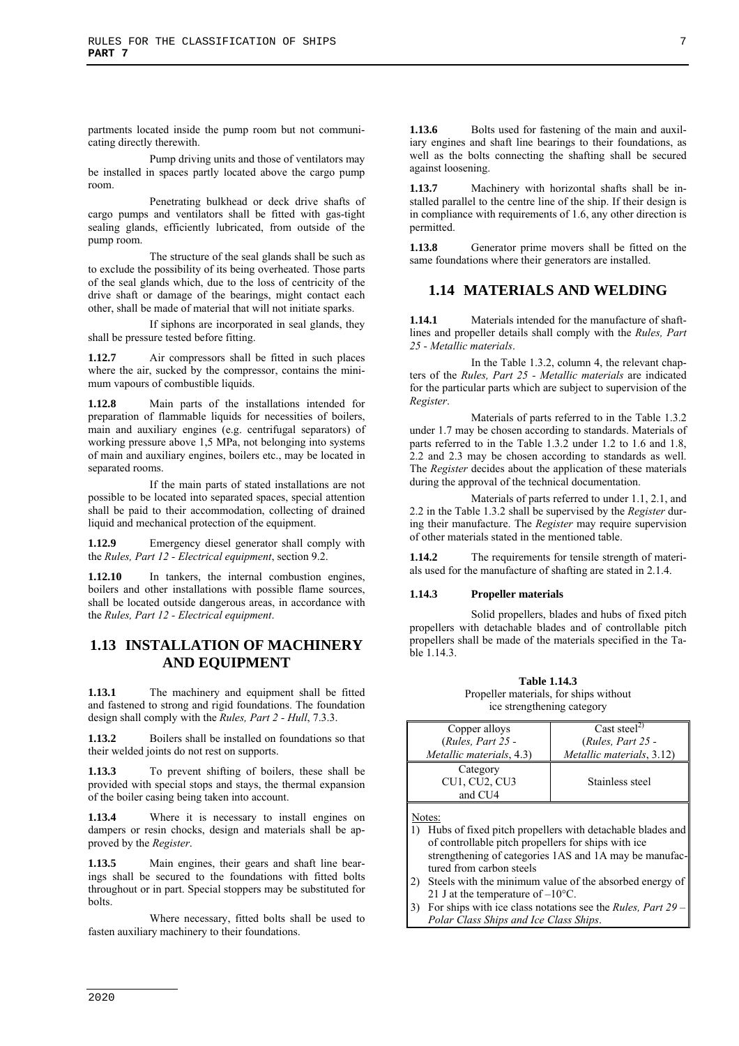partments located inside the pump room but not communicating directly therewith.

Pump driving units and those of ventilators may be installed in spaces partly located above the cargo pump room.

Penetrating bulkhead or deck drive shafts of cargo pumps and ventilators shall be fitted with gas-tight sealing glands, efficiently lubricated, from outside of the pump room.

The structure of the seal glands shall be such as to exclude the possibility of its being overheated. Those parts of the seal glands which, due to the loss of centricity of the drive shaft or damage of the bearings, might contact each other, shall be made of material that will not initiate sparks.

If siphons are incorporated in seal glands, they shall be pressure tested before fitting.

**1.12.7** Air compressors shall be fitted in such places where the air, sucked by the compressor, contains the minimum vapours of combustible liquids.

**1.12.8** Main parts of the installations intended for preparation of flammable liquids for necessities of boilers, main and auxiliary engines (e.g. centrifugal separators) of working pressure above 1,5 MPa, not belonging into systems of main and auxiliary engines, boilers etc., may be located in separated rooms.

If the main parts of stated installations are not possible to be located into separated spaces, special attention shall be paid to their accommodation, collecting of drained liquid and mechanical protection of the equipment.

**1.12.9** Emergency diesel generator shall comply with the *Rules, Part 12 - Electrical equipment*, section 9.2.

**1.12.10** In tankers, the internal combustion engines, boilers and other installations with possible flame sources, shall be located outside dangerous areas, in accordance with the *Rules, Part 12 - Electrical equipment*.

## 1.13 INSTALLATION OF MACHINERY AND EQUIPMENT

**1.13.1** The machinery and equipment shall be fitted and fastened to strong and rigid foundations. The foundation design shall comply with the *Rules, Part 2 - Hull*, 7.3.3.

**1.13.2** Boilers shall be installed on foundations so that their welded joints do not rest on supports.

**1.13.3** To prevent shifting of boilers, these shall be provided with special stops and stays, the thermal expansion of the boiler casing being taken into account.

**1.13.4** Where it is necessary to install engines on dampers or resin chocks, design and materials shall be approved by the *Register*.

**1.13.5** Main engines, their gears and shaft line bearings shall be secured to the foundations with fitted bolts throughout or in part. Special stoppers may be substituted for bolts.

Where necessary, fitted bolts shall be used to fasten auxiliary machinery to their foundations.

**1.13.6** Bolts used for fastening of the main and auxiliary engines and shaft line bearings to their foundations, as well as the bolts connecting the shafting shall be secured against loosening.

**1.13.7** Machinery with horizontal shafts shall be installed parallel to the centre line of the ship. If their design is in compliance with requirements of 1.6, any other direction is permitted.

**1.13.8** Generator prime movers shall be fitted on the same foundations where their generators are installed.

## 1.14 MATERIALS AND WELDING

**1.14.1** Materials intended for the manufacture of shaftlines and propeller details shall comply with the *Rules, Part 25 - Metallic materials*.

In the Table 1.3.2, column 4, the relevant chapters of the *Rules, Part 25 - Metallic materials* are indicated for the particular parts which are subject to supervision of the *Register*.

Materials of parts referred to in the Table 1.3.2 under 1.7 may be chosen according to standards. Materials of parts referred to in the Table 1.3.2 under 1.2 to 1.6 and 1.8, 2.2 and 2.3 may be chosen according to standards as well. The *Register* decides about the application of these materials during the approval of the technical documentation.

Materials of parts referred to under 1.1, 2.1, and 2.2 in the Table 1.3.2 shall be supervised by the *Register* during their manufacture. The *Register* may require supervision of other materials stated in the mentioned table.

**1.14.2** The requirements for tensile strength of materials used for the manufacture of shafting are stated in 2.1.4.

### 1.14.3 Propeller materials

Solid propellers, blades and hubs of fixed pitch propellers with detachable blades and of controllable pitch propellers shall be made of the materials specified in the Table 1.14.3.

**Table 1.14.3**
Propeller materials, for ships without ice strengthening category

| Copper alloys (*Rules, Part 25 - Metallic materials*, 4.3) | Cast steel[2)] (*Rules, Part 25 - Metallic materials*, 3.12) |
|---|---|
| Category CU1, CU2, CU3 and CU4 | Stainless steel |

Notes:
1) Hubs of fixed pitch propellers with detachable blades and of controllable pitch propellers for ships with ice strengthening of categories 1AS and 1A may be manufactured from carbon steels
2) Steels with the minimum value of the absorbed energy of 21 J at the temperature of –10°C.
3) For ships with ice class notations see the *Rules, Part 29 – Polar Class Ships and Ice Class Ships*.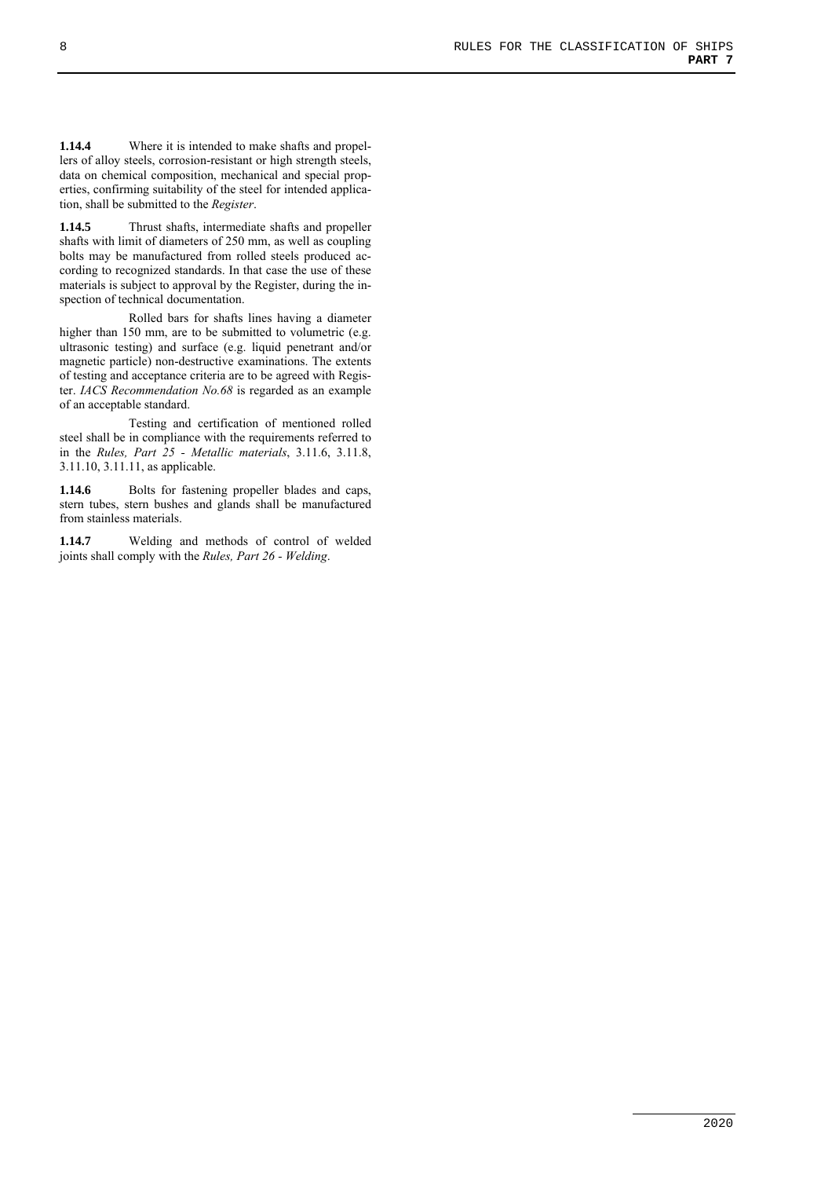**1.14.4** Where it is intended to make shafts and propellers of alloy steels, corrosion-resistant or high strength steels, data on chemical composition, mechanical and special properties, confirming suitability of the steel for intended application, shall be submitted to the *Register*.

**1.14.5** Thrust shafts, intermediate shafts and propeller shafts with limit of diameters of 250 mm, as well as coupling bolts may be manufactured from rolled steels produced according to recognized standards. In that case the use of these materials is subject to approval by the Register, during the inspection of technical documentation.

Rolled bars for shafts lines having a diameter higher than 150 mm, are to be submitted to volumetric (e.g. ultrasonic testing) and surface (e.g. liquid penetrant and/or magnetic particle) non-destructive examinations. The extents of testing and acceptance criteria are to be agreed with Register. *IACS Recommendation No.68* is regarded as an example of an acceptable standard.

Testing and certification of mentioned rolled steel shall be in compliance with the requirements referred to in the *Rules, Part 25 - Metallic materials*, 3.11.6, 3.11.8, 3.11.10, 3.11.11, as applicable.

**1.14.6** Bolts for fastening propeller blades and caps, stern tubes, stern bushes and glands shall be manufactured from stainless materials.

**1.14.7** Welding and methods of control of welded joints shall comply with the *Rules, Part 26 - Welding*.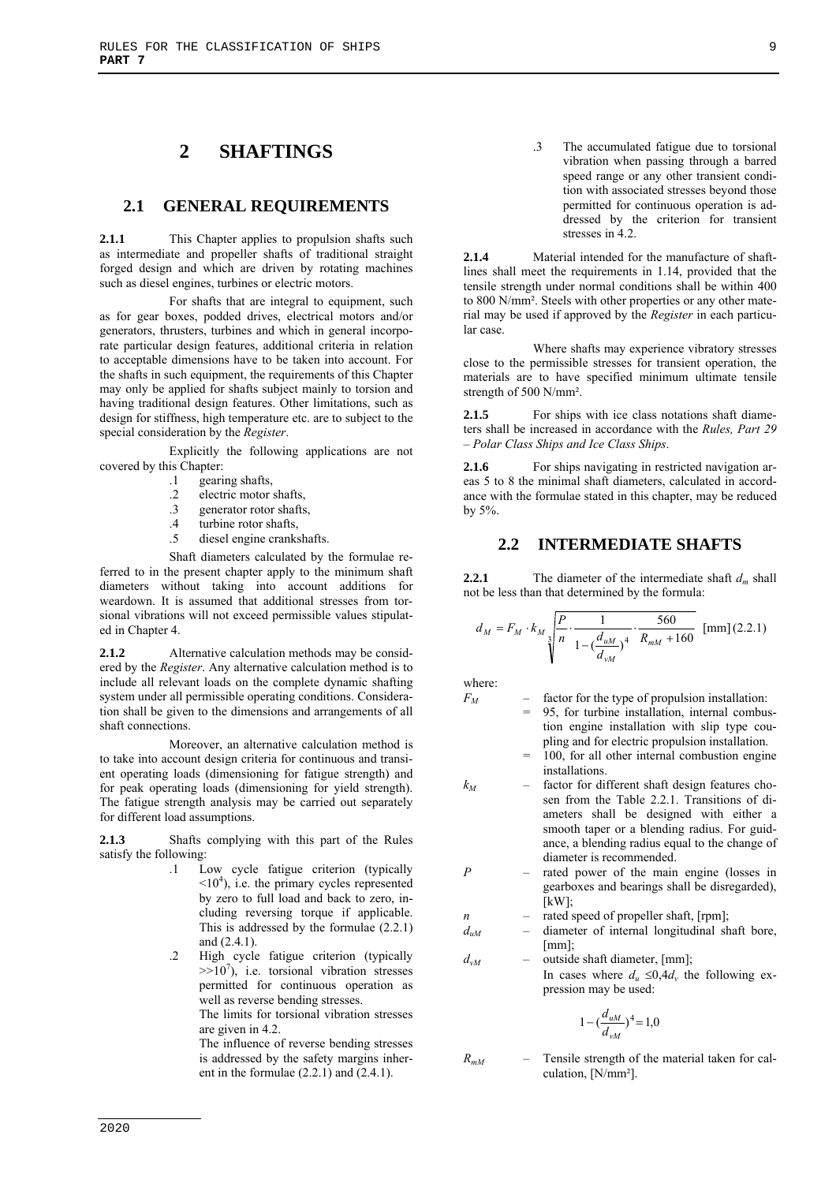# 2 SHAFTINGS

## 2.1 GENERAL REQUIREMENTS

**2.1.1** This Chapter applies to propulsion shafts such as intermediate and propeller shafts of traditional straight forged design and which are driven by rotating machines such as diesel engines, turbines or electric motors.

For shafts that are integral to equipment, such as for gear boxes, podded drives, electrical motors and/or generators, thrusters, turbines and which in general incorporate particular design features, additional criteria in relation to acceptable dimensions have to be taken into account. For the shafts in such equipment, the requirements of this Chapter may only be applied for shafts subject mainly to torsion and having traditional design features. Other limitations, such as design for stiffness, high temperature etc. are to subject to the special consideration by the *Register*.

Explicitly the following applications are not covered by this Chapter:

.1 gearing shafts,
.2 electric motor shafts,
.3 generator rotor shafts,
.4 turbine rotor shafts,
.5 diesel engine crankshafts.

Shaft diameters calculated by the formulae referred to in the present chapter apply to the minimum shaft diameters without taking into account additions for weardown. It is assumed that additional stresses from torsional vibrations will not exceed permissible values stipulated in Chapter 4.

**2.1.2** Alternative calculation methods may be considered by the *Register*. Any alternative calculation method is to include all relevant loads on the complete dynamic shafting system under all permissible operating conditions. Consideration shall be given to the dimensions and arrangements of all shaft connections.

Moreover, an alternative calculation method is to take into account design criteria for continuous and transient operating loads (dimensioning for fatigue strength) and for peak operating loads (dimensioning for yield strength). The fatigue strength analysis may be carried out separately for different load assumptions.

**2.1.3** Shafts complying with this part of the Rules satisfy the following:

.1 Low cycle fatigue criterion (typically $<10^4$), i.e. the primary cycles represented by zero to full load and back to zero, including reversing torque if applicable. This is addressed by the formulae (2.2.1) and (2.4.1).

.2 High cycle fatigue criterion (typically $>>10^7$), i.e. torsional vibration stresses permitted for continuous operation as well as reverse bending stresses.
The limits for torsional vibration stresses are given in 4.2.
The influence of reverse bending stresses is addressed by the safety margins inherent in the formulae (2.2.1) and (2.4.1).

.3 The accumulated fatigue due to torsional vibration when passing through a barred speed range or any other transient condition with associated stresses beyond those permitted for continuous operation is addressed by the criterion for transient stresses in 4.2.

**2.1.4** Material intended for the manufacture of shaftlines shall meet the requirements in 1.14, provided that the tensile strength under normal conditions shall be within 400 to 800 N/mm². Steels with other properties or any other material may be used if approved by the *Register* in each particular case.

Where shafts may experience vibratory stresses close to the permissible stresses for transient operation, the materials are to have specified minimum ultimate tensile strength of 500 N/mm².

**2.1.5** For ships with ice class notations shaft diameters shall be increased in accordance with the *Rules, Part 29 – Polar Class Ships and Ice Class Ships*.

**2.1.6** For ships navigating in restricted navigation areas 5 to 8 the minimal shaft diameters, calculated in accordance with the formulae stated in this chapter, may be reduced by 5%.

## 2.2 INTERMEDIATE SHAFTS

**2.2.1** The diameter of the intermediate shaft $d_m$ shall not be less than that determined by the formula:

$$d_M = F_M \cdot k_M \sqrt[3]{\frac{P}{n} \cdot \frac{1}{1-(\frac{d_{uM}}{d_{vM}})^4} \cdot \frac{560}{R_{mM}+160}} \text{ [mm] (2.2.1)}$$

where:

$F_M$ – factor for the type of propulsion installation:
= 95, for turbine installation, internal combustion engine installation with slip type coupling and for electric propulsion installation.
= 100, for all other internal combustion engine installations.

$k_M$ – factor for different shaft design features chosen from the Table 2.2.1. Transitions of diameters shall be designed with either a smooth taper or a blending radius. For guidance, a blending radius equal to the change of diameter is recommended.

$P$ – rated power of the main engine (losses in gearboxes and bearings shall be disregarded), [kW];

$n$ – rated speed of propeller shaft, [rpm];

$d_{uM}$ – diameter of internal longitudinal shaft bore, [mm];

$d_{vM}$ – outside shaft diameter, [mm];
In cases where $d_u \leq 0{,}4 d_v$ the following expression may be used:

$$1-(\frac{d_{uM}}{d_{vM}})^4 = 1{,}0$$

$R_{mM}$ – Tensile strength of the material taken for calculation, [N/mm²].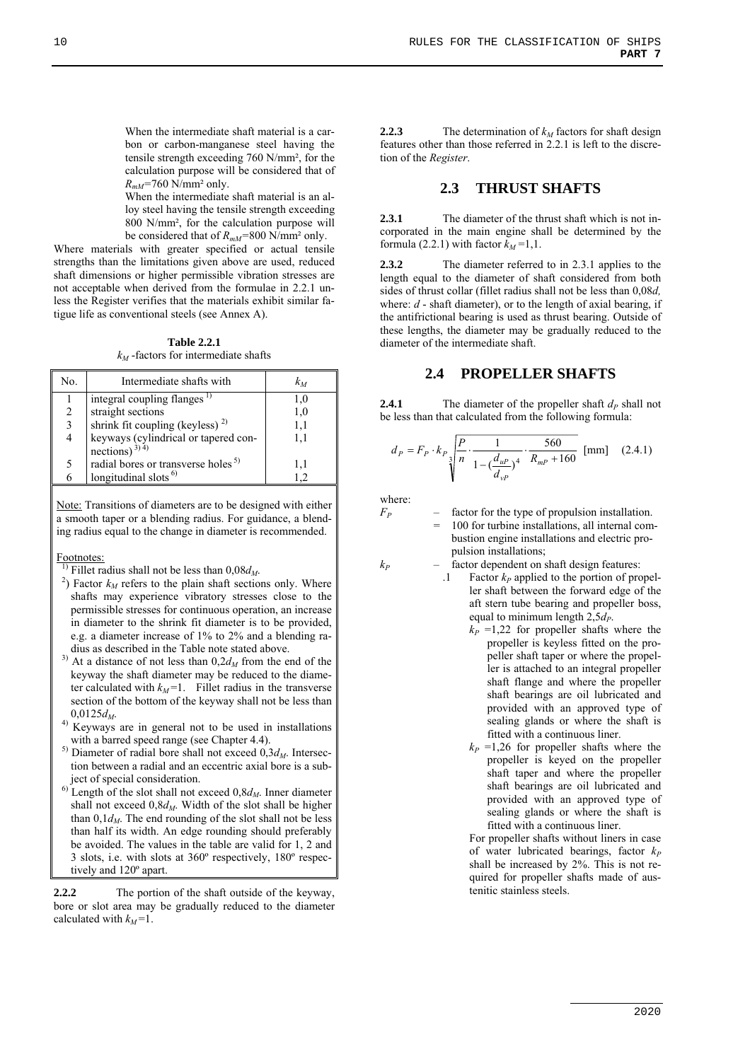When the intermediate shaft material is a carbon or carbon-manganese steel having the tensile strength exceeding 760 N/mm², for the calculation purpose will be considered that of $R_{mM}$=760 N/mm² only.

When the intermediate shaft material is an alloy steel having the tensile strength exceeding 800 N/mm², for the calculation purpose will be considered that of $R_{mM}$=800 N/mm² only.

Where materials with greater specified or actual tensile strengths than the limitations given above are used, reduced shaft dimensions or higher permissible vibration stresses are not acceptable when derived from the formulae in 2.2.1 unless the Register verifies that the materials exhibit similar fatigue life as conventional steels (see Annex A).

**Table 2.2.1**
$k_M$ -factors for intermediate shafts

| No. | Intermediate shafts with | $k_M$ |
|---|---|---|
| 1 | integral coupling flanges [1] | 1,0 |
| 2 | straight sections | 1,0 |
| 3 | shrink fit coupling (keyless) [2] | 1,1 |
| 4 | keyways (cylindrical or tapered connections) [3] [4] | 1,1 |
| 5 | radial bores or transverse holes [5] | 1,1 |
| 6 | longitudinal slots [6] | 1,2 |

Note: Transitions of diameters are to be designed with either a smooth taper or a blending radius. For guidance, a blending radius equal to the change in diameter is recommended.

Footnotes:

[1] Fillet radius shall not be less than $0{,}08d_M$.

[2] Factor $k_M$ refers to the plain shaft sections only. Where shafts may experience vibratory stresses close to the permissible stresses for continuous operation, an increase in diameter to the shrink fit diameter is to be provided, e.g. a diameter increase of 1% to 2% and a blending radius as described in the Table note stated above.

[3] At a distance of not less than $0{,}2d_M$ from the end of the keyway the shaft diameter may be reduced to the diameter calculated with $k_M$=1. Fillet radius in the transverse section of the bottom of the keyway shall not be less than $0{,}0125d_M$.

[4] Keyways are in general not to be used in installations with a barred speed range (see Chapter 4.4).

[5] Diameter of radial bore shall not exceed $0{,}3d_M$. Intersection between a radial and an eccentric axial bore is a subject of special consideration.

[6] Length of the slot shall not exceed $0{,}8d_M$. Inner diameter shall not exceed $0{,}8d_M$. Width of the slot shall be higher than $0{,}1d_M$. The end rounding of the slot shall not be less than half its width. An edge rounding should preferably be avoided. The values in the table are valid for 1, 2 and 3 slots, i.e. with slots at 360º respectively, 180º respectively and 120º apart.

**2.2.2** The portion of the shaft outside of the keyway, bore or slot area may be gradually reduced to the diameter calculated with $k_M$=1.

**2.2.3** The determination of $k_M$ factors for shaft design features other than those referred in 2.2.1 is left to the discretion of the *Register*.

## 2.3 THRUST SHAFTS

**2.3.1** The diameter of the thrust shaft which is not incorporated in the main engine shall be determined by the formula (2.2.1) with factor $k_M$ =1,1.

**2.3.2** The diameter referred to in 2.3.1 applies to the length equal to the diameter of shaft considered from both sides of thrust collar (fillet radius shall not be less than 0,08*d,* where: *d* - shaft diameter), or to the length of axial bearing, if the antifrictional bearing is used as thrust bearing. Outside of these lengths, the diameter may be gradually reduced to the diameter of the intermediate shaft.

## 2.4 PROPELLER SHAFTS

**2.4.1** The diameter of the propeller shaft $d_P$ shall not be less than that calculated from the following formula:

$$d_P = F_P \cdot k_P \sqrt[3]{\frac{P}{n} \cdot \frac{1}{1-(\frac{d_{uP}}{d_{vP}})^4} \cdot \frac{560}{R_{mP}+160}} \text{ [mm]} \quad (2.4.1)$$

where:

$F_P$ – factor for the type of propulsion installation.
= 100 for turbine installations, all internal combustion engine installations and electric propulsion installations;

$k_P$ – factor dependent on shaft design features:

.1 Factor $k_P$ applied to the portion of propeller shaft between the forward edge of the aft stern tube bearing and propeller boss, equal to minimum length $2{,}5d_P$.

$k_P$ =1,22 for propeller shafts where the propeller is keyless fitted on the propeller shaft taper or where the propeller is attached to an integral propeller shaft flange and where the propeller shaft bearings are oil lubricated and provided with an approved type of sealing glands or where the shaft is fitted with a continuous liner.

$k_P$ =1,26 for propeller shafts where the propeller is keyed on the propeller shaft taper and where the propeller shaft bearings are oil lubricated and provided with an approved type of sealing glands or where the shaft is fitted with a continuous liner.

For propeller shafts without liners in case of water lubricated bearings, factor $k_P$ shall be increased by 2%. This is not required for propeller shafts made of austenitic stainless steels.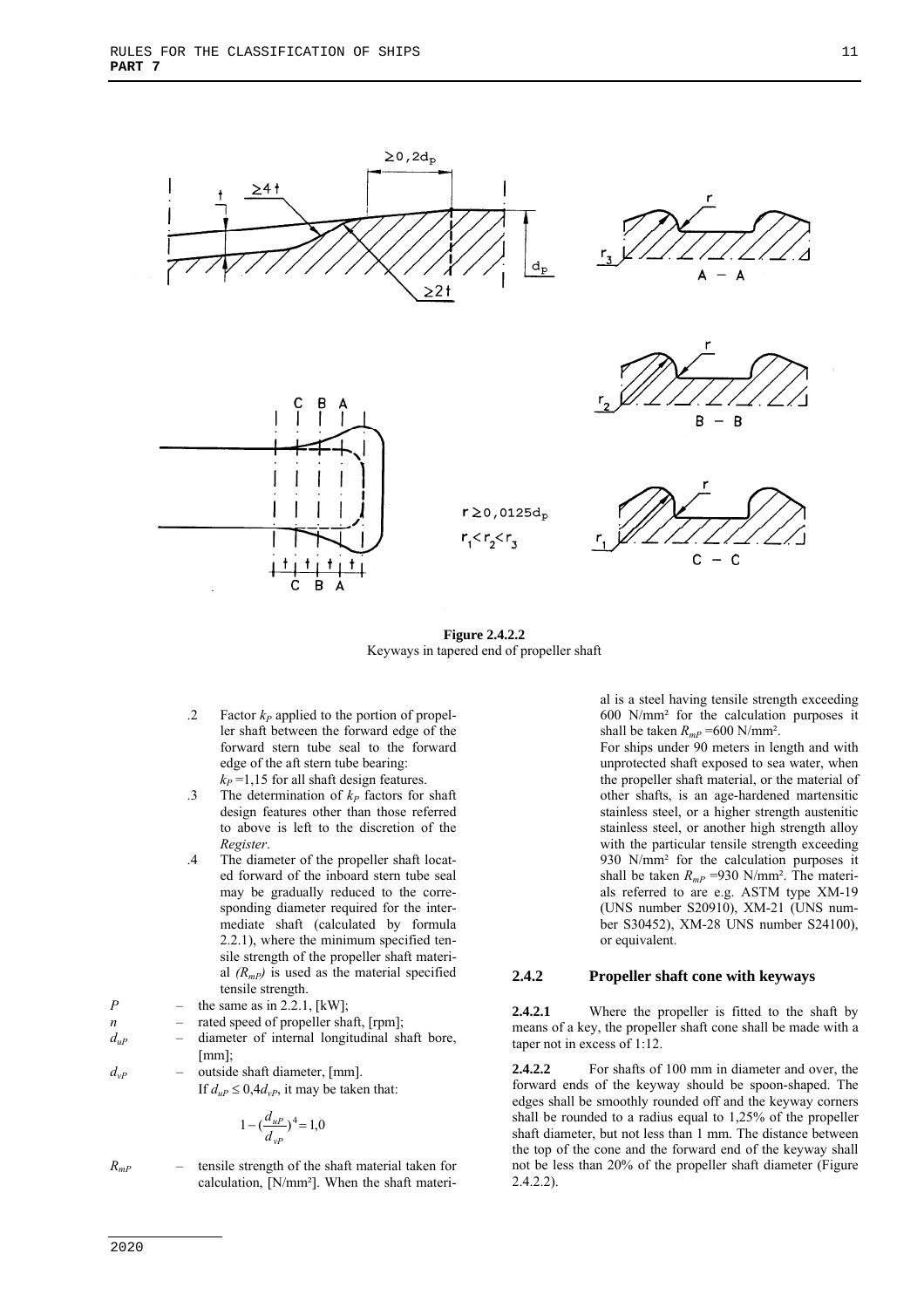**Figure 2.4.2.2**
Keyways in tapered end of propeller shaft

.2 Factor $k_P$ applied to the portion of propeller shaft between the forward edge of the forward stern tube seal to the forward edge of the aft stern tube bearing:
$k_P$ =1,15 for all shaft design features.

.3 The determination of $k_P$ factors for shaft design features other than those referred to above is left to the discretion of the *Register*.

.4 The diameter of the propeller shaft located forward of the inboard stern tube seal may be gradually reduced to the corresponding diameter required for the intermediate shaft (calculated by formula 2.2.1), where the minimum specified tensile strength of the propeller shaft material *($R_{mP}$)* is used as the material specified tensile strength.

$P$ – the same as in 2.2.1, [kW];

$n$ – rated speed of propeller shaft, [rpm];

$d_{uP}$ – diameter of internal longitudinal shaft bore, [mm];

$d_{vP}$ – outside shaft diameter, [mm].
If $d_{uP} \leq 0{,}4d_{vP}$, it may be taken that:

$$1-\left(\frac{d_{uP}}{d_{vP}}\right)^4 = 1{,}0$$

$R_{mP}$ – tensile strength of the shaft material taken for calculation, [N/mm²]. When the shaft material is a steel having tensile strength exceeding 600 N/mm² for the calculation purposes it shall be taken $R_{mP}$ =600 N/mm².
For ships under 90 meters in length and with unprotected shaft exposed to sea water, when the propeller shaft material, or the material of other shafts, is an age-hardened martensitic stainless steel, or a higher strength austenitic stainless steel, or another high strength alloy with the particular tensile strength exceeding 930 N/mm² for the calculation purposes it shall be taken $R_{mP}$ =930 N/mm². The materials referred to are e.g. ASTM type XM-19 (UNS number S20910), XM-21 (UNS number S30452), XM-28 UNS number S24100), or equivalent.

### 2.4.2 Propeller shaft cone with keyways

**2.4.2.1** Where the propeller is fitted to the shaft by means of a key, the propeller shaft cone shall be made with a taper not in excess of 1:12.

**2.4.2.2** For shafts of 100 mm in diameter and over, the forward ends of the keyway should be spoon-shaped. The edges shall be smoothly rounded off and the keyway corners shall be rounded to a radius equal to 1,25% of the propeller shaft diameter, but not less than 1 mm. The distance between the top of the cone and the forward end of the keyway shall not be less than 20% of the propeller shaft diameter (Figure 2.4.2.2).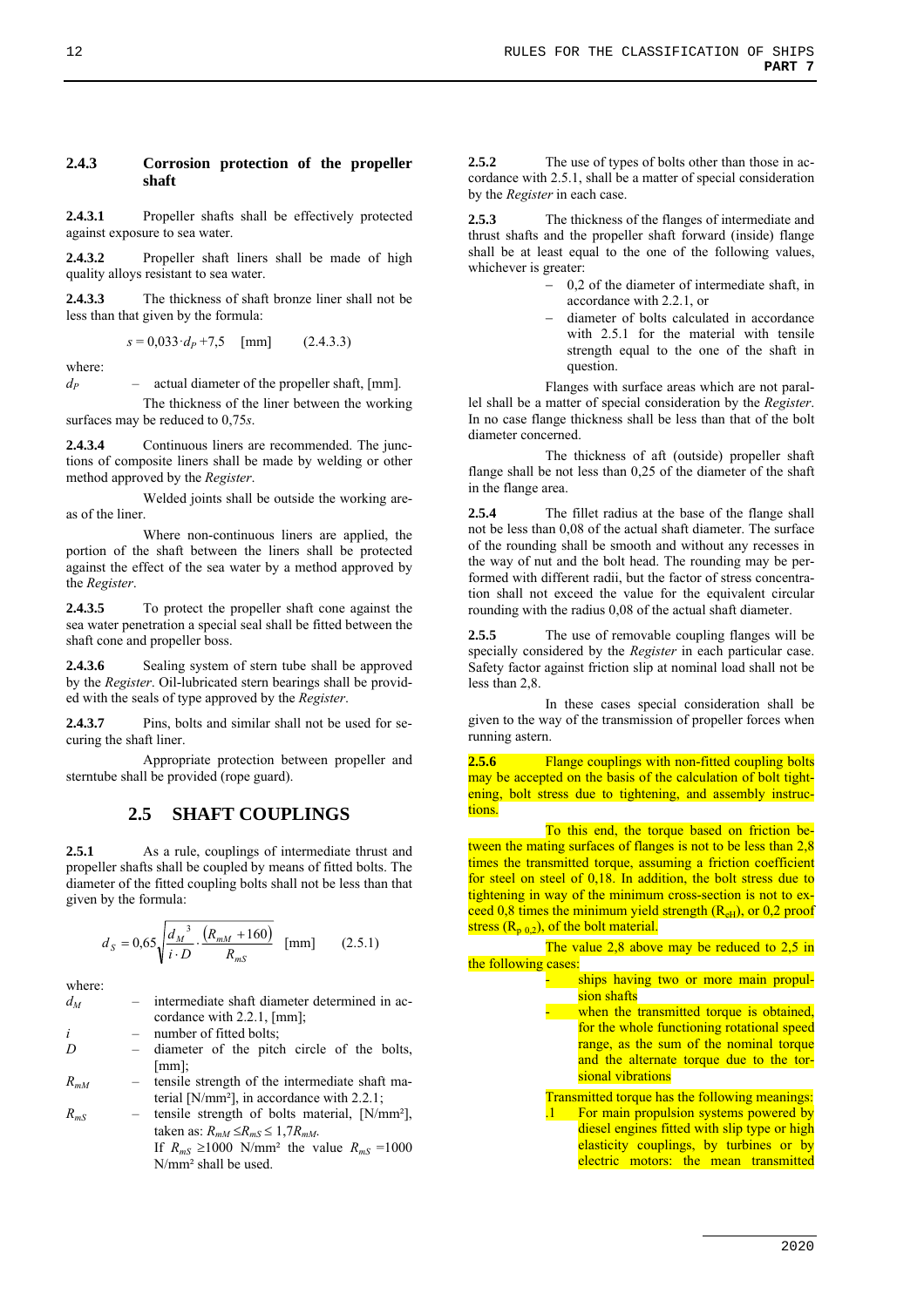### 2.4.3 Corrosion protection of the propeller shaft

**2.4.3.1** Propeller shafts shall be effectively protected against exposure to sea water.

**2.4.3.2** Propeller shaft liners shall be made of high quality alloys resistant to sea water.

**2.4.3.3** The thickness of shaft bronze liner shall not be less than that given by the formula:

$$s = 0{,}033 \cdot d_P + 7{,}5 \quad [\text{mm}] \qquad (2.4.3.3)$$

where:

$d_P$ – actual diameter of the propeller shaft, [mm].

The thickness of the liner between the working surfaces may be reduced to 0,75*s*.

**2.4.3.4** Continuous liners are recommended. The junctions of composite liners shall be made by welding or other method approved by the *Register*.

Welded joints shall be outside the working areas of the liner.

Where non-continuous liners are applied, the portion of the shaft between the liners shall be protected against the effect of the sea water by a method approved by the *Register*.

**2.4.3.5** To protect the propeller shaft cone against the sea water penetration a special seal shall be fitted between the shaft cone and propeller boss.

**2.4.3.6** Sealing system of stern tube shall be approved by the *Register*. Oil-lubricated stern bearings shall be provided with the seals of type approved by the *Register*.

**2.4.3.7** Pins, bolts and similar shall not be used for securing the shaft liner.

Appropriate protection between propeller and sterntube shall be provided (rope guard).

## 2.5 SHAFT COUPLINGS

**2.5.1** As a rule, couplings of intermediate thrust and propeller shafts shall be coupled by means of fitted bolts. The diameter of the fitted coupling bolts shall not be less than that given by the formula:

$$d_S = 0{,}65\sqrt{\frac{d_M^{\,3}}{i \cdot D} \cdot \frac{(R_{mM} + 160)}{R_{mS}}} \quad [\text{mm}] \qquad (2.5.1)$$

where:

$d_M$ – intermediate shaft diameter determined in accordance with 2.2.1, [mm];

$i$ – number of fitted bolts;

$D$ – diameter of the pitch circle of the bolts, [mm];

$R_{mM}$ – tensile strength of the intermediate shaft material [N/mm²], in accordance with 2.2.1;

$R_{mS}$ – tensile strength of bolts material, [N/mm²], taken as: $R_{mM} \le R_{mS} \le 1{,}7R_{mM}$.
If $R_{mS} \ge 1000$ N/mm² the value $R_{mS} = 1000$ N/mm² shall be used.

**2.5.2** The use of types of bolts other than those in accordance with 2.5.1, shall be a matter of special consideration by the *Register* in each case.

**2.5.3** The thickness of the flanges of intermediate and thrust shafts and the propeller shaft forward (inside) flange shall be at least equal to the one of the following values, whichever is greater:

- 0,2 of the diameter of intermediate shaft, in accordance with 2.2.1, or
- diameter of bolts calculated in accordance with 2.5.1 for the material with tensile strength equal to the one of the shaft in question.

Flanges with surface areas which are not parallel shall be a matter of special consideration by the *Register*. In no case flange thickness shall be less than that of the bolt diameter concerned.

The thickness of aft (outside) propeller shaft flange shall be not less than 0,25 of the diameter of the shaft in the flange area.

**2.5.4** The fillet radius at the base of the flange shall not be less than 0,08 of the actual shaft diameter. The surface of the rounding shall be smooth and without any recesses in the way of nut and the bolt head. The rounding may be performed with different radii, but the factor of stress concentration shall not exceed the value for the equivalent circular rounding with the radius 0,08 of the actual shaft diameter.

**2.5.5** The use of removable coupling flanges will be specially considered by the *Register* in each particular case. Safety factor against friction slip at nominal load shall not be less than 2,8.

In these cases special consideration shall be given to the way of the transmission of propeller forces when running astern.

**2.5.6** Flange couplings with non-fitted coupling bolts may be accepted on the basis of the calculation of bolt tightening, bolt stress due to tightening, and assembly instructions.

To this end, the torque based on friction between the mating surfaces of flanges is not to be less than 2,8 times the transmitted torque, assuming a friction coefficient for steel on steel of 0,18. In addition, the bolt stress due to tightening in way of the minimum cross-section is not to exceed 0,8 times the minimum yield strength ($R_{eH}$), or 0,2 proof stress ($R_{p\,0,2}$), of the bolt material.

The value 2,8 above may be reduced to 2,5 in the following cases:

- ships having two or more main propulsion shafts
- when the transmitted torque is obtained, for the whole functioning rotational speed range, as the sum of the nominal torque and the alternate torque due to the torsional vibrations

Transmitted torque has the following meanings:

.1 For main propulsion systems powered by diesel engines fitted with slip type or high elasticity couplings, by turbines or by electric motors: the mean transmitted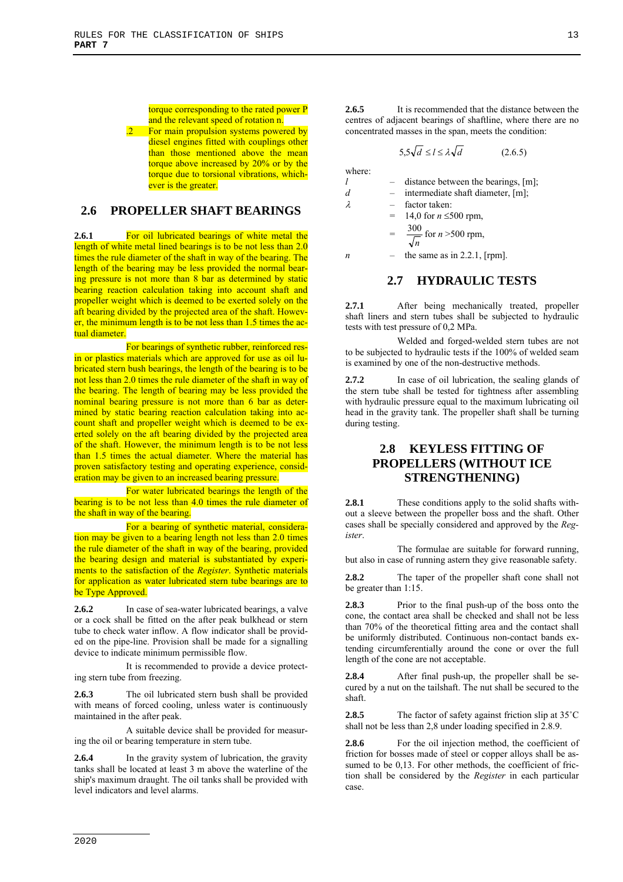torque corresponding to the rated power P and the relevant speed of rotation n.

.2 For main propulsion systems powered by diesel engines fitted with couplings other than those mentioned above the mean torque above increased by 20% or by the torque due to torsional vibrations, whichever is the greater.

## 2.6 PROPELLER SHAFT BEARINGS

**2.6.1** For oil lubricated bearings of white metal the length of white metal lined bearings is to be not less than 2.0 times the rule diameter of the shaft in way of the bearing. The length of the bearing may be less provided the normal bearing pressure is not more than 8 bar as determined by static bearing reaction calculation taking into account shaft and propeller weight which is deemed to be exerted solely on the aft bearing divided by the projected area of the shaft. However, the minimum length is to be not less than 1.5 times the actual diameter.

For bearings of synthetic rubber, reinforced resin or plastics materials which are approved for use as oil lubricated stern bush bearings, the length of the bearing is to be not less than 2.0 times the rule diameter of the shaft in way of the bearing. The length of bearing may be less provided the nominal bearing pressure is not more than 6 bar as determined by static bearing reaction calculation taking into account shaft and propeller weight which is deemed to be exerted solely on the aft bearing divided by the projected area of the shaft. However, the minimum length is to be not less than 1.5 times the actual diameter. Where the material has proven satisfactory testing and operating experience, consideration may be given to an increased bearing pressure.

For water lubricated bearings the length of the bearing is to be not less than 4.0 times the rule diameter of the shaft in way of the bearing.

For a bearing of synthetic material, consideration may be given to a bearing length not less than 2.0 times the rule diameter of the shaft in way of the bearing, provided the bearing design and material is substantiated by experiments to the satisfaction of the *Register*. Synthetic materials for application as water lubricated stern tube bearings are to be Type Approved.

**2.6.2** In case of sea-water lubricated bearings, a valve or a cock shall be fitted on the after peak bulkhead or stern tube to check water inflow. A flow indicator shall be provided on the pipe-line. Provision shall be made for a signalling device to indicate minimum permissible flow.

It is recommended to provide a device protecting stern tube from freezing.

**2.6.3** The oil lubricated stern bush shall be provided with means of forced cooling, unless water is continuously maintained in the after peak.

A suitable device shall be provided for measuring the oil or bearing temperature in stern tube.

**2.6.4** In the gravity system of lubrication, the gravity tanks shall be located at least 3 m above the waterline of the ship's maximum draught. The oil tanks shall be provided with level indicators and level alarms.

**2.6.5** It is recommended that the distance between the centres of adjacent bearings of shaftline, where there are no concentrated masses in the span, meets the condition:

$$5{,}5\sqrt{d} \le l \le \lambda\sqrt{d} \qquad (2.6.5)$$

where:

$l$ – distance between the bearings, [m];

$d$ – intermediate shaft diameter, [m];

$\lambda$ – factor taken:

= 14,0 for $n \le 500$ rpm,

= $\dfrac{300}{\sqrt{n}}$ for $n > 500$ rpm,

$n$ – the same as in 2.2.1, [rpm].

## 2.7 HYDRAULIC TESTS

**2.7.1** After being mechanically treated, propeller shaft liners and stern tubes shall be subjected to hydraulic tests with test pressure of 0,2 MPa.

Welded and forged-welded stern tubes are not to be subjected to hydraulic tests if the 100% of welded seam is examined by one of the non-destructive methods.

**2.7.2** In case of oil lubrication, the sealing glands of the stern tube shall be tested for tightness after assembling with hydraulic pressure equal to the maximum lubricating oil head in the gravity tank. The propeller shaft shall be turning during testing.

## 2.8 KEYLESS FITTING OF PROPELLERS (WITHOUT ICE STRENGTHENING)

**2.8.1** These conditions apply to the solid shafts without a sleeve between the propeller boss and the shaft. Other cases shall be specially considered and approved by the *Register*.

The formulae are suitable for forward running, but also in case of running astern they give reasonable safety.

**2.8.2** The taper of the propeller shaft cone shall not be greater than 1:15.

**2.8.3** Prior to the final push-up of the boss onto the cone, the contact area shall be checked and shall not be less than 70% of the theoretical fitting area and the contact shall be uniformly distributed. Continuous non-contact bands extending circumferentially around the cone or over the full length of the cone are not acceptable.

**2.8.4** After final push-up, the propeller shall be secured by a nut on the tailshaft. The nut shall be secured to the shaft.

**2.8.5** The factor of safety against friction slip at 35˚C shall not be less than 2,8 under loading specified in 2.8.9.

**2.8.6** For the oil injection method, the coefficient of friction for bosses made of steel or copper alloys shall be assumed to be 0,13. For other methods, the coefficient of friction shall be considered by the *Register* in each particular case.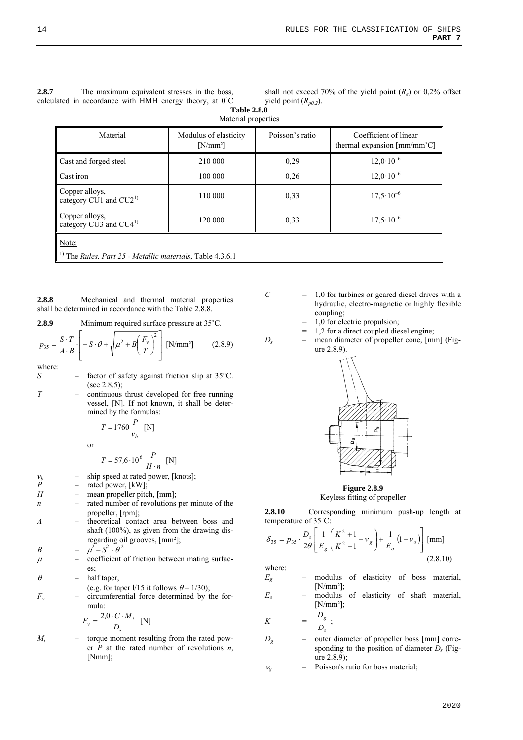**2.8.7** The maximum equivalent stresses in the boss, calculated in accordance with HMH energy theory, at 0˚C shall not exceed 70% of the yield point ($R_e$) or 0,2% offset yield point ($R_{p0,2}$).

**Table 2.8.8**
Material properties

| Material | Modulus of elasticity [N/mm²] | Poisson's ratio | Coefficient of linear thermal expansion [mm/mm˚C] |
|---|---|---|---|
| Cast and forged steel | 210 000 | 0,29 | $12{,}0 \cdot 10^{-6}$ |
| Cast iron | 100 000 | 0,26 | $12{,}0 \cdot 10^{-6}$ |
| Copper alloys, category CU1 and CU2[1)] | 110 000 | 0,33 | $17{,}5 \cdot 10^{-6}$ |
| Copper alloys, category CU3 and CU4[1)] | 120 000 | 0,33 | $17{,}5 \cdot 10^{-6}$ |

Note:

[1)] The *Rules, Part 25 - Metallic materials*, Table 4.3.6.1

**2.8.8** Mechanical and thermal material properties shall be determined in accordance with the Table 2.8.8.

**2.8.9** Minimum required surface pressure at 35˚C.

$$p_{35} = \frac{S \cdot T}{A \cdot B} \cdot \left[ -S \cdot \theta + \sqrt{\mu^2 + B\left(\frac{F_v}{T}\right)^2} \right] \text{ [N/mm}^2\text{]} \qquad (2.8.9)$$

where:

$S$ – factor of safety against friction slip at 35°C. (see 2.8.5);

$T$ – continuous thrust developed for free running vessel, [N]. If not known, it shall be determined by the formulas:

$$T = 1760 \frac{P}{v_b} \text{ [N]}$$

or

$$T = 57{,}6 \cdot 10^6 \frac{P}{H \cdot n} \text{ [N]}$$

$v_b$ – ship speed at rated power, [knots];

$P$ – rated power, [kW];

$H$ – mean propeller pitch, [mm];

$n$ – rated number of revolutions per minute of the propeller, [rpm];

$A$ – theoretical contact area between boss and shaft (100%), as given from the drawing disregarding oil grooves, [mm²];

$B$ = $\mu^2 - S^2 \cdot \theta^2$

$\mu$ – coefficient of friction between mating surfaces;

$\theta$ – half taper, (e.g. for taper l/15 it follows $\theta = 1/30$);

$F_v$ – circumferential force determined by the formula:

$$F_v = \frac{2{,}0 \cdot C \cdot M_t}{D_s} \text{ [N]}$$

$M_t$ – torque moment resulting from the rated power $P$ at the rated number of revolutions $n$, [Nmm];

$C$ = 1,0 for turbines or geared diesel drives with a hydraulic, electro-magnetic or highly flexible coupling;
= 1,0 for electric propulsion;
= 1,2 for a direct coupled diesel engine;

$D_s$ – mean diameter of propeller cone, [mm] (Figure 2.8.9).

**Figure 2.8.9**
Keyless fitting of propeller

**2.8.10** Corresponding minimum push-up length at temperature of 35˚C:

$$\delta_{35} = p_{35} \cdot \frac{D_s}{2\theta} \left[ \frac{1}{E_g}\left(\frac{K^2+1}{K^2-1} + \nu_g\right) + \frac{1}{E_o}(1 - \nu_o) \right] \text{ [mm]} \qquad (2.8.10)$$

where:

$E_g$ – modulus of elasticity of boss material, [N/mm²];

$E_o$ – modulus of elasticity of shaft material, [N/mm²];

$K$ = $\dfrac{D_g}{D_s}$;

$D_g$ – outer diameter of propeller boss [mm] corresponding to the position of diameter $D_s$ (Figure 2.8.9);

$\nu_g$ – Poisson's ratio for boss material;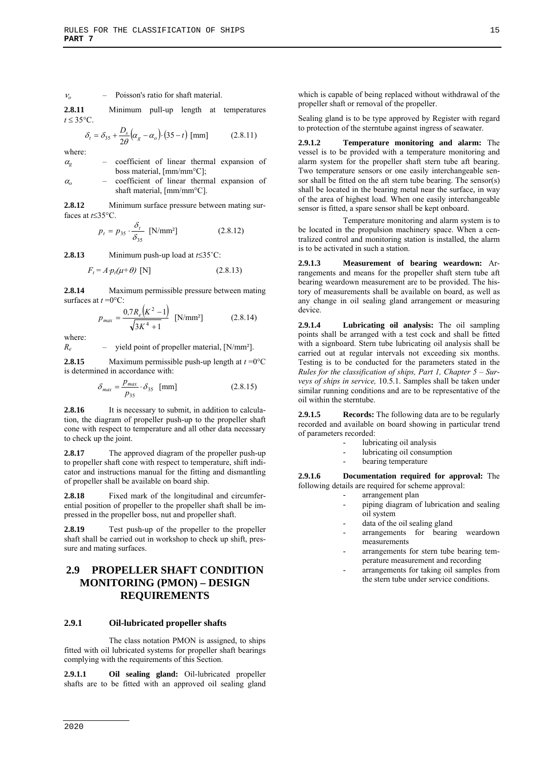$\nu_o$ – Poisson's ratio for shaft material.

**2.8.11** Minimum pull-up length at temperatures $t \leq 35°C$.

$$\delta_t = \delta_{35} + \frac{D_s}{2\theta}\left(\alpha_g - \alpha_o\right)\cdot\left(35 - t\right) \text{ [mm]} \qquad (2.8.11)$$

where:

$\alpha_g$ – coefficient of linear thermal expansion of boss material, [mm/mm°C];

$\alpha_o$ – coefficient of linear thermal expansion of shaft material, [mm/mm°C].

**2.8.12** Minimum surface pressure between mating surfaces at $t \leq 35°C$.

$$p_t = p_{35} \cdot \frac{\delta_t}{\delta_{35}} \text{ [N/mm}^2\text{]} \qquad (2.8.12)$$

**2.8.13** Minimum push-up load at $t \leq 35°C$:

$$F_t = A \cdot p_t(\mu + \theta) \text{ [N]} \qquad (2.8.13)$$

**2.8.14** Maximum permissible pressure between mating surfaces at $t = 0°C$:

$$p_{max} = \frac{0{,}7R_e\left(K^2 - 1\right)}{\sqrt{3K^4 + 1}} \text{ [N/mm}^2\text{]} \qquad (2.8.14)$$

where:

$R_e$ – yield point of propeller material, [N/mm²].

**2.8.15** Maximum permissible push-up length at $t = 0°C$ is determined in accordance with:

$$\delta_{max} = \frac{p_{max}}{p_{35}} \cdot \delta_{35} \text{ [mm]} \qquad (2.8.15)$$

**2.8.16** It is necessary to submit, in addition to calculation, the diagram of propeller push-up to the propeller shaft cone with respect to temperature and all other data necessary to check up the joint.

**2.8.17** The approved diagram of the propeller push-up to propeller shaft cone with respect to temperature, shift indicator and instructions manual for the fitting and dismantling of propeller shall be available on board ship.

**2.8.18** Fixed mark of the longitudinal and circumferential position of propeller to the propeller shaft shall be impressed in the propeller boss, nut and propeller shaft.

**2.8.19** Test push-up of the propeller to the propeller shaft shall be carried out in workshop to check up shift, pressure and mating surfaces.

## 2.9 PROPELLER SHAFT CONDITION MONITORING (PMON) – DESIGN REQUIREMENTS

### 2.9.1 Oil-lubricated propeller shafts

The class notation PMON is assigned, to ships fitted with oil lubricated systems for propeller shaft bearings complying with the requirements of this Section.

**2.9.1.1 Oil sealing gland:** Oil-lubricated propeller shafts are to be fitted with an approved oil sealing gland which is capable of being replaced without withdrawal of the propeller shaft or removal of the propeller.

Sealing gland is to be type approved by Register with regard to protection of the sterntube against ingress of seawater.

**2.9.1.2 Temperature monitoring and alarm:** The vessel is to be provided with a temperature monitoring and alarm system for the propeller shaft stern tube aft bearing. Two temperature sensors or one easily interchangeable sensor shall be fitted on the aft stern tube bearing. The sensor(s) shall be located in the bearing metal near the surface, in way of the area of highest load. When one easily interchangeable sensor is fitted, a spare sensor shall be kept onboard.

Temperature monitoring and alarm system is to be located in the propulsion machinery space. When a centralized control and monitoring station is installed, the alarm is to be activated in such a station.

**2.9.1.3 Measurement of bearing weardown:** Arrangements and means for the propeller shaft stern tube aft bearing weardown measurement are to be provided. The history of measurements shall be available on board, as well as any change in oil sealing gland arrangement or measuring device.

**2.9.1.4 Lubricating oil analysis:** The oil sampling points shall be arranged with a test cock and shall be fitted with a signboard. Stern tube lubricating oil analysis shall be carried out at regular intervals not exceeding six months. Testing is to be conducted for the parameters stated in the *Rules for the classification of ships, Part 1, Chapter 5 – Surveys of ships in service,* 10.5.1. Samples shall be taken under similar running conditions and are to be representative of the oil within the sterntube.

**2.9.1.5 Records:** The following data are to be regularly recorded and available on board showing in particular trend of parameters recorded:

- lubricating oil analysis
- lubricating oil consumption
- bearing temperature

**2.9.1.6 Documentation required for approval:** The following details are required for scheme approval:

- arrangement plan
- piping diagram of lubrication and sealing oil system
- data of the oil sealing gland
- arrangements for bearing weardown measurements
- arrangements for stern tube bearing temperature measurement and recording
- arrangements for taking oil samples from the stern tube under service conditions.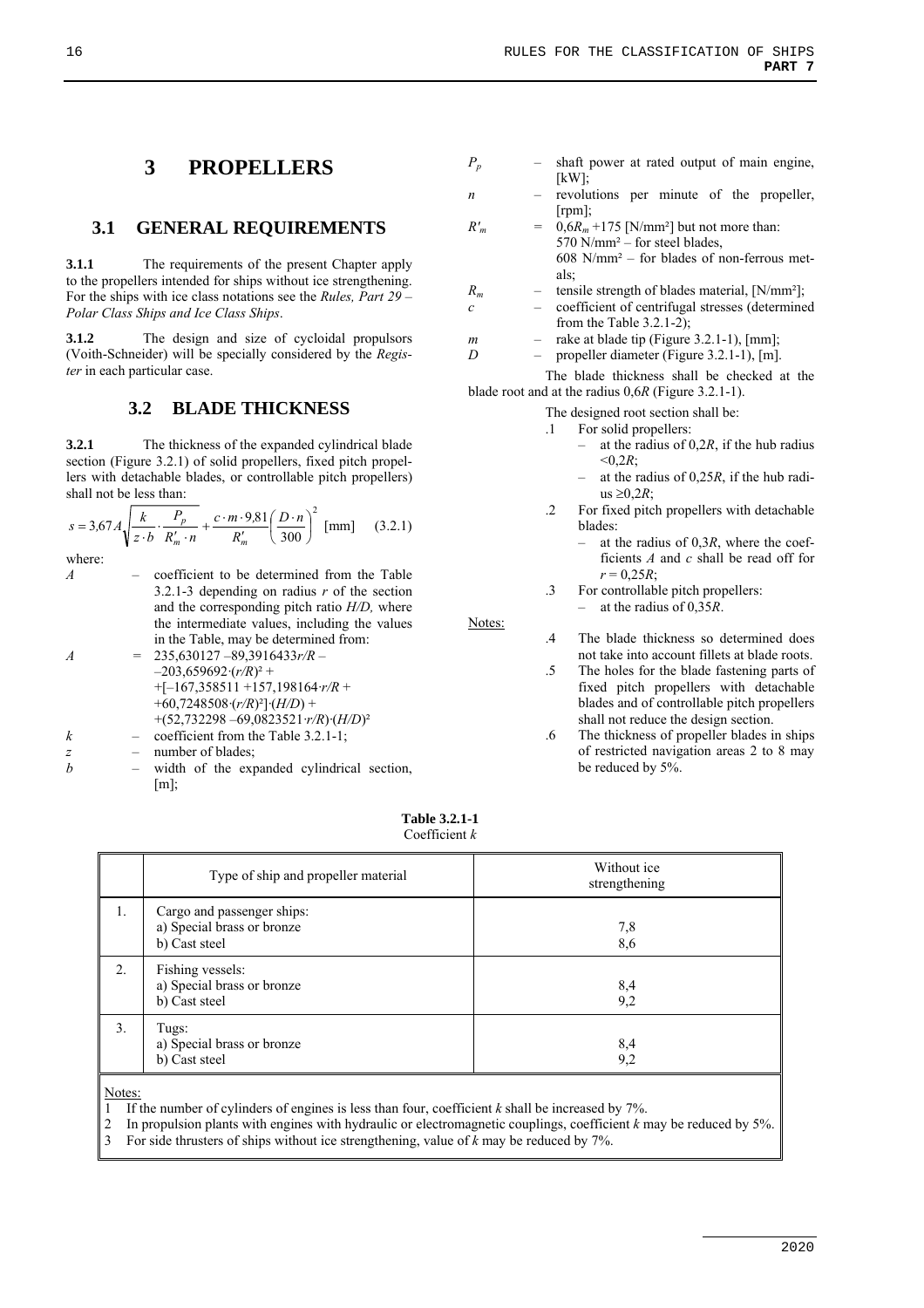# 3 PROPELLERS

## 3.1 GENERAL REQUIREMENTS

**3.1.1** The requirements of the present Chapter apply to the propellers intended for ships without ice strengthening. For the ships with ice class notations see the *Rules, Part 29 – Polar Class Ships and Ice Class Ships*.

**3.1.2** The design and size of cycloidal propulsors (Voith-Schneider) will be specially considered by the *Register* in each particular case.

## 3.2 BLADE THICKNESS

**3.2.1** The thickness of the expanded cylindrical blade section (Figure 3.2.1) of solid propellers, fixed pitch propellers with detachable blades, or controllable pitch propellers) shall not be less than:

$$s = 3{,}67A\sqrt{\frac{k}{z \cdot b} \cdot \frac{P_p}{R'_m \cdot n} + \frac{c \cdot m \cdot 9{,}81}{R'_m}\left(\frac{D \cdot n}{300}\right)^2} \text{ [mm]} \quad (3.2.1)$$

where:

$A$ – coefficient to be determined from the Table 3.2.1-3 depending on radius $r$ of the section and the corresponding pitch ratio $H/D$, where the intermediate values, including the values in the Table, may be determined from:

$A$ = $235{,}630127 - 89{,}3916433r/R - 203{,}659692 \cdot (r/R)^2 + [-167{,}358511 + 157{,}198164 \cdot r/R + 60{,}7248508 \cdot (r/R)^2] \cdot (H/D) + (52{,}732298 - 69{,}0823521 \cdot r/R) \cdot (H/D)^2$

$k$ – coefficient from the Table 3.2.1-1;

$z$ – number of blades;

$b$ – width of the expanded cylindrical section, [m];

$P_p$ – shaft power at rated output of main engine, [kW];

$n$ – revolutions per minute of the propeller, [rpm];

$R'_m$ = $0{,}6R_m + 175$ [N/mm²] but not more than: 570 N/mm² – for steel blades, 608 N/mm² – for blades of non-ferrous metals;

$R_m$ – tensile strength of blades material, [N/mm²];

$c$ – coefficient of centrifugal stresses (determined from the Table 3.2.1-2);

$m$ – rake at blade tip (Figure 3.2.1-1), [mm];

$D$ – propeller diameter (Figure 3.2.1-1), [m].

The blade thickness shall be checked at the blade root and at the radius $0{,}6R$ (Figure 3.2.1-1).

The designed root section shall be:

.1 For solid propellers:
  – at the radius of $0{,}2R$, if the hub radius $<0{,}2R$;
  – at the radius of $0{,}25R$, if the hub radius $\geq 0{,}2R$;

.2 For fixed pitch propellers with detachable blades:
  – at the radius of $0{,}3R$, where the coefficients $A$ and $c$ shall be read off for $r = 0{,}25R$;

.3 For controllable pitch propellers:
  – at the radius of $0{,}35R$.

Notes:

.4 The blade thickness so determined does not take into account fillets at blade roots.

.5 The holes for the blade fastening parts of fixed pitch propellers with detachable blades and of controllable pitch propellers shall not reduce the design section.

.6 The thickness of propeller blades in ships of restricted navigation areas 2 to 8 may be reduced by 5%.

**Table 3.2.1-1**
Coefficient $k$

| | Type of ship and propeller material | Without ice strengthening |
|---|---|---|
| 1. | Cargo and passenger ships:<br>a) Special brass or bronze<br>b) Cast steel | <br>7,8<br>8,6 |
| 2. | Fishing vessels:<br>a) Special brass or bronze<br>b) Cast steel | <br>8,4<br>9,2 |
| 3. | Tugs:<br>a) Special brass or bronze<br>b) Cast steel | <br>8,4<br>9,2 |

Notes:
1 If the number of cylinders of engines is less than four, coefficient $k$ shall be increased by 7%.
2 In propulsion plants with engines with hydraulic or electromagnetic couplings, coefficient $k$ may be reduced by 5%.
3 For side thrusters of ships without ice strengthening, value of $k$ may be reduced by 7%.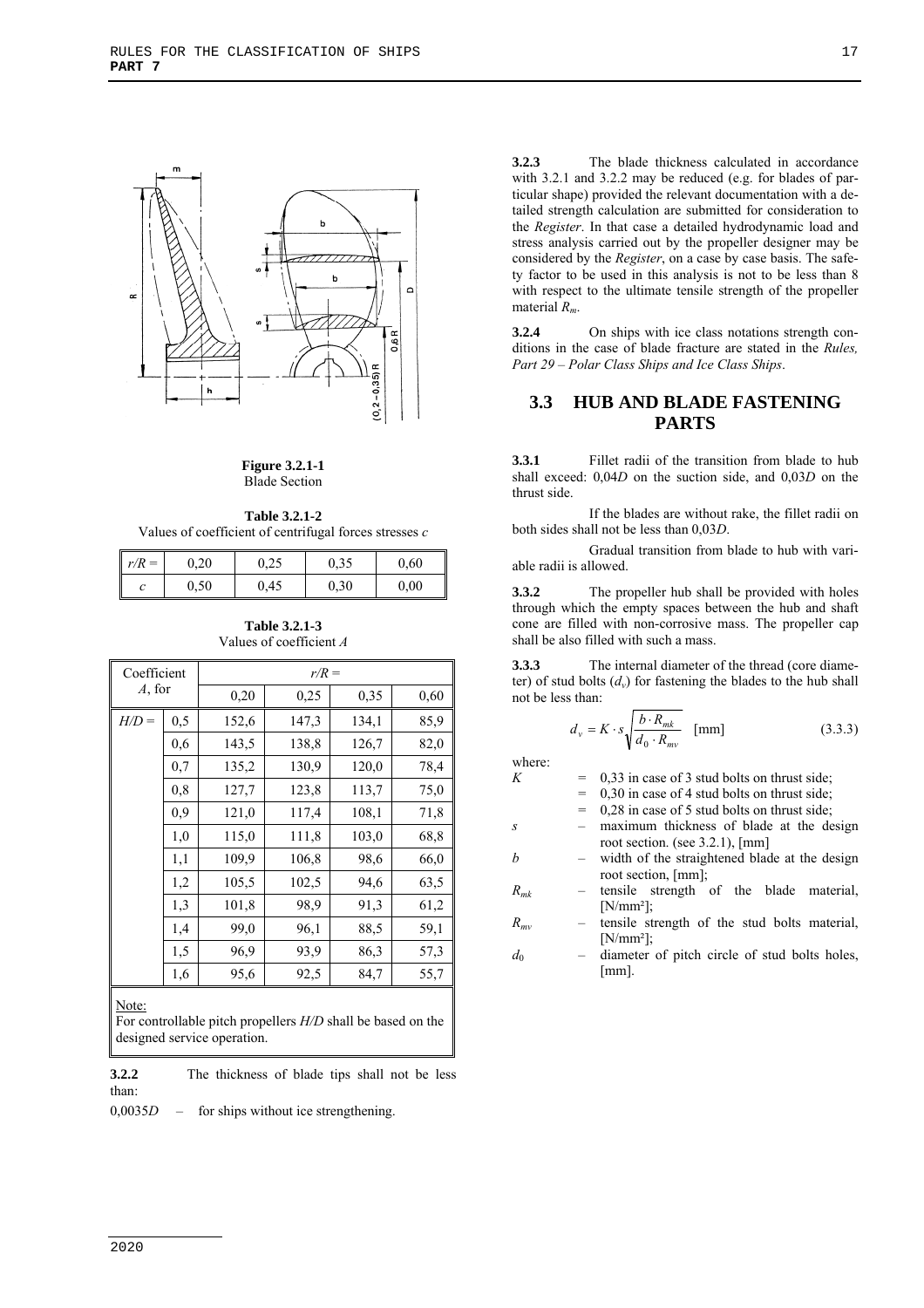**Figure 3.2.1-1**
Blade Section

**Table 3.2.1-2**
Values of coefficient of centrifugal forces stresses $c$

| $r/R$ = | 0,20 | 0,25 | 0,35 | 0,60 |
|---|---|---|---|---|
| $c$ | 0,50 | 0,45 | 0,30 | 0,00 |

**Table 3.2.1-3**
Values of coefficient $A$

| Coefficient $A$, for | | $r/R$ = | | | |
|---|---|---|---|---|---|
| | | 0,20 | 0,25 | 0,35 | 0,60 |
| $H/D$ = | 0,5 | 152,6 | 147,3 | 134,1 | 85,9 |
| | 0,6 | 143,5 | 138,8 | 126,7 | 82,0 |
| | 0,7 | 135,2 | 130,9 | 120,0 | 78,4 |
| | 0,8 | 127,7 | 123,8 | 113,7 | 75,0 |
| | 0,9 | 121,0 | 117,4 | 108,1 | 71,8 |
| | 1,0 | 115,0 | 111,8 | 103,0 | 68,8 |
| | 1,1 | 109,9 | 106,8 | 98,6 | 66,0 |
| | 1,2 | 105,5 | 102,5 | 94,6 | 63,5 |
| | 1,3 | 101,8 | 98,9 | 91,3 | 61,2 |
| | 1,4 | 99,0 | 96,1 | 88,5 | 59,1 |
| | 1,5 | 96,9 | 93,9 | 86,3 | 57,3 |
| | 1,6 | 95,6 | 92,5 | 84,7 | 55,7 |

Note:
For controllable pitch propellers $H/D$ shall be based on the designed service operation.

**3.2.2** The thickness of blade tips shall not be less than:

$0{,}0035D$ – for ships without ice strengthening.

**3.2.3** The blade thickness calculated in accordance with 3.2.1 and 3.2.2 may be reduced (e.g. for blades of particular shape) provided the relevant documentation with a detailed strength calculation are submitted for consideration to the *Register*. In that case a detailed hydrodynamic load and stress analysis carried out by the propeller designer may be considered by the *Register*, on a case by case basis. The safety factor to be used in this analysis is not to be less than 8 with respect to the ultimate tensile strength of the propeller material $R_m$.

**3.2.4** On ships with ice class notations strength conditions in the case of blade fracture are stated in the *Rules, Part 29 – Polar Class Ships and Ice Class Ships*.

## 3.3 HUB AND BLADE FASTENING PARTS

**3.3.1** Fillet radii of the transition from blade to hub shall exceed: $0{,}04D$ on the suction side, and $0{,}03D$ on the thrust side.

If the blades are without rake, the fillet radii on both sides shall not be less than $0{,}03D$.

Gradual transition from blade to hub with variable radii is allowed.

**3.3.2** The propeller hub shall be provided with holes through which the empty spaces between the hub and shaft cone are filled with non-corrosive mass. The propeller cap shall be also filled with such a mass.

**3.3.3** The internal diameter of the thread (core diameter) of stud bolts ($d_v$) for fastening the blades to the hub shall not be less than:

$$d_v = K \cdot s\sqrt{\frac{b \cdot R_{mk}}{d_0 \cdot R_{mv}}} \quad [\text{mm}] \tag{3.3.3}$$

where:

- $K$ = 0,33 in case of 3 stud bolts on thrust side;
  = 0,30 in case of 4 stud bolts on thrust side;
  = 0,28 in case of 5 stud bolts on thrust side;
- $s$ – maximum thickness of blade at the design root section. (see 3.2.1), [mm]
- $b$ – width of the straightened blade at the design root section, [mm];
- $R_{mk}$ – tensile strength of the blade material, [N/mm²];
- $R_{mv}$ – tensile strength of the stud bolts material, [N/mm²];
- $d_0$ – diameter of pitch circle of stud bolts holes, [mm].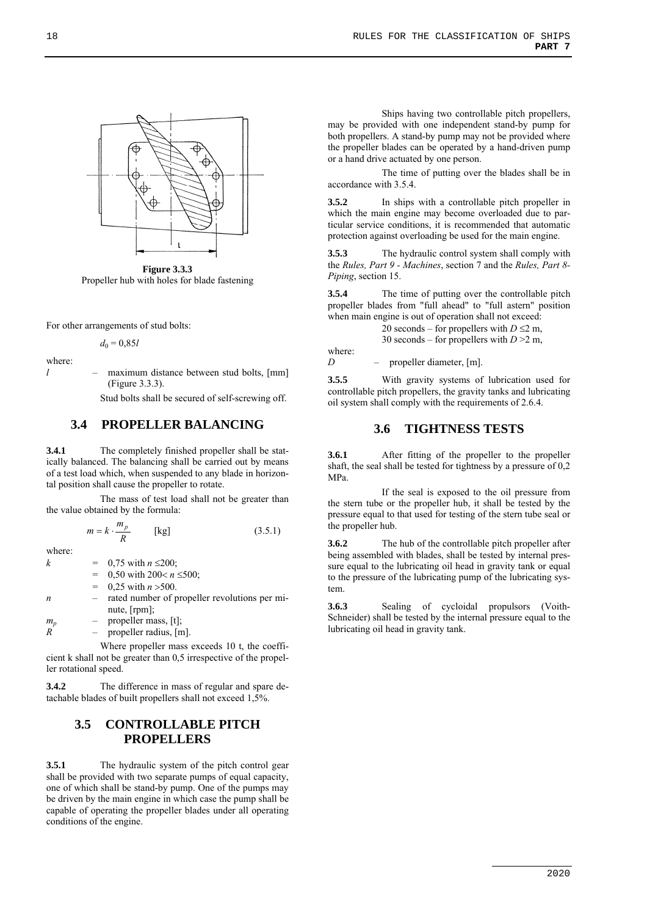**Figure 3.3.3**
Propeller hub with holes for blade fastening

For other arrangements of stud bolts:

$$d_0 = 0{,}85l$$

where:

$l$ – maximum distance between stud bolts, [mm] (Figure 3.3.3).

Stud bolts shall be secured of self-screwing off.

## 3.4 PROPELLER BALANCING

**3.4.1** The completely finished propeller shall be statically balanced. The balancing shall be carried out by means of a test load which, when suspended to any blade in horizontal position shall cause the propeller to rotate.

The mass of test load shall not be greater than the value obtained by the formula:

$$m = k \cdot \frac{m_p}{R} \quad \text{[kg]} \qquad (3.5.1)$$

where:

$k$ = 0,75 with $n \leq 200$;
= 0,50 with $200 < n \leq 500$;
= 0,25 with $n > 500$.

$n$ – rated number of propeller revolutions per minute, [rpm];

$m_p$ – propeller mass, [t];

$R$ – propeller radius, [m].

Where propeller mass exceeds 10 t, the coefficient k shall not be greater than 0,5 irrespective of the propeller rotational speed.

**3.4.2** The difference in mass of regular and spare detachable blades of built propellers shall not exceed 1,5%.

## 3.5 CONTROLLABLE PITCH PROPELLERS

**3.5.1** The hydraulic system of the pitch control gear shall be provided with two separate pumps of equal capacity, one of which shall be stand-by pump. One of the pumps may be driven by the main engine in which case the pump shall be capable of operating the propeller blades under all operating conditions of the engine.

Ships having two controllable pitch propellers, may be provided with one independent stand-by pump for both propellers. A stand-by pump may not be provided where the propeller blades can be operated by a hand-driven pump or a hand drive actuated by one person.

The time of putting over the blades shall be in accordance with 3.5.4.

**3.5.2** In ships with a controllable pitch propeller in which the main engine may become overloaded due to particular service conditions, it is recommended that automatic protection against overloading be used for the main engine.

**3.5.3** The hydraulic control system shall comply with the *Rules, Part 9 - Machines*, section 7 and the *Rules, Part 8- Piping*, section 15.

**3.5.4** The time of putting over the controllable pitch propeller blades from "full ahead" to "full astern" position when main engine is out of operation shall not exceed:

20 seconds – for propellers with $D \leq 2$ m,
30 seconds – for propellers with $D > 2$ m,

where:

$D$ – propeller diameter, [m].

**3.5.5** With gravity systems of lubrication used for controllable pitch propellers, the gravity tanks and lubricating oil system shall comply with the requirements of 2.6.4.

## 3.6 TIGHTNESS TESTS

**3.6.1** After fitting of the propeller to the propeller shaft, the seal shall be tested for tightness by a pressure of 0,2 MPa.

If the seal is exposed to the oil pressure from the stern tube or the propeller hub, it shall be tested by the pressure equal to that used for testing of the stern tube seal or the propeller hub.

**3.6.2** The hub of the controllable pitch propeller after being assembled with blades, shall be tested by internal pressure equal to the lubricating oil head in gravity tank or equal to the pressure of the lubricating pump of the lubricating system.

**3.6.3** Sealing of cycloidal propulsors (Voith-Schneider) shall be tested by the internal pressure equal to the lubricating oil head in gravity tank.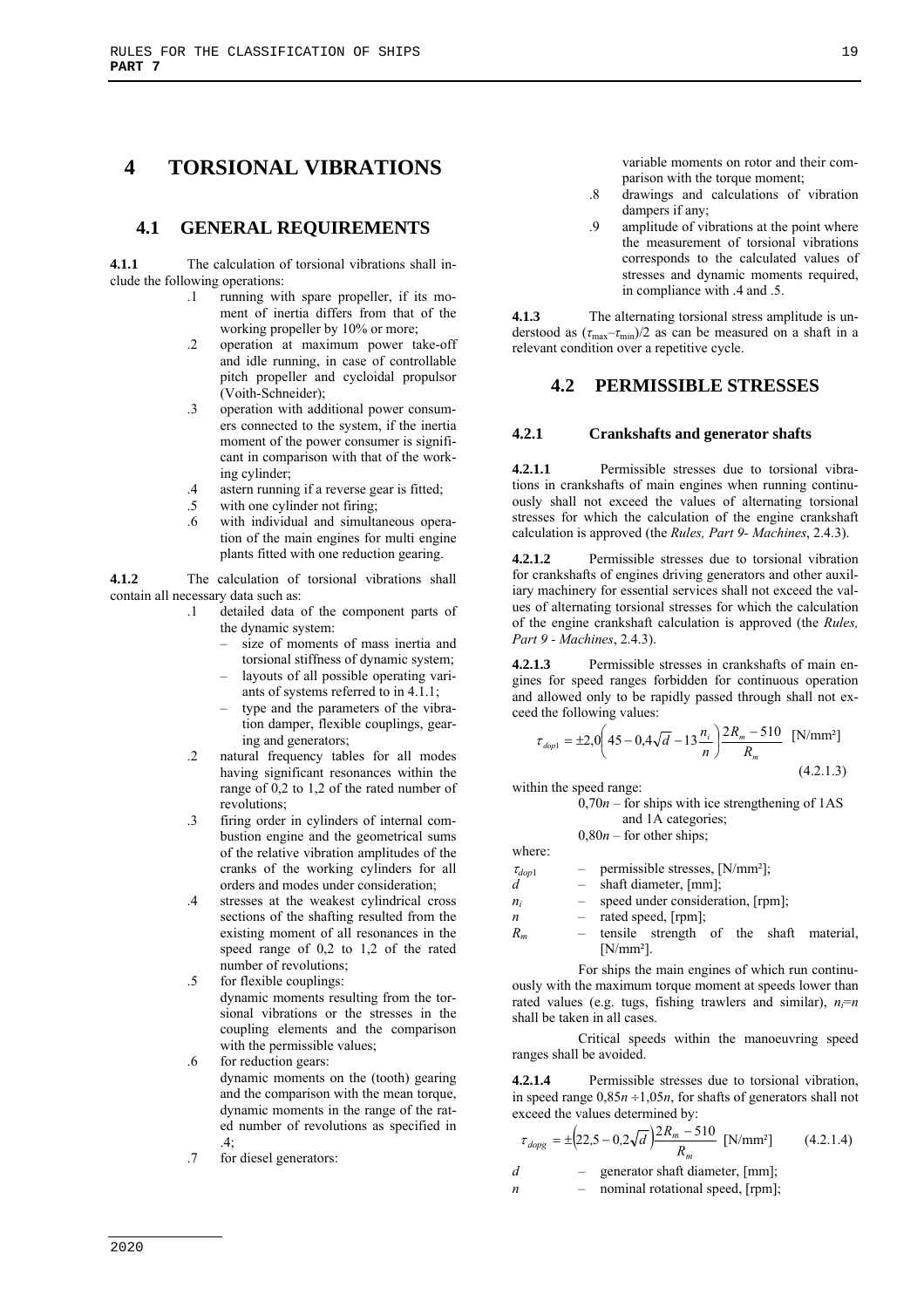# 4 TORSIONAL VIBRATIONS

## 4.1 GENERAL REQUIREMENTS

**4.1.1** The calculation of torsional vibrations shall include the following operations:

.1 running with spare propeller, if its moment of inertia differs from that of the working propeller by 10% or more;

.2 operation at maximum power take-off and idle running, in case of controllable pitch propeller and cycloidal propulsor (Voith-Schneider);

.3 operation with additional power consumers connected to the system, if the inertia moment of the power consumer is significant in comparison with that of the working cylinder;

.4 astern running if a reverse gear is fitted;

.5 with one cylinder not firing;

.6 with individual and simultaneous operation of the main engines for multi engine plants fitted with one reduction gearing.

**4.1.2** The calculation of torsional vibrations shall contain all necessary data such as:

.1 detailed data of the component parts of the dynamic system:
   - size of moments of mass inertia and torsional stiffness of dynamic system;
   - layouts of all possible operating variants of systems referred to in 4.1.1;
   - type and the parameters of the vibration damper, flexible couplings, gearing and generators;

.2 natural frequency tables for all modes having significant resonances within the range of 0,2 to 1,2 of the rated number of revolutions;

.3 firing order in cylinders of internal combustion engine and the geometrical sums of the relative vibration amplitudes of the cranks of the working cylinders for all orders and modes under consideration;

.4 stresses at the weakest cylindrical cross sections of the shafting resulted from the existing moment of all resonances in the speed range of 0,2 to 1,2 of the rated number of revolutions;

.5 for flexible couplings:
   dynamic moments resulting from the torsional vibrations or the stresses in the coupling elements and the comparison with the permissible values;

.6 for reduction gears:
   dynamic moments on the (tooth) gearing and the comparison with the mean torque, dynamic moments in the range of the rated number of revolutions as specified in .4;

.7 for diesel generators:
   variable moments on rotor and their comparison with the torque moment;

.8 drawings and calculations of vibration dampers if any;

.9 amplitude of vibrations at the point where the measurement of torsional vibrations corresponds to the calculated values of stresses and dynamic moments required, in compliance with .4 and .5.

**4.1.3** The alternating torsional stress amplitude is understood as $(\tau_{max}-\tau_{min})/2$ as can be measured on a shaft in a relevant condition over a repetitive cycle.

## 4.2 PERMISSIBLE STRESSES

### 4.2.1 Crankshafts and generator shafts

**4.2.1.1** Permissible stresses due to torsional vibrations in crankshafts of main engines when running continuously shall not exceed the values of alternating torsional stresses for which the calculation of the engine crankshaft calculation is approved (the *Rules, Part 9- Machines*, 2.4.3).

**4.2.1.2** Permissible stresses due to torsional vibration for crankshafts of engines driving generators and other auxiliary machinery for essential services shall not exceed the values of alternating torsional stresses for which the calculation of the engine crankshaft calculation is approved (the *Rules, Part 9 - Machines*, 2.4.3).

**4.2.1.3** Permissible stresses in crankshafts of main engines for speed ranges forbidden for continuous operation and allowed only to be rapidly passed through shall not exceed the following values:

$$\tau_{dop1} = \pm 2{,}0\left(45 - 0{,}4\sqrt{d} - 13\frac{n_i}{n}\right)\frac{2R_m - 510}{R_m} \quad [\text{N/mm}^2] \qquad (4.2.1.3)$$

within the speed range:

$0{,}70n$ – for ships with ice strengthening of 1AS and 1A categories;

$0{,}80n$ – for other ships;

where:

$\tau_{dop1}$ – permissible stresses, [N/mm²];
$d$ – shaft diameter, [mm];
$n_i$ – speed under consideration, [rpm];
$n$ – rated speed, [rpm];
$R_m$ – tensile strength of the shaft material, [N/mm²].

For ships the main engines of which run continuously with the maximum torque moment at speeds lower than rated values (e.g. tugs, fishing trawlers and similar), $n_i=n$ shall be taken in all cases.

Critical speeds within the manoeuvring speed ranges shall be avoided.

**4.2.1.4** Permissible stresses due to torsional vibration, in speed range $0{,}85n \div 1{,}05n$, for shafts of generators shall not exceed the values determined by:

$$\tau_{dopg} = \pm\left(22{,}5 - 0{,}2\sqrt{d}\right)\frac{2R_m - 510}{R_m} \quad [\text{N/mm}^2] \qquad (4.2.1.4)$$

$d$ – generator shaft diameter, [mm];
$n$ – nominal rotational speed, [rpm];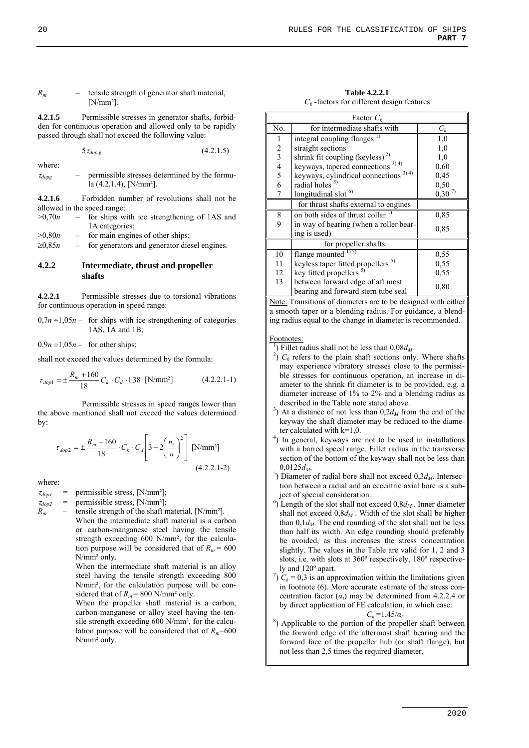$R_m$ – tensile strength of generator shaft material, [N/mm²].

**4.2.1.5** Permissible stresses in generator shafts, forbidden for continuous operation and allowed only to be rapidly passed through shall not exceed the following value:

$$5\,\tau_{dop,g} \qquad (4.2.1.5)$$

where:

$\tau_{dopg}$ – permissible stresses determined by the formula (4.2.1.4), [N/mm²].

**4.2.1.6** Forbidden number of revolutions shall not be allowed in the speed range:

$>0{,}70n$ – for ships with ice strengthening of 1AS and 1A categories;

$>0{,}80n$ – for main engines of other ships;

$\geq 0{,}85n$ – for generators and generator diesel engines.

## 4.2.2 Intermediate, thrust and propeller shafts

**4.2.2.1** Permissible stresses due to torsional vibrations for continuous operation in speed range:

$0{,}7n \div 1{,}05n$ – for ships with ice strengthening of categories 1AS, 1A and 1B;

$0{,}9n \div 1{,}05n$ – for other ships;

shall not exceed the values determined by the formula:

$$\tau_{dop1} = \pm\frac{R_m + 160}{18} C_k \cdot C_d \cdot 1{,}38 \ \text{[N/mm²]} \qquad (4.2.2.1\text{-}1)$$

Permissible stresses in speed ranges lower than the above mentioned shall not exceed the values determined by:

$$\tau_{dop2} = \pm\frac{R_m + 160}{18} \cdot C_k \cdot C_d \left[3 - 2\left(\frac{n_i}{n}\right)^2\right] \ \text{[N/mm²]} \qquad (4.2.2.1\text{-}2)$$

where:

$\tau_{dop1}$ = permissible stress, [N/mm²];

$\tau_{dop2}$ = permissible stress, [N/mm²];

$R_m$ – tensile strength of the shaft material, [N/mm²].
When the intermediate shaft material is a carbon or carbon-manganese steel having the tensile strength exceeding 600 N/mm², for the calculation purpose will be considered that of $R_m$ = 600 N/mm² only.
When the intermediate shaft material is an alloy steel having the tensile strength exceeding 800 N/mm², for the calculation purpose will be considered that of $R_m$ = 800 N/mm² only.
When the propeller shaft material is a carbon, carbon-manganese or alloy steel having the tensile strength exceeding 600 N/mm², for the calculation purpose will be considered that of $R_m$=600 N/mm² only.

**Table 4.2.2.1**
$C_k$ -factors for different design features

| Factor $C_k$ | | |
|---|---|---|
| No. | for intermediate shafts with | $C_k$ |
| 1 | integral coupling flanges [1] | 1,0 |
| 2 | straight sections | 1,0 |
| 3 | shrink fit coupling (keyless) [2] | 1,0 |
| 4 | keyways, tapered connections [3) 4] | 0,60 |
| 5 | keyways, cylindrical connections [3) 4] | 0,45 |
| 6 | radial holes [5] | 0,50 |
| 7 | longitudinal slot [6] | 0,30 [7] |
| | for thrust shafts external to engines | |
| 8 | on both sides of thrust collar [1] | 0,85 |
| 9 | in way of bearing (when a roller bearing is used) | 0,85 |
| | for propeller shafts | |
| 10 | flange mounted [1) 5] | 0,55 |
| 11 | keyless taper fitted propellers [5] | 0,55 |
| 12 | key fitted propellers [5] | 0,55 |
| 13 | between forward edge of aft most bearing and forward stern tube seal | 0,80 |

Note: Transitions of diameters are to be designed with either a smooth taper or a blending radius. For guidance, a blending radius equal to the change in diameter is recommended.

Footnotes:

[1]) Fillet radius shall not be less than $0{,}08d_M$.

[2]) $C_k$ refers to the plain shaft sections only. Where shafts may experience vibratory stresses close to the permissible stresses for continuous operation, an increase in diameter to the shrink fit diameter is to be provided, e.g. a diameter increase of 1% to 2% and a blending radius as described in the Table note stated above.

[3]) At a distance of not less than $0{,}2d_M$ from the end of the keyway the shaft diameter may be reduced to the diameter calculated with k=1,0.

[4]) In general, keyways are not to be used in installations with a barred speed range. Fillet radius in the transverse section of the bottom of the keyway shall not be less than $0{,}0125d_M$.

[5]) Diameter of radial bore shall not exceed $0{,}3d_M$. Intersection between a radial and an eccentric axial bore is a subject of special consideration.

[6]) Length of the slot shall not exceed $0{,}8d_M$ . Inner diameter shall not exceed $0{,}8d_M$ . Width of the slot shall be higher than $0{,}1d_M$. The end rounding of the slot shall not be less than half its width. An edge rounding should preferably be avoided, as this increases the stress concentration slightly. The values in the Table are valid for 1, 2 and 3 slots, i.e. with slots at 360º respectively, 180º respectively and 120º apart.

[7]) $C_k$ = 0,3 is an approximation within the limitations given in footnote (6). More accurate estimate of the stress concentration factor ($\alpha_t$) may be determined from 4.2.2.4 or by direct application of FE calculation, in which case:

$$C_k = 1{,}45/\alpha_t$$

[8]) Applicable to the portion of the propeller shaft between the forward edge of the aftermost shaft bearing and the forward face of the propeller hub (or shaft flange), but not less than 2,5 times the required diameter.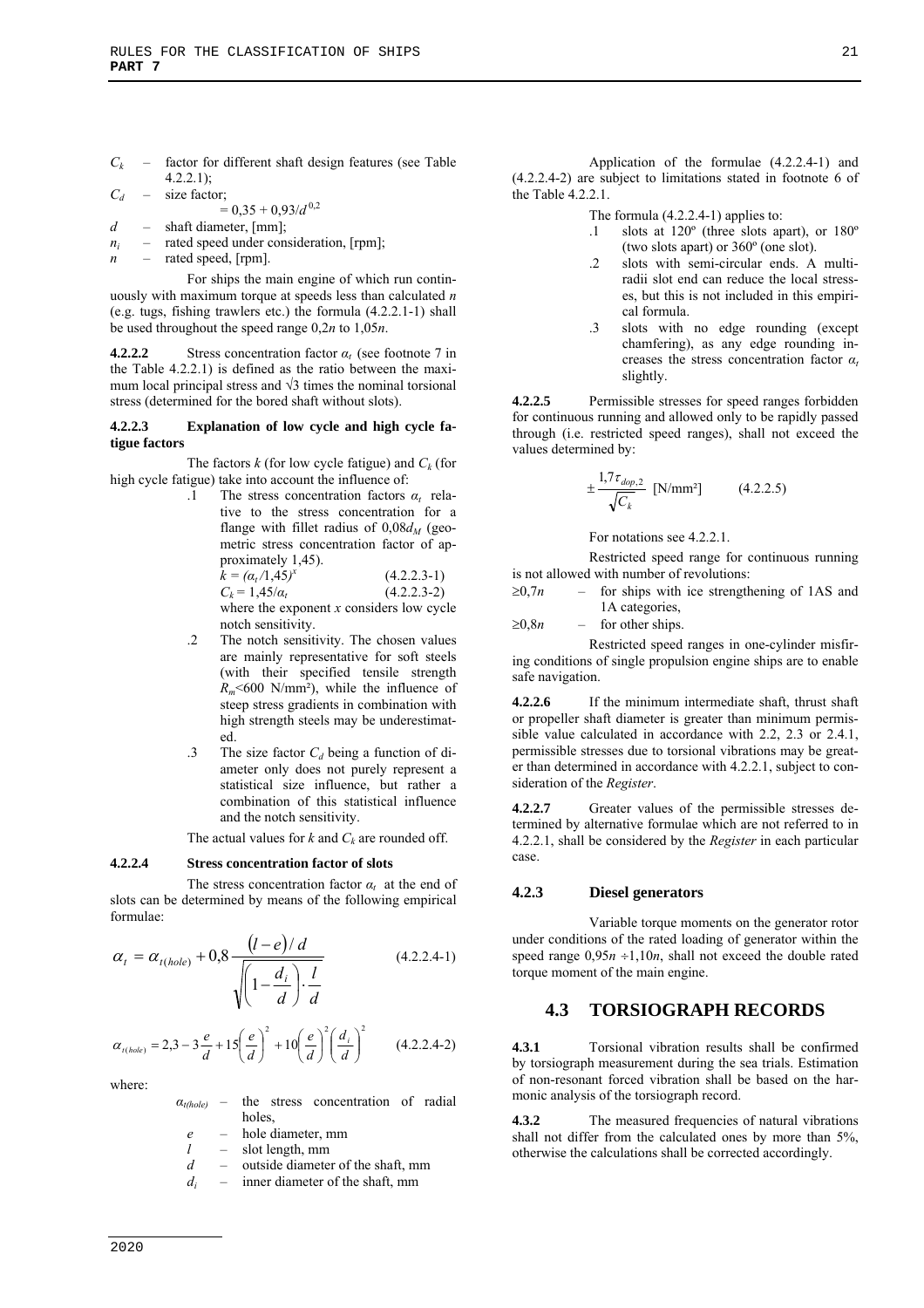$C_k$ – factor for different shaft design features (see Table 4.2.2.1);

$C_d$ – size factor;
$= 0{,}35 + 0{,}93/d^{0{,}2}$

$d$ – shaft diameter, [mm];

$n_i$ – rated speed under consideration, [rpm];

$n$ – rated speed, [rpm].

For ships the main engine of which run continuously with maximum torque at speeds less than calculated $n$ (e.g. tugs, fishing trawlers etc.) the formula (4.2.2.1-1) shall be used throughout the speed range $0{,}2n$ to $1{,}05n$.

**4.2.2.2** Stress concentration factor $\alpha_t$ (see footnote 7 in the Table 4.2.2.1) is defined as the ratio between the maximum local principal stress and $\sqrt{3}$ times the nominal torsional stress (determined for the bored shaft without slots).

#### 4.2.2.3 Explanation of low cycle and high cycle fatigue factors

The factors $k$ (for low cycle fatigue) and $C_k$ (for high cycle fatigue) take into account the influence of:

.1 The stress concentration factors $\alpha_t$ relative to the stress concentration for a flange with fillet radius of $0{,}08d_M$ (geometric stress concentration factor of approximately 1,45).

$$k = (\alpha_t/1{,}45)^x \qquad (4.2.2.3\text{-}1)$$

$$C_k = 1{,}45/\alpha_t \qquad (4.2.2.3\text{-}2)$$

where the exponent $x$ considers low cycle notch sensitivity.

.2 The notch sensitivity. The chosen values are mainly representative for soft steels (with their specified tensile strength $R_m$<600 N/mm²), while the influence of steep stress gradients in combination with high strength steels may be underestimated.

.3 The size factor $C_d$ being a function of diameter only does not purely represent a statistical size influence, but rather a combination of this statistical influence and the notch sensitivity.

The actual values for $k$ and $C_k$ are rounded off.

#### 4.2.2.4 Stress concentration factor of slots

The stress concentration factor $\alpha_t$ at the end of slots can be determined by means of the following empirical formulae:

$$\alpha_t = \alpha_{t(hole)} + 0{,}8\frac{(l-e)/d}{\sqrt{\left(1-\frac{d_i}{d}\right)\cdot\frac{l}{d}}} \qquad (4.2.2.4\text{-}1)$$

$$\alpha_{t(hole)} = 2{,}3 - 3\frac{e}{d} + 15\left(\frac{e}{d}\right)^2 + 10\left(\frac{e}{d}\right)^2\left(\frac{d_i}{d}\right)^2 \qquad (4.2.2.4\text{-}2)$$

where:

$\alpha_{t(hole)}$ – the stress concentration of radial holes,

$e$ – hole diameter, mm

$l$ – slot length, mm

$d$ – outside diameter of the shaft, mm

$d_i$ – inner diameter of the shaft, mm

Application of the formulae (4.2.2.4-1) and (4.2.2.4-2) are subject to limitations stated in footnote 6 of the Table 4.2.2.1.

The formula (4.2.2.4-1) applies to:

.1 slots at 120º (three slots apart), or 180º (two slots apart) or 360º (one slot).

.2 slots with semi-circular ends. A multi-radii slot end can reduce the local stresses, but this is not included in this empirical formula.

.3 slots with no edge rounding (except chamfering), as any edge rounding increases the stress concentration factor $\alpha_t$ slightly.

**4.2.2.5** Permissible stresses for speed ranges forbidden for continuous running and allowed only to be rapidly passed through (i.e. restricted speed ranges), shall not exceed the values determined by:

$$\pm\frac{1{,}7\tau_{dop,2}}{\sqrt{C_k}} \text{ [N/mm}^2\text{]} \qquad (4.2.2.5)$$

For notations see 4.2.2.1.

Restricted speed range for continuous running is not allowed with number of revolutions:

$\geq 0{,}7n$ – for ships with ice strengthening of 1AS and 1A categories,

$\geq 0{,}8n$ – for other ships.

Restricted speed ranges in one-cylinder misfiring conditions of single propulsion engine ships are to enable safe navigation.

**4.2.2.6** If the minimum intermediate shaft, thrust shaft or propeller shaft diameter is greater than minimum permissible value calculated in accordance with 2.2, 2.3 or 2.4.1, permissible stresses due to torsional vibrations may be greater than determined in accordance with 4.2.2.1, subject to consideration of the *Register*.

**4.2.2.7** Greater values of the permissible stresses determined by alternative formulae which are not referred to in 4.2.2.1, shall be considered by the *Register* in each particular case.

### 4.2.3 Diesel generators

Variable torque moments on the generator rotor under conditions of the rated loading of generator within the speed range $0{,}95n \div 1{,}10n$, shall not exceed the double rated torque moment of the main engine.

## 4.3 TORSIOGRAPH RECORDS

**4.3.1** Torsional vibration results shall be confirmed by torsiograph measurement during the sea trials. Estimation of non-resonant forced vibration shall be based on the harmonic analysis of the torsiograph record.

**4.3.2** The measured frequencies of natural vibrations shall not differ from the calculated ones by more than 5%, otherwise the calculations shall be corrected accordingly.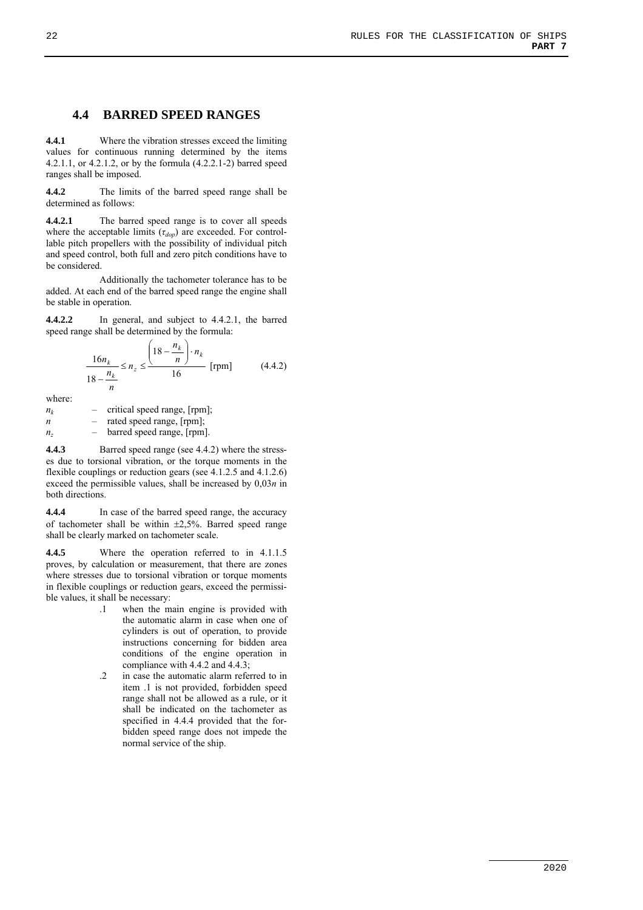## 4.4 BARRED SPEED RANGES

**4.4.1** Where the vibration stresses exceed the limiting values for continuous running determined by the items 4.2.1.1, or 4.2.1.2, or by the formula (4.2.2.1-2) barred speed ranges shall be imposed.

**4.4.2** The limits of the barred speed range shall be determined as follows:

**4.4.2.1** The barred speed range is to cover all speeds where the acceptable limits ($\tau_{dop}$) are exceeded. For controllable pitch propellers with the possibility of individual pitch and speed control, both full and zero pitch conditions have to be considered.

Additionally the tachometer tolerance has to be added. At each end of the barred speed range the engine shall be stable in operation.

**4.4.2.2** In general, and subject to 4.4.2.1, the barred speed range shall be determined by the formula:

$$\frac{16n_k}{18-\dfrac{n_k}{n}} \leq n_z \leq \frac{\left(18-\dfrac{n_k}{n}\right)\cdot n_k}{16} \text{ [rpm]} \qquad (4.4.2)$$

where:

$n_k$ – critical speed range, [rpm];
$n$ – rated speed range, [rpm];
$n_z$ – barred speed range, [rpm].

**4.4.3** Barred speed range (see 4.4.2) where the stresses due to torsional vibration, or the torque moments in the flexible couplings or reduction gears (see 4.1.2.5 and 4.1.2.6) exceed the permissible values, shall be increased by $0{,}03n$ in both directions.

**4.4.4** In case of the barred speed range, the accuracy of tachometer shall be within ±2,5%. Barred speed range shall be clearly marked on tachometer scale.

**4.4.5** Where the operation referred to in 4.1.1.5 proves, by calculation or measurement, that there are zones where stresses due to torsional vibration or torque moments in flexible couplings or reduction gears, exceed the permissible values, it shall be necessary:

.1 when the main engine is provided with the automatic alarm in case when one of cylinders is out of operation, to provide instructions concerning for bidden area conditions of the engine operation in compliance with 4.4.2 and 4.4.3;

.2 in case the automatic alarm referred to in item .1 is not provided, forbidden speed range shall not be allowed as a rule, or it shall be indicated on the tachometer as specified in 4.4.4 provided that the forbidden speed range does not impede the normal service of the ship.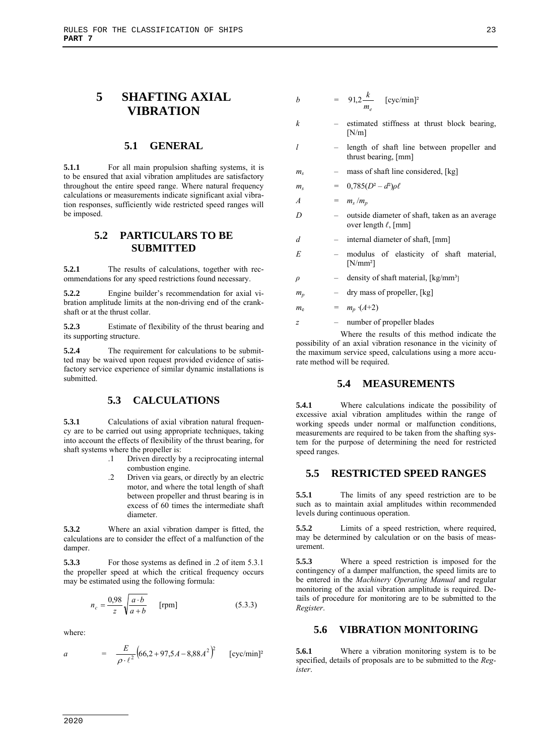# 5 SHAFTING AXIAL VIBRATION

## 5.1 GENERAL

**5.1.1** For all main propulsion shafting systems, it is to be ensured that axial vibration amplitudes are satisfactory throughout the entire speed range. Where natural frequency calculations or measurements indicate significant axial vibration responses, sufficiently wide restricted speed ranges will be imposed.

## 5.2 PARTICULARS TO BE SUBMITTED

**5.2.1** The results of calculations, together with recommendations for any speed restrictions found necessary.

**5.2.2** Engine builder's recommendation for axial vibration amplitude limits at the non-driving end of the crankshaft or at the thrust collar.

**5.2.3** Estimate of flexibility of the thrust bearing and its supporting structure.

**5.2.4** The requirement for calculations to be submitted may be waived upon request provided evidence of satisfactory service experience of similar dynamic installations is submitted.

## 5.3 CALCULATIONS

**5.3.1** Calculations of axial vibration natural frequency are to be carried out using appropriate techniques, taking into account the effects of flexibility of the thrust bearing, for shaft systems where the propeller is:

.1 Driven directly by a reciprocating internal combustion engine.

.2 Driven via gears, or directly by an electric motor, and where the total length of shaft between propeller and thrust bearing is in excess of 60 times the intermediate shaft diameter.

**5.3.2** Where an axial vibration damper is fitted, the calculations are to consider the effect of a malfunction of the damper.

**5.3.3** For those systems as defined in .2 of item 5.3.1 the propeller speed at which the critical frequency occurs may be estimated using the following formula:

$$n_c = \frac{0{,}98}{z}\sqrt{\frac{a \cdot b}{a+b}} \quad \text{[rpm]} \qquad (5.3.3)$$

where:

$a = \dfrac{E}{\rho \cdot \ell^2}\left(66{,}2 + 97{,}5A - 8{,}88A^2\right)^2$ [cyc/min]²

$b = 91{,}2\dfrac{k}{m_e}$ [cyc/min]²

$k$ – estimated stiffness at thrust block bearing, [N/m]

$l$ – length of shaft line between propeller and thrust bearing, [mm]

$m_s$ – mass of shaft line considered, [kg]

$m_s = 0{,}785(D^2 - d^2)\rho\ell$

$A = m_s / m_p$

$D$ – outside diameter of shaft, taken as an average over length $\ell$, [mm]

$d$ – internal diameter of shaft, [mm]

$E$ – modulus of elasticity of shaft material, [N/mm²]

$\rho$ – density of shaft material, [kg/mm³]

$m_p$ – dry mass of propeller, [kg]

$m_e = m_p \cdot (A+2)$

$z$ – number of propeller blades

Where the results of this method indicate the possibility of an axial vibration resonance in the vicinity of the maximum service speed, calculations using a more accurate method will be required.

## 5.4 MEASUREMENTS

**5.4.1** Where calculations indicate the possibility of excessive axial vibration amplitudes within the range of working speeds under normal or malfunction conditions, measurements are required to be taken from the shafting system for the purpose of determining the need for restricted speed ranges.

## 5.5 RESTRICTED SPEED RANGES

**5.5.1** The limits of any speed restriction are to be such as to maintain axial amplitudes within recommended levels during continuous operation.

**5.5.2** Limits of a speed restriction, where required, may be determined by calculation or on the basis of measurement.

**5.5.3** Where a speed restriction is imposed for the contingency of a damper malfunction, the speed limits are to be entered in the *Machinery Operating Manual* and regular monitoring of the axial vibration amplitude is required. Details of procedure for monitoring are to be submitted to the *Register*.

## 5.6 VIBRATION MONITORING

**5.6.1** Where a vibration monitoring system is to be specified, details of proposals are to be submitted to the *Register*.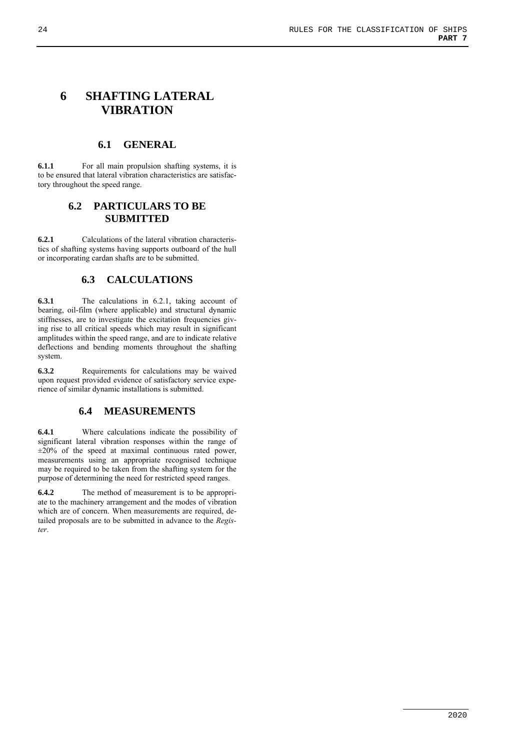# 6 SHAFTING LATERAL VIBRATION

## 6.1 GENERAL

**6.1.1** For all main propulsion shafting systems, it is to be ensured that lateral vibration characteristics are satisfactory throughout the speed range.

## 6.2 PARTICULARS TO BE SUBMITTED

**6.2.1** Calculations of the lateral vibration characteristics of shafting systems having supports outboard of the hull or incorporating cardan shafts are to be submitted.

## 6.3 CALCULATIONS

**6.3.1** The calculations in 6.2.1, taking account of bearing, oil-film (where applicable) and structural dynamic stiffnesses, are to investigate the excitation frequencies giving rise to all critical speeds which may result in significant amplitudes within the speed range, and are to indicate relative deflections and bending moments throughout the shafting system.

**6.3.2** Requirements for calculations may be waived upon request provided evidence of satisfactory service experience of similar dynamic installations is submitted.

## 6.4 MEASUREMENTS

**6.4.1** Where calculations indicate the possibility of significant lateral vibration responses within the range of ±20% of the speed at maximal continuous rated power, measurements using an appropriate recognised technique may be required to be taken from the shafting system for the purpose of determining the need for restricted speed ranges.

**6.4.2** The method of measurement is to be appropriate to the machinery arrangement and the modes of vibration which are of concern. When measurements are required, detailed proposals are to be submitted in advance to the *Register*.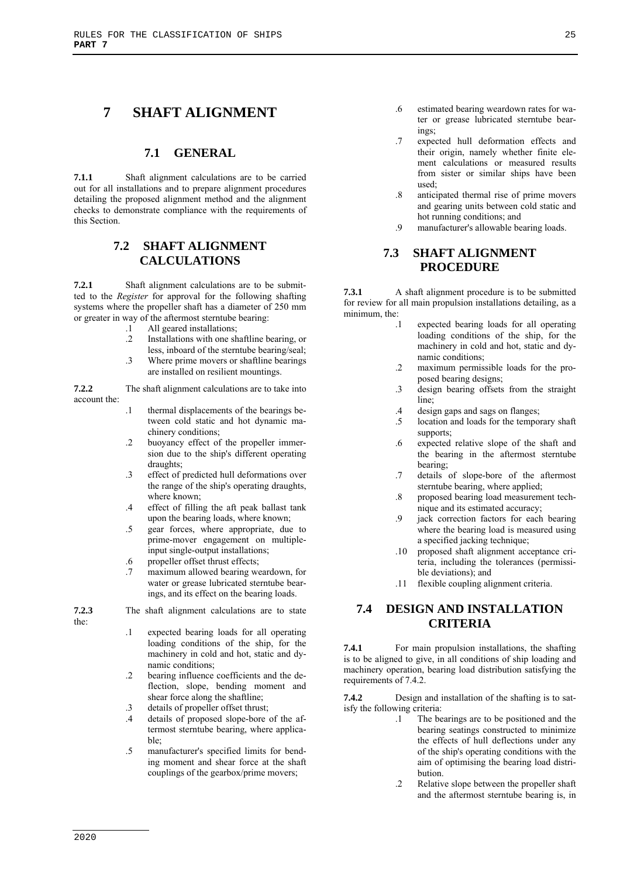# 7 SHAFT ALIGNMENT

## 7.1 GENERAL

**7.1.1** Shaft alignment calculations are to be carried out for all installations and to prepare alignment procedures detailing the proposed alignment method and the alignment checks to demonstrate compliance with the requirements of this Section.

## 7.2 SHAFT ALIGNMENT CALCULATIONS

**7.2.1** Shaft alignment calculations are to be submitted to the *Register* for approval for the following shafting systems where the propeller shaft has a diameter of 250 mm or greater in way of the aftermost sterntube bearing:

- .1 All geared installations;
- .2 Installations with one shaftline bearing, or less, inboard of the sterntube bearing/seal;
- .3 Where prime movers or shaftline bearings are installed on resilient mountings.

**7.2.2** The shaft alignment calculations are to take into account the:

- .1 thermal displacements of the bearings between cold static and hot dynamic machinery conditions;
- .2 buoyancy effect of the propeller immersion due to the ship's different operating draughts;
- .3 effect of predicted hull deformations over the range of the ship's operating draughts, where known;
- .4 effect of filling the aft peak ballast tank upon the bearing loads, where known;
- .5 gear forces, where appropriate, due to prime-mover engagement on multiple-input single-output installations;
- .6 propeller offset thrust effects;
- .7 maximum allowed bearing weardown, for water or grease lubricated sterntube bearings, and its effect on the bearing loads.

**7.2.3** The shaft alignment calculations are to state the:

- .1 expected bearing loads for all operating loading conditions of the ship, for the machinery in cold and hot, static and dynamic conditions;
- .2 bearing influence coefficients and the deflection, slope, bending moment and shear force along the shaftline;
- .3 details of propeller offset thrust;
- .4 details of proposed slope-bore of the aftermost sterntube bearing, where applicable;
- .5 manufacturer's specified limits for bending moment and shear force at the shaft couplings of the gearbox/prime movers;
- .6 estimated bearing weardown rates for water or grease lubricated sterntube bearings;
- .7 expected hull deformation effects and their origin, namely whether finite element calculations or measured results from sister or similar ships have been used;
- .8 anticipated thermal rise of prime movers and gearing units between cold static and hot running conditions; and
- .9 manufacturer's allowable bearing loads.

## 7.3 SHAFT ALIGNMENT PROCEDURE

**7.3.1** A shaft alignment procedure is to be submitted for review for all main propulsion installations detailing, as a minimum, the:

- .1 expected bearing loads for all operating loading conditions of the ship, for the machinery in cold and hot, static and dynamic conditions;
- .2 maximum permissible loads for the proposed bearing designs;
- .3 design bearing offsets from the straight line;
- .4 design gaps and sags on flanges;
- .5 location and loads for the temporary shaft supports;
- .6 expected relative slope of the shaft and the bearing in the aftermost sterntube bearing;
- .7 details of slope-bore of the aftermost sterntube bearing, where applied;
- .8 proposed bearing load measurement technique and its estimated accuracy;
- .9 jack correction factors for each bearing where the bearing load is measured using a specified jacking technique;
- .10 proposed shaft alignment acceptance criteria, including the tolerances (permissible deviations); and
- .11 flexible coupling alignment criteria.

## 7.4 DESIGN AND INSTALLATION CRITERIA

**7.4.1** For main propulsion installations, the shafting is to be aligned to give, in all conditions of ship loading and machinery operation, bearing load distribution satisfying the requirements of 7.4.2.

**7.4.2** Design and installation of the shafting is to satisfy the following criteria:

- .1 The bearings are to be positioned and the bearing seatings constructed to minimize the effects of hull deflections under any of the ship's operating conditions with the aim of optimising the bearing load distribution.
- .2 Relative slope between the propeller shaft and the aftermost sterntube bearing is, in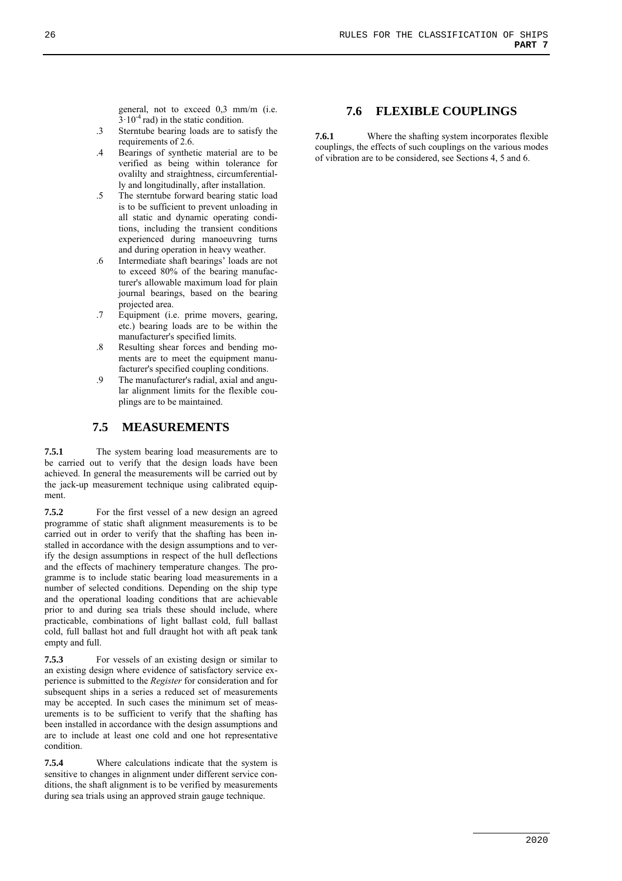general, not to exceed 0,3 mm/m (i.e. $3 \cdot 10^{-4}$ rad) in the static condition.

.3 Sterntube bearing loads are to satisfy the requirements of 2.6.

.4 Bearings of synthetic material are to be verified as being within tolerance for ovalilty and straightness, circumferentially and longitudinally, after installation.

.5 The sterntube forward bearing static load is to be sufficient to prevent unloading in all static and dynamic operating conditions, including the transient conditions experienced during manoeuvring turns and during operation in heavy weather.

.6 Intermediate shaft bearings' loads are not to exceed 80% of the bearing manufacturer's allowable maximum load for plain journal bearings, based on the bearing projected area.

.7 Equipment (i.e. prime movers, gearing, etc.) bearing loads are to be within the manufacturer's specified limits.

.8 Resulting shear forces and bending moments are to meet the equipment manufacturer's specified coupling conditions.

.9 The manufacturer's radial, axial and angular alignment limits for the flexible couplings are to be maintained.

## 7.5 MEASUREMENTS

**7.5.1** The system bearing load measurements are to be carried out to verify that the design loads have been achieved. In general the measurements will be carried out by the jack-up measurement technique using calibrated equipment.

**7.5.2** For the first vessel of a new design an agreed programme of static shaft alignment measurements is to be carried out in order to verify that the shafting has been installed in accordance with the design assumptions and to verify the design assumptions in respect of the hull deflections and the effects of machinery temperature changes. The programme is to include static bearing load measurements in a number of selected conditions. Depending on the ship type and the operational loading conditions that are achievable prior to and during sea trials these should include, where practicable, combinations of light ballast cold, full ballast cold, full ballast hot and full draught hot with aft peak tank empty and full.

**7.5.3** For vessels of an existing design or similar to an existing design where evidence of satisfactory service experience is submitted to the *Register* for consideration and for subsequent ships in a series a reduced set of measurements may be accepted. In such cases the minimum set of measurements is to be sufficient to verify that the shafting has been installed in accordance with the design assumptions and are to include at least one cold and one hot representative condition.

**7.5.4** Where calculations indicate that the system is sensitive to changes in alignment under different service conditions, the shaft alignment is to be verified by measurements during sea trials using an approved strain gauge technique.

## 7.6 FLEXIBLE COUPLINGS

**7.6.1** Where the shafting system incorporates flexible couplings, the effects of such couplings on the various modes of vibration are to be considered, see Sections 4, 5 and 6.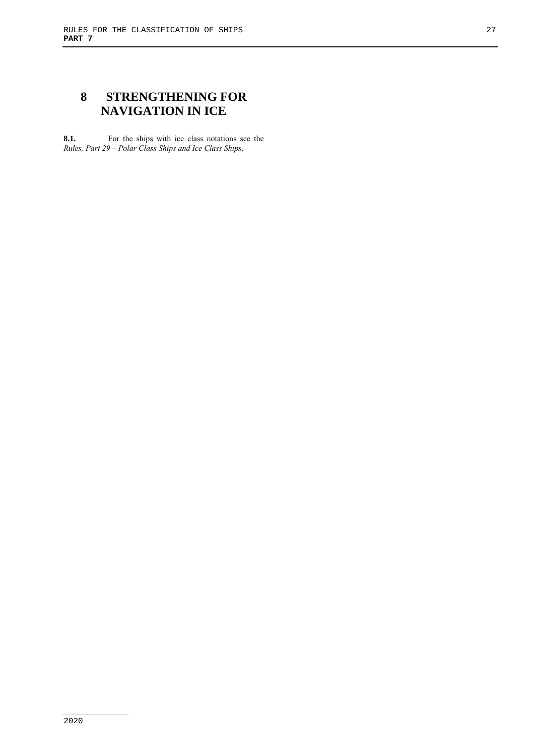# 8 STRENGTHENING FOR NAVIGATION IN ICE

**8.1.** For the ships with ice class notations see the *Rules, Part 29 – Polar Class Ships and Ice Class Ships*.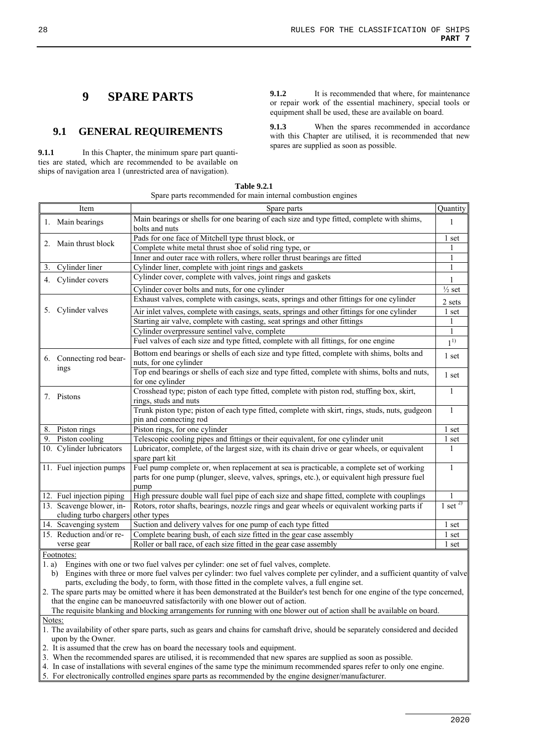# 9 SPARE PARTS

## 9.1 GENERAL REQUIREMENTS

**9.1.1** In this Chapter, the minimum spare part quantities are stated, which are recommended to be available on ships of navigation area 1 (unrestricted area of navigation).

**9.1.2** It is recommended that where, for maintenance or repair work of the essential machinery, special tools or equipment shall be used, these are available on board.

**9.1.3** When the spares recommended in accordance with this Chapter are utilised, it is recommended that new spares are supplied as soon as possible.

**Table 9.2.1**
Spare parts recommended for main internal combustion engines

| Item | Spare parts | Quantity |
|---|---|---|
| 1. Main bearings | Main bearings or shells for one bearing of each size and type fitted, complete with shims, bolts and nuts | 1 |
| 2. Main thrust block | Pads for one face of Mitchell type thrust block, or | 1 set |
| | Complete white metal thrust shoe of solid ring type, or | 1 |
| | Inner and outer race with rollers, where roller thrust bearings are fitted | 1 |
| 3. Cylinder liner | Cylinder liner, complete with joint rings and gaskets | 1 |
| 4. Cylinder covers | Cylinder cover, complete with valves, joint rings and gaskets | 1 |
| | Cylinder cover bolts and nuts, for one cylinder | ½ set |
| 5. Cylinder valves | Exhaust valves, complete with casings, seats, springs and other fittings for one cylinder | 2 sets |
| | Air inlet valves, complete with casings, seats, springs and other fittings for one cylinder | 1 set |
| | Starting air valve, complete with casting, seat springs and other fittings | 1 |
| | Cylinder overpressure sentinel valve, complete | 1 |
| | Fuel valves of each size and type fitted, complete with all fittings, for one engine | 1 [1)] |
| 6. Connecting rod bearings | Bottom end bearings or shells of each size and type fitted, complete with shims, bolts and nuts, for one cylinder | 1 set |
| | Top end bearings or shells of each size and type fitted, complete with shims, bolts and nuts, for one cylinder | 1 set |
| 7. Pistons | Crosshead type; piston of each type fitted, complete with piston rod, stuffing box, skirt, rings, studs and nuts | 1 |
| | Trunk piston type; piston of each type fitted, complete with skirt, rings, studs, nuts, gudgeon pin and connecting rod | 1 |
| 8. Piston rings | Piston rings, for one cylinder | 1 set |
| 9. Piston cooling | Telescopic cooling pipes and fittings or their equivalent, for one cylinder unit | 1 set |
| 10. Cylinder lubricators | Lubricator, complete, of the largest size, with its chain drive or gear wheels, or equivalent spare part kit | 1 |
| 11. Fuel injection pumps | Fuel pump complete or, when replacement at sea is practicable, a complete set of working parts for one pump (plunger, sleeve, valves, springs, etc.), or equivalent high pressure fuel pump | 1 |
| 12. Fuel injection piping | High pressure double wall fuel pipe of each size and shape fitted, complete with couplings | 1 |
| 13. Scavenge blower, including turbo chargers | Rotors, rotor shafts, bearings, nozzle rings and gear wheels or equivalent working parts if other types | 1 set [2)] |
| 14. Scavenging system | Suction and delivery valves for one pump of each type fitted | 1 set |
| 15. Reduction and/or reverse gear | Complete bearing bush, of each size fitted in the gear case assembly | 1 set |
| | Roller or ball race, of each size fitted in the gear case assembly | 1 set |

Footnotes:

1. a) Engines with one or two fuel valves per cylinder: one set of fuel valves, complete.
   b) Engines with three or more fuel valves per cylinder: two fuel valves complete per cylinder, and a sufficient quantity of valve parts, excluding the body, to form, with those fitted in the complete valves, a full engine set.
2. The spare parts may be omitted where it has been demonstrated at the Builder's test bench for one engine of the type concerned, that the engine can be manoeuvred satisfactorily with one blower out of action.
   The requisite blanking and blocking arrangements for running with one blower out of action shall be available on board.

Notes:

1. The availability of other spare parts, such as gears and chains for camshaft drive, should be separately considered and decided upon by the Owner.
2. It is assumed that the crew has on board the necessary tools and equipment.
3. When the recommended spares are utilised, it is recommended that new spares are supplied as soon as possible.
4. In case of installations with several engines of the same type the minimum recommended spares refer to only one engine.
5. For electronically controlled engines spare parts as recommended by the engine designer/manufacturer.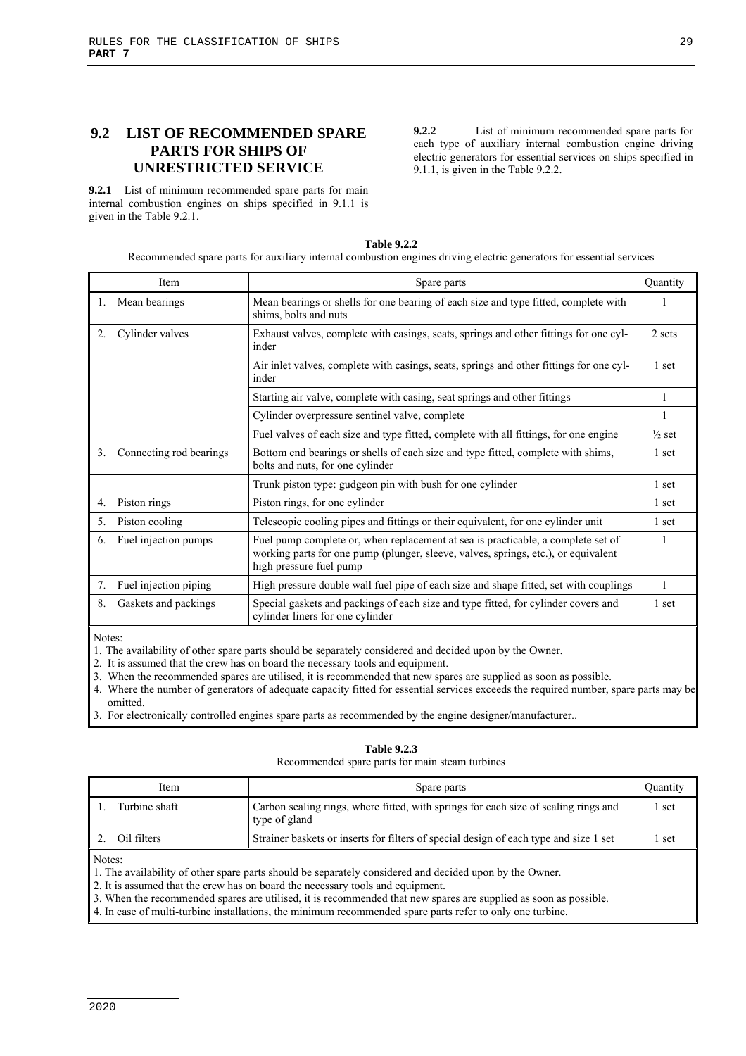## 9.2 LIST OF RECOMMENDED SPARE PARTS FOR SHIPS OF UNRESTRICTED SERVICE

**9.2.1** List of minimum recommended spare parts for main internal combustion engines on ships specified in 9.1.1 is given in the Table 9.2.1.

**9.2.2** List of minimum recommended spare parts for each type of auxiliary internal combustion engine driving electric generators for essential services on ships specified in 9.1.1, is given in the Table 9.2.2.

**Table 9.2.2**

Recommended spare parts for auxiliary internal combustion engines driving electric generators for essential services

| Item | Spare parts | Quantity |
|---|---|---|
| 1. Mean bearings | Mean bearings or shells for one bearing of each size and type fitted, complete with shims, bolts and nuts | 1 |
| 2. Cylinder valves | Exhaust valves, complete with casings, seats, springs and other fittings for one cylinder | 2 sets |
| | Air inlet valves, complete with casings, seats, springs and other fittings for one cylinder | 1 set |
| | Starting air valve, complete with casing, seat springs and other fittings | 1 |
| | Cylinder overpressure sentinel valve, complete | 1 |
| | Fuel valves of each size and type fitted, complete with all fittings, for one engine | ½ set |
| 3. Connecting rod bearings | Bottom end bearings or shells of each size and type fitted, complete with shims, bolts and nuts, for one cylinder | 1 set |
| | Trunk piston type: gudgeon pin with bush for one cylinder | 1 set |
| 4. Piston rings | Piston rings, for one cylinder | 1 set |
| 5. Piston cooling | Telescopic cooling pipes and fittings or their equivalent, for one cylinder unit | 1 set |
| 6. Fuel injection pumps | Fuel pump complete or, when replacement at sea is practicable, a complete set of working parts for one pump (plunger, sleeve, valves, springs, etc.), or equivalent high pressure fuel pump | 1 |
| 7. Fuel injection piping | High pressure double wall fuel pipe of each size and shape fitted, set with couplings | 1 |
| 8. Gaskets and packings | Special gaskets and packings of each size and type fitted, for cylinder covers and cylinder liners for one cylinder | 1 set |

Notes:
1. The availability of other spare parts should be separately considered and decided upon by the Owner.
2. It is assumed that the crew has on board the necessary tools and equipment.
3. When the recommended spares are utilised, it is recommended that new spares are supplied as soon as possible.
4. Where the number of generators of adequate capacity fitted for essential services exceeds the required number, spare parts may be omitted.
3. For electronically controlled engines spare parts as recommended by the engine designer/manufacturer..

**Table 9.2.3**

Recommended spare parts for main steam turbines

| Item | Spare parts | Quantity |
|---|---|---|
| 1. Turbine shaft | Carbon sealing rings, where fitted, with springs for each size of sealing rings and type of gland | 1 set |
| 2. Oil filters | Strainer baskets or inserts for filters of special design of each type and size 1 set | 1 set |

Notes:
1. The availability of other spare parts should be separately considered and decided upon by the Owner.
2. It is assumed that the crew has on board the necessary tools and equipment.
3. When the recommended spares are utilised, it is recommended that new spares are supplied as soon as possible.
4. In case of multi-turbine installations, the minimum recommended spare parts refer to only one turbine.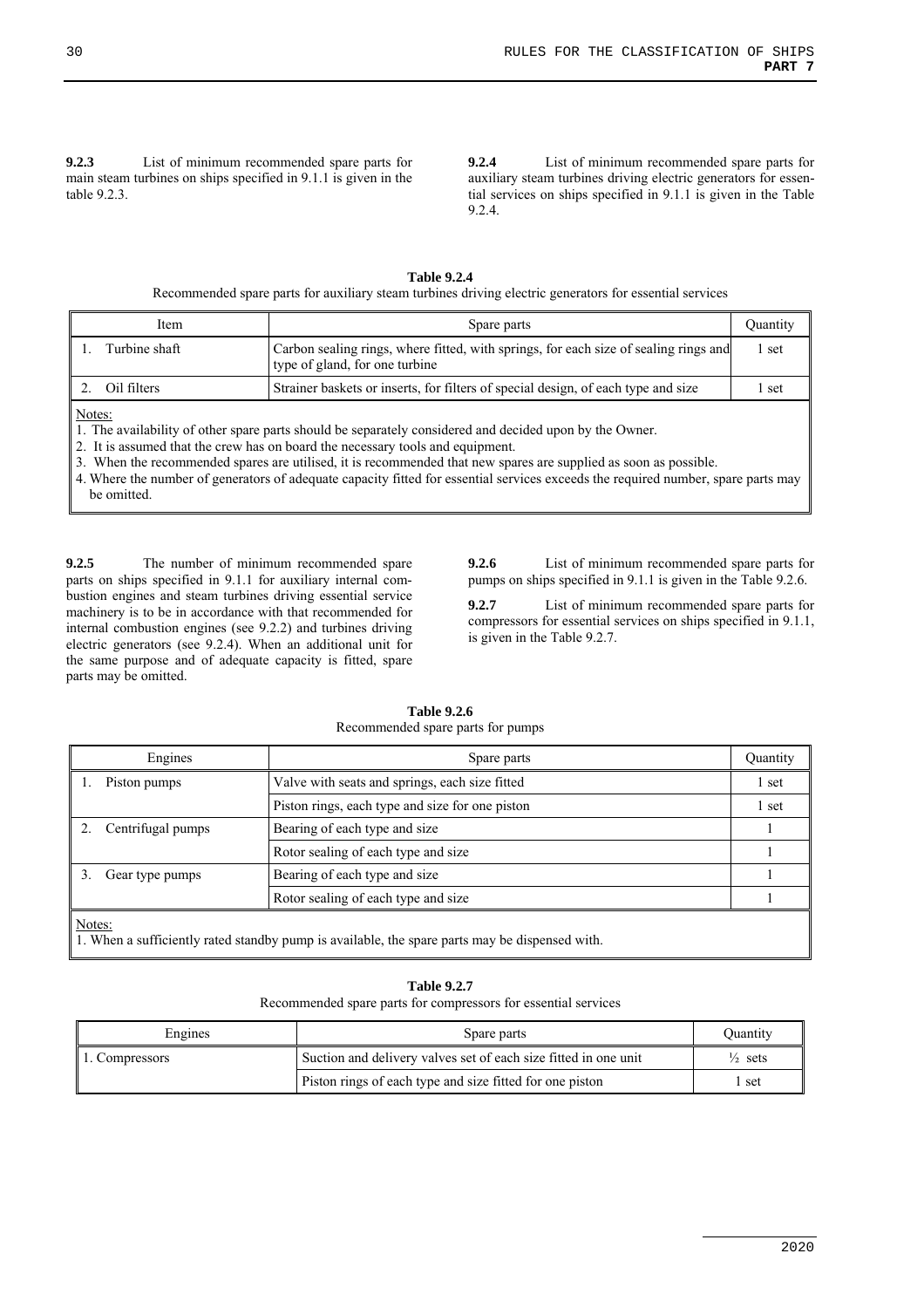**9.2.3** List of minimum recommended spare parts for main steam turbines on ships specified in 9.1.1 is given in the table 9.2.3.

**9.2.4** List of minimum recommended spare parts for auxiliary steam turbines driving electric generators for essential services on ships specified in 9.1.1 is given in the Table 9.2.4.

**Table 9.2.4**
Recommended spare parts for auxiliary steam turbines driving electric generators for essential services

| Item | Spare parts | Quantity |
|---|---|---|
| 1. Turbine shaft | Carbon sealing rings, where fitted, with springs, for each size of sealing rings and type of gland, for one turbine | 1 set |
| 2. Oil filters | Strainer baskets or inserts, for filters of special design, of each type and size | 1 set |

Notes:
1. The availability of other spare parts should be separately considered and decided upon by the Owner.
2. It is assumed that the crew has on board the necessary tools and equipment.
3. When the recommended spares are utilised, it is recommended that new spares are supplied as soon as possible.
4. Where the number of generators of adequate capacity fitted for essential services exceeds the required number, spare parts may be omitted.

**9.2.5** The number of minimum recommended spare parts on ships specified in 9.1.1 for auxiliary internal combustion engines and steam turbines driving essential service machinery is to be in accordance with that recommended for internal combustion engines (see 9.2.2) and turbines driving electric generators (see 9.2.4). When an additional unit for the same purpose and of adequate capacity is fitted, spare parts may be omitted.

**9.2.6** List of minimum recommended spare parts for pumps on ships specified in 9.1.1 is given in the Table 9.2.6.

**9.2.7** List of minimum recommended spare parts for compressors for essential services on ships specified in 9.1.1, is given in the Table 9.2.7.

**Table 9.2.6**
Recommended spare parts for pumps

| Engines | Spare parts | Quantity |
|---|---|---|
| 1. Piston pumps | Valve with seats and springs, each size fitted | 1 set |
| | Piston rings, each type and size for one piston | 1 set |
| 2. Centrifugal pumps | Bearing of each type and size | 1 |
| | Rotor sealing of each type and size | 1 |
| 3. Gear type pumps | Bearing of each type and size | 1 |
| | Rotor sealing of each type and size | 1 |

Notes:
1. When a sufficiently rated standby pump is available, the spare parts may be dispensed with.

**Table 9.2.7**
Recommended spare parts for compressors for essential services

| Engines | Spare parts | Quantity |
|---|---|---|
| 1. Compressors | Suction and delivery valves set of each size fitted in one unit | ½ sets |
| | Piston rings of each type and size fitted for one piston | 1 set |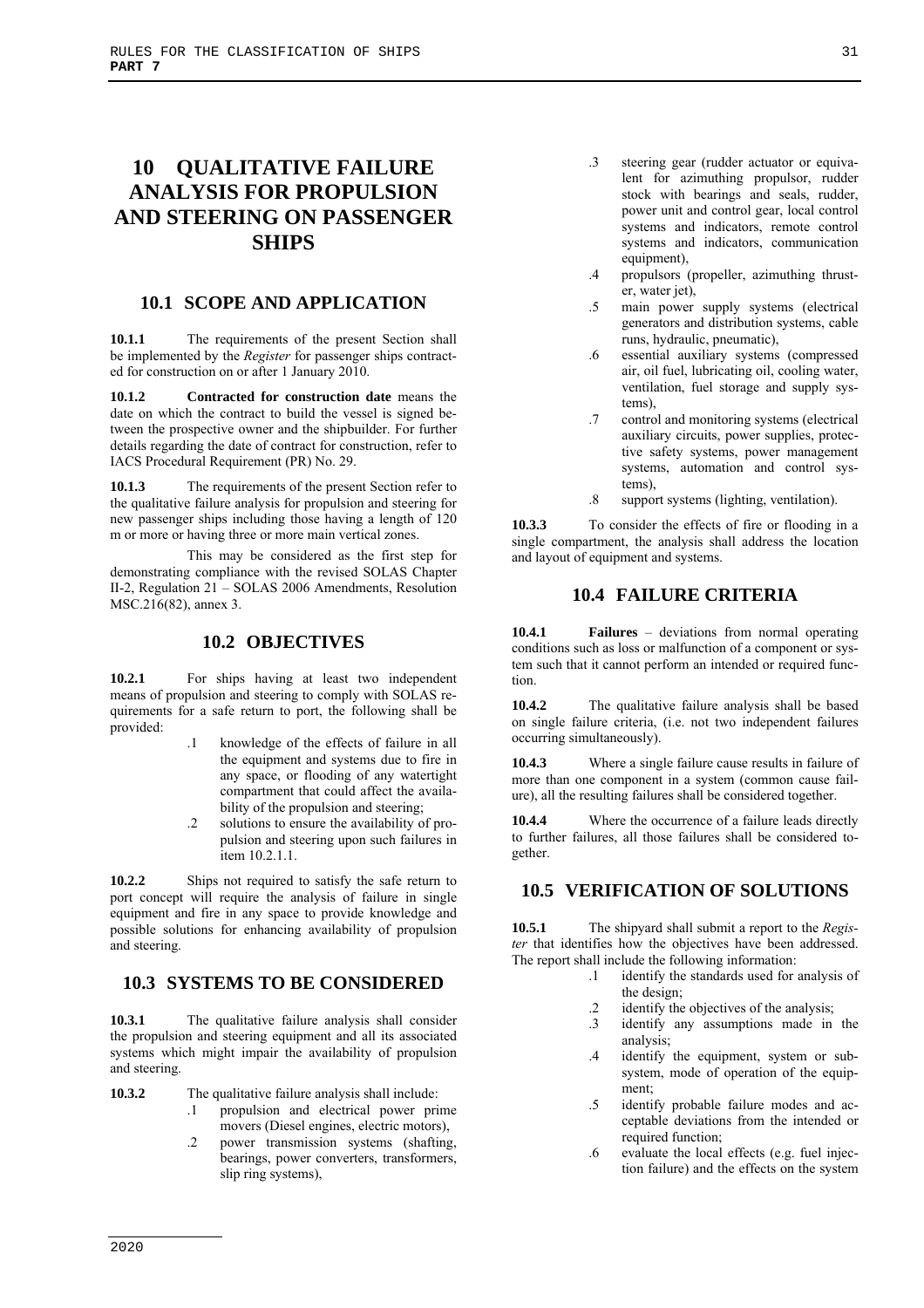# 10 QUALITATIVE FAILURE ANALYSIS FOR PROPULSION AND STEERING ON PASSENGER SHIPS

## 10.1 SCOPE AND APPLICATION

**10.1.1** The requirements of the present Section shall be implemented by the *Register* for passenger ships contracted for construction on or after 1 January 2010.

**10.1.2** **Contracted for construction date** means the date on which the contract to build the vessel is signed between the prospective owner and the shipbuilder. For further details regarding the date of contract for construction, refer to IACS Procedural Requirement (PR) No. 29.

**10.1.3** The requirements of the present Section refer to the qualitative failure analysis for propulsion and steering for new passenger ships including those having a length of 120 m or more or having three or more main vertical zones.

This may be considered as the first step for demonstrating compliance with the revised SOLAS Chapter II-2, Regulation 21 – SOLAS 2006 Amendments, Resolution MSC.216(82), annex 3.

## 10.2 OBJECTIVES

**10.2.1** For ships having at least two independent means of propulsion and steering to comply with SOLAS requirements for a safe return to port, the following shall be provided:

- .1 knowledge of the effects of failure in all the equipment and systems due to fire in any space, or flooding of any watertight compartment that could affect the availability of the propulsion and steering;
- .2 solutions to ensure the availability of propulsion and steering upon such failures in item 10.2.1.1.

**10.2.2** Ships not required to satisfy the safe return to port concept will require the analysis of failure in single equipment and fire in any space to provide knowledge and possible solutions for enhancing availability of propulsion and steering.

## 10.3 SYSTEMS TO BE CONSIDERED

**10.3.1** The qualitative failure analysis shall consider the propulsion and steering equipment and all its associated systems which might impair the availability of propulsion and steering.

**10.3.2** The qualitative failure analysis shall include:

- .1 propulsion and electrical power prime movers (Diesel engines, electric motors),
- .2 power transmission systems (shafting, bearings, power converters, transformers, slip ring systems),
- .3 steering gear (rudder actuator or equivalent for azimuthing propulsor, rudder stock with bearings and seals, rudder, power unit and control gear, local control systems and indicators, remote control systems and indicators, communication equipment),
- .4 propulsors (propeller, azimuthing thruster, water jet),
- .5 main power supply systems (electrical generators and distribution systems, cable runs, hydraulic, pneumatic),
- .6 essential auxiliary systems (compressed air, oil fuel, lubricating oil, cooling water, ventilation, fuel storage and supply systems),
- .7 control and monitoring systems (electrical auxiliary circuits, power supplies, protective safety systems, power management systems, automation and control systems),
- .8 support systems (lighting, ventilation).

**10.3.3** To consider the effects of fire or flooding in a single compartment, the analysis shall address the location and layout of equipment and systems.

## 10.4 FAILURE CRITERIA

**10.4.1** **Failures** – deviations from normal operating conditions such as loss or malfunction of a component or system such that it cannot perform an intended or required function.

**10.4.2** The qualitative failure analysis shall be based on single failure criteria, (i.e. not two independent failures occurring simultaneously).

**10.4.3** Where a single failure cause results in failure of more than one component in a system (common cause failure), all the resulting failures shall be considered together.

**10.4.4** Where the occurrence of a failure leads directly to further failures, all those failures shall be considered together.

## 10.5 VERIFICATION OF SOLUTIONS

**10.5.1** The shipyard shall submit a report to the *Register* that identifies how the objectives have been addressed. The report shall include the following information:

- .1 identify the standards used for analysis of the design;
- .2 identify the objectives of the analysis;
- .3 identify any assumptions made in the analysis;
- .4 identify the equipment, system or subsystem, mode of operation of the equipment;
- .5 identify probable failure modes and acceptable deviations from the intended or required function;
- .6 evaluate the local effects (e.g. fuel injection failure) and the effects on the system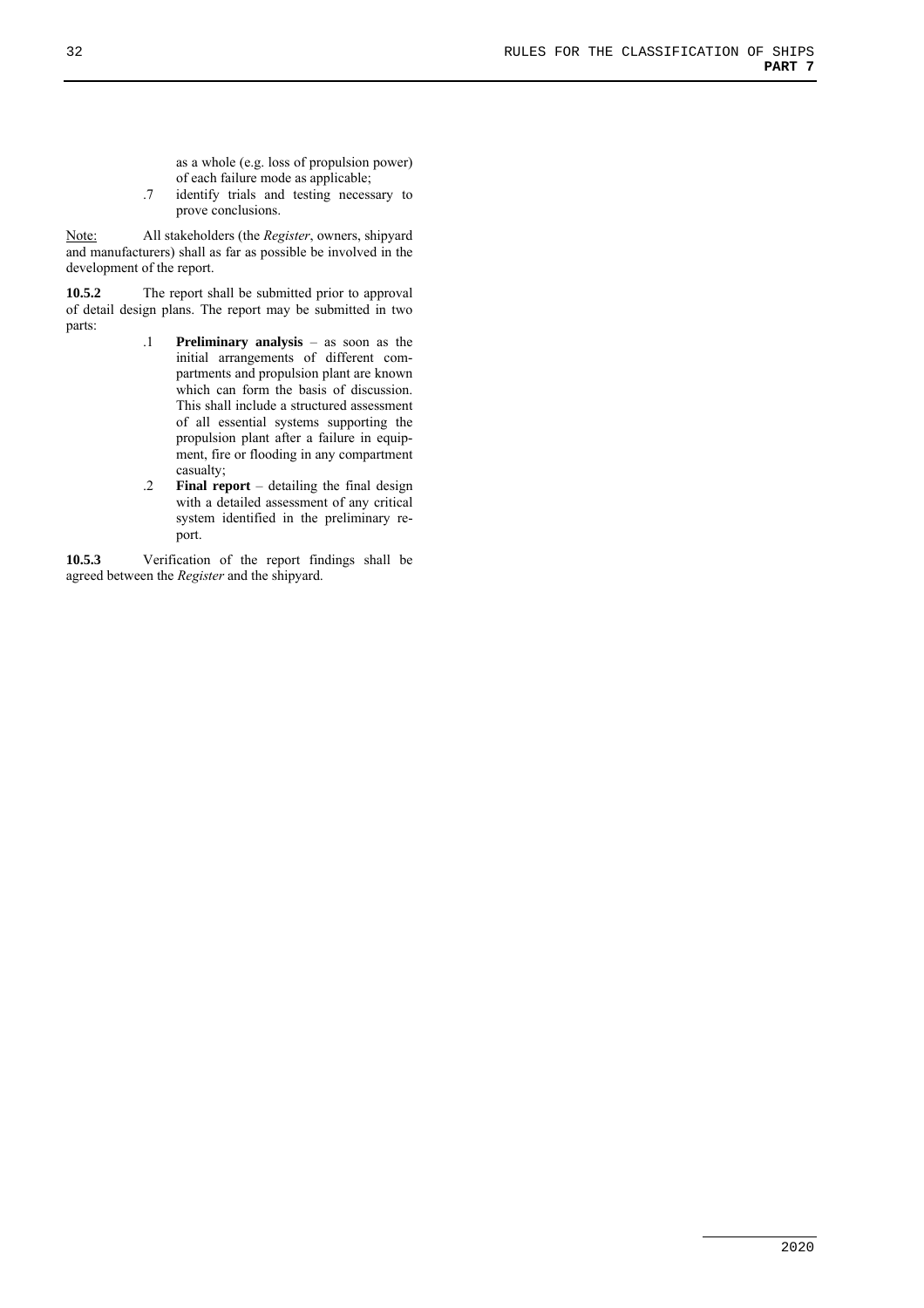as a whole (e.g. loss of propulsion power) of each failure mode as applicable;

.7 identify trials and testing necessary to prove conclusions.

Note: All stakeholders (the *Register*, owners, shipyard and manufacturers) shall as far as possible be involved in the development of the report.

**10.5.2** The report shall be submitted prior to approval of detail design plans. The report may be submitted in two parts:

.1 **Preliminary analysis** – as soon as the initial arrangements of different compartments and propulsion plant are known which can form the basis of discussion. This shall include a structured assessment of all essential systems supporting the propulsion plant after a failure in equipment, fire or flooding in any compartment casualty;

.2 **Final report** – detailing the final design with a detailed assessment of any critical system identified in the preliminary report.

**10.5.3** Verification of the report findings shall be agreed between the *Register* and the shipyard.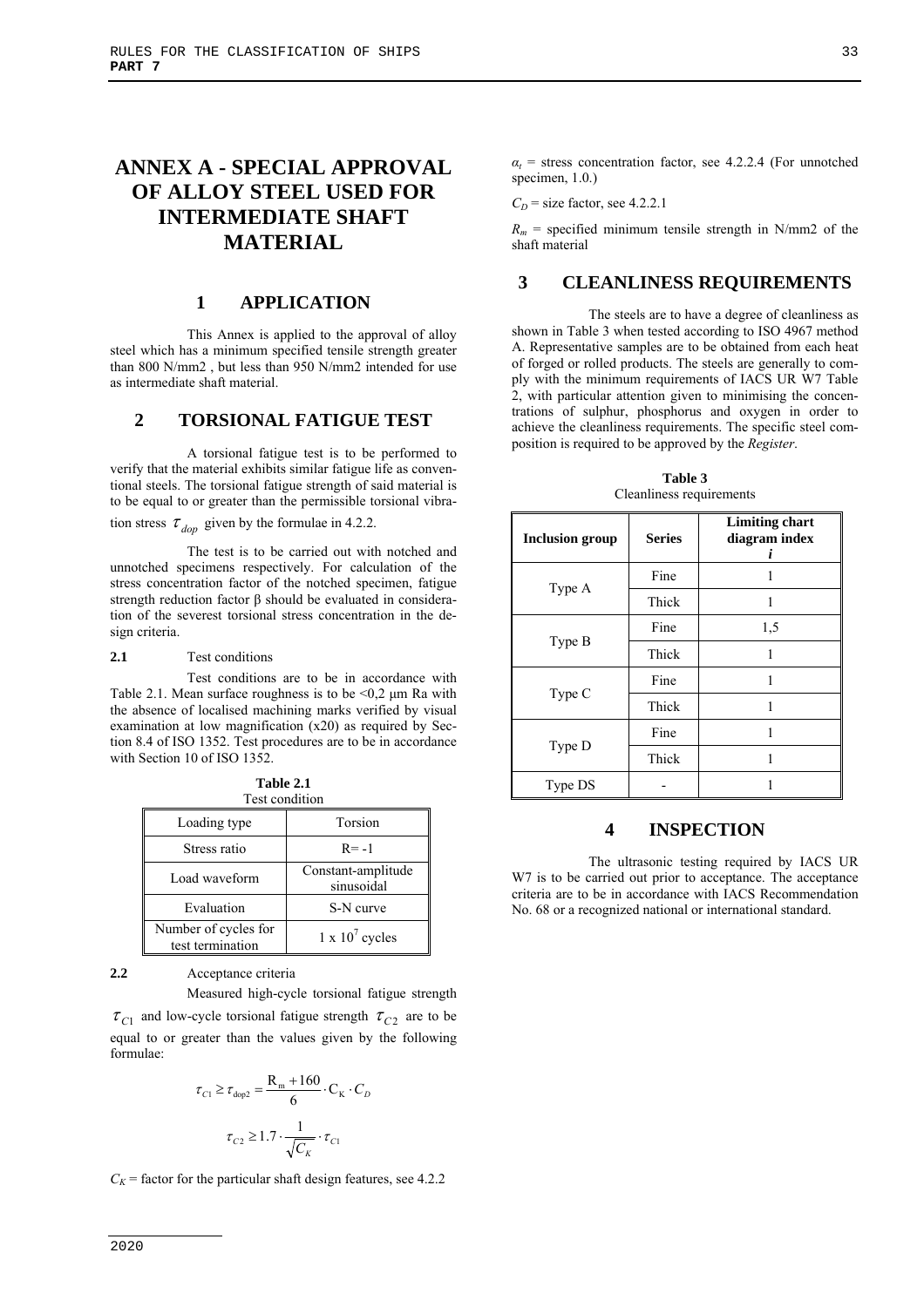# ANNEX A - SPECIAL APPROVAL OF ALLOY STEEL USED FOR INTERMEDIATE SHAFT MATERIAL

## 1 APPLICATION

This Annex is applied to the approval of alloy steel which has a minimum specified tensile strength greater than 800 N/mm2 , but less than 950 N/mm2 intended for use as intermediate shaft material.

## 2 TORSIONAL FATIGUE TEST

A torsional fatigue test is to be performed to verify that the material exhibits similar fatigue life as conventional steels. The torsional fatigue strength of said material is to be equal to or greater than the permissible torsional vibration stress $\tau_{dop}$ given by the formulae in 4.2.2.

The test is to be carried out with notched and unnotched specimens respectively. For calculation of the stress concentration factor of the notched specimen, fatigue strength reduction factor β should be evaluated in consideration of the severest torsional stress concentration in the design criteria.

**2.1** Test conditions

Test conditions are to be in accordance with Table 2.1. Mean surface roughness is to be <0,2 µm Ra with the absence of localised machining marks verified by visual examination at low magnification (x20) as required by Section 8.4 of ISO 1352. Test procedures are to be in accordance with Section 10 of ISO 1352.

**Table 2.1**
Test condition

| | |
|---|---|
| Loading type | Torsion |
| Stress ratio | R= -1 |
| Load waveform | Constant-amplitude sinusoidal |
| Evaluation | S-N curve |
| Number of cycles for test termination | 1 x $10^7$ cycles |

**2.2** Acceptance criteria

Measured high-cycle torsional fatigue strength $\tau_{C1}$ and low-cycle torsional fatigue strength $\tau_{C2}$ are to be equal to or greater than the values given by the following formulae:

$$\tau_{C1} \geq \tau_{dop2} = \frac{R_m + 160}{6} \cdot C_K \cdot C_D$$

$$\tau_{C2} \geq 1.7 \cdot \frac{1}{\sqrt{C_K}} \cdot \tau_{C1}$$

$C_K$ = factor for the particular shaft design features, see 4.2.2

$\alpha_t$ = stress concentration factor, see 4.2.2.4 (For unnotched specimen, 1.0.)

$C_D$ = size factor, see 4.2.2.1

$R_m$ = specified minimum tensile strength in N/mm2 of the shaft material

## 3 CLEANLINESS REQUIREMENTS

The steels are to have a degree of cleanliness as shown in Table 3 when tested according to ISO 4967 method A. Representative samples are to be obtained from each heat of forged or rolled products. The steels are generally to comply with the minimum requirements of IACS UR W7 Table 2, with particular attention given to minimising the concentrations of sulphur, phosphorus and oxygen in order to achieve the cleanliness requirements. The specific steel composition is required to be approved by the *Register*.

**Table 3**
Cleanliness requirements

| Inclusion group | Series | Limiting chart diagram index *i* |
|---|---|---|
| Type A | Fine | 1 |
| | Thick | 1 |
| Type B | Fine | 1,5 |
| | Thick | 1 |
| Type C | Fine | 1 |
| | Thick | 1 |
| Type D | Fine | 1 |
| | Thick | 1 |
| Type DS | - | 1 |

## 4 INSPECTION

The ultrasonic testing required by IACS UR W7 is to be carried out prior to acceptance. The acceptance criteria are to be in accordance with IACS Recommendation No. 68 or a recognized national or international standard.